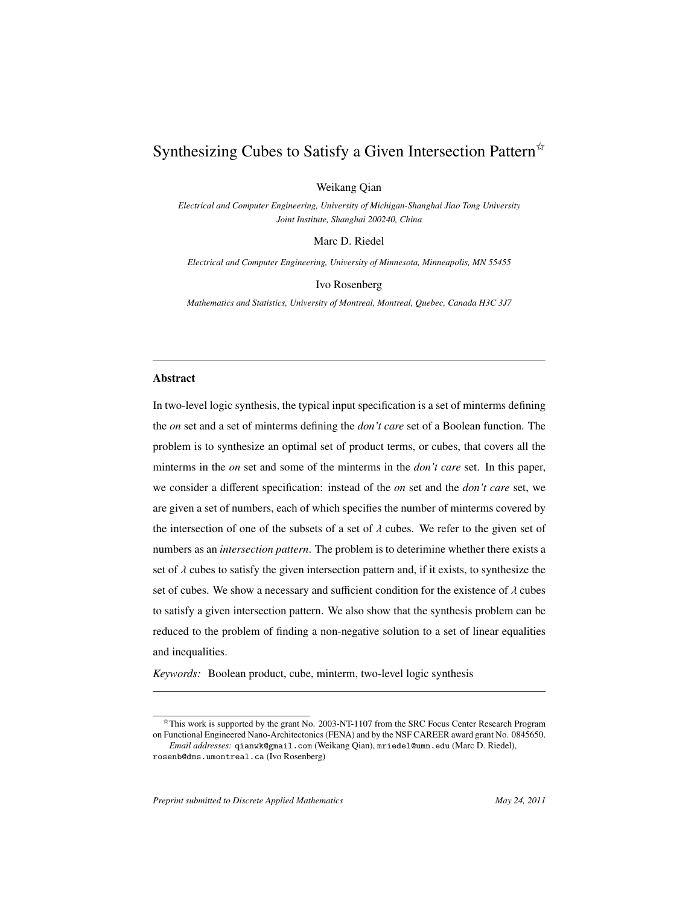# Synthesizing Cubes to Satisfy a Given Intersection Pattern[☆]

Weikang Qian

*Electrical and Computer Engineering, University of Michigan-Shanghai Jiao Tong University Joint Institute, Shanghai 200240, China*

Marc D. Riedel

*Electrical and Computer Engineering, University of Minnesota, Minneapolis, MN 55455*

Ivo Rosenberg

*Mathematics and Statistics, University of Montreal, Montreal, Quebec, Canada H3C 3J7*

---

## Abstract

In two-level logic synthesis, the typical input specification is a set of minterms defining the *on* set and a set of minterms defining the *don't care* set of a Boolean function. The problem is to synthesize an optimal set of product terms, or cubes, that covers all the minterms in the *on* set and some of the minterms in the *don't care* set. In this paper, we consider a different specification: instead of the *on* set and the *don't care* set, we are given a set of numbers, each of which specifies the number of minterms covered by the intersection of one of the subsets of a set of $\lambda$ cubes. We refer to the given set of numbers as an *intersection pattern*. The problem is to deterimine whether there exists a set of $\lambda$ cubes to satisfy the given intersection pattern and, if it exists, to synthesize the set of cubes. We show a necessary and sufficient condition for the existence of $\lambda$ cubes to satisfy a given intersection pattern. We also show that the synthesis problem can be reduced to the problem of finding a non-negative solution to a set of linear equalities and inequalities.

*Keywords:* Boolean product, cube, minterm, two-level logic synthesis

---

[☆] This work is supported by the grant No. 2003-NT-1107 from the SRC Focus Center Research Program on Functional Engineered Nano-Architectonics (FENA) and by the NSF CAREER award grant No. 0845650.

*Email addresses:* qianwk@gmail.com (Weikang Qian), mriedel@umn.edu (Marc D. Riedel), rosenb@dms.umontreal.ca (Ivo Rosenberg)

*Preprint submitted to Discrete Applied Mathematics* *May 24, 2011*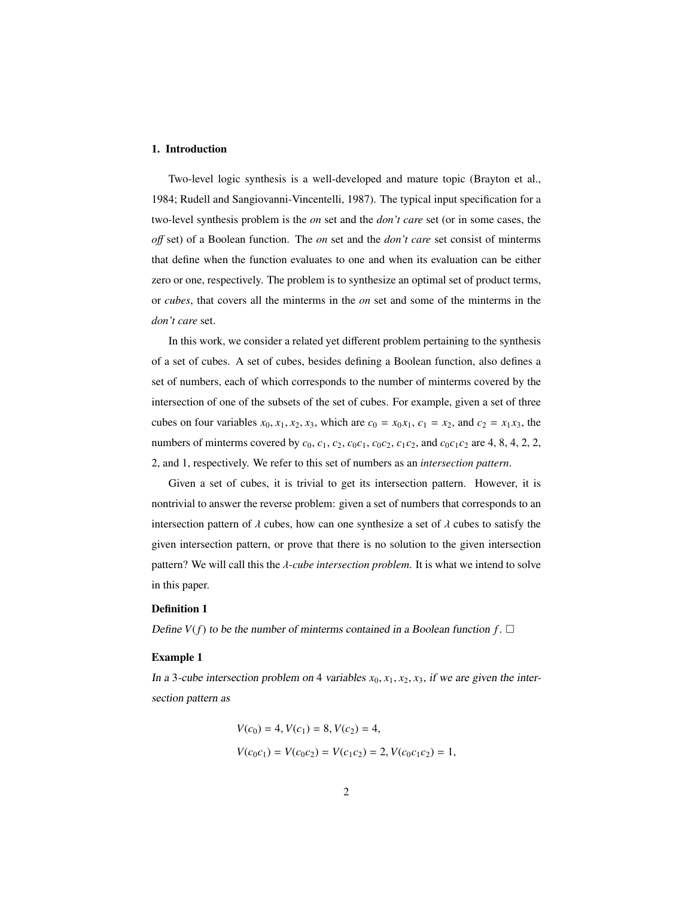## 1. Introduction

Two-level logic synthesis is a well-developed and mature topic (Brayton et al., 1984; Rudell and Sangiovanni-Vincentelli, 1987). The typical input specification for a two-level synthesis problem is the *on* set and the *don't care* set (or in some cases, the *off* set) of a Boolean function. The *on* set and the *don't care* set consist of minterms that define when the function evaluates to one and when its evaluation can be either zero or one, respectively. The problem is to synthesize an optimal set of product terms, or *cubes*, that covers all the minterms in the *on* set and some of the minterms in the *don't care* set.

In this work, we consider a related yet different problem pertaining to the synthesis of a set of cubes. A set of cubes, besides defining a Boolean function, also defines a set of numbers, each of which corresponds to the number of minterms covered by the intersection of one of the subsets of the set of cubes. For example, given a set of three cubes on four variables $x_0, x_1, x_2, x_3$, which are $c_0 = x_0x_1$, $c_1 = x_2$, and $c_2 = x_1x_3$, the numbers of minterms covered by $c_0$, $c_1$, $c_2$, $c_0c_1$, $c_0c_2$, $c_1c_2$, and $c_0c_1c_2$ are 4, 8, 4, 2, 2, 2, and 1, respectively. We refer to this set of numbers as an *intersection pattern*.

Given a set of cubes, it is trivial to get its intersection pattern. However, it is nontrivial to answer the reverse problem: given a set of numbers that corresponds to an intersection pattern of $\lambda$ cubes, how can one synthesize a set of $\lambda$ cubes to satisfy the given intersection pattern, or prove that there is no solution to the given intersection pattern? We will call this the *$\lambda$-cube intersection problem*. It is what we intend to solve in this paper.

**Definition 1**

*Define $V(f)$ to be the number of minterms contained in a Boolean function $f$.* □

**Example 1**

*In a 3-cube intersection problem on 4 variables $x_0, x_1, x_2, x_3$, if we are given the intersection pattern as*

$$V(c_0) = 4, V(c_1) = 8, V(c_2) = 4,$$

$$V(c_0c_1) = V(c_0c_2) = V(c_1c_2) = 2, V(c_0c_1c_2) = 1,$$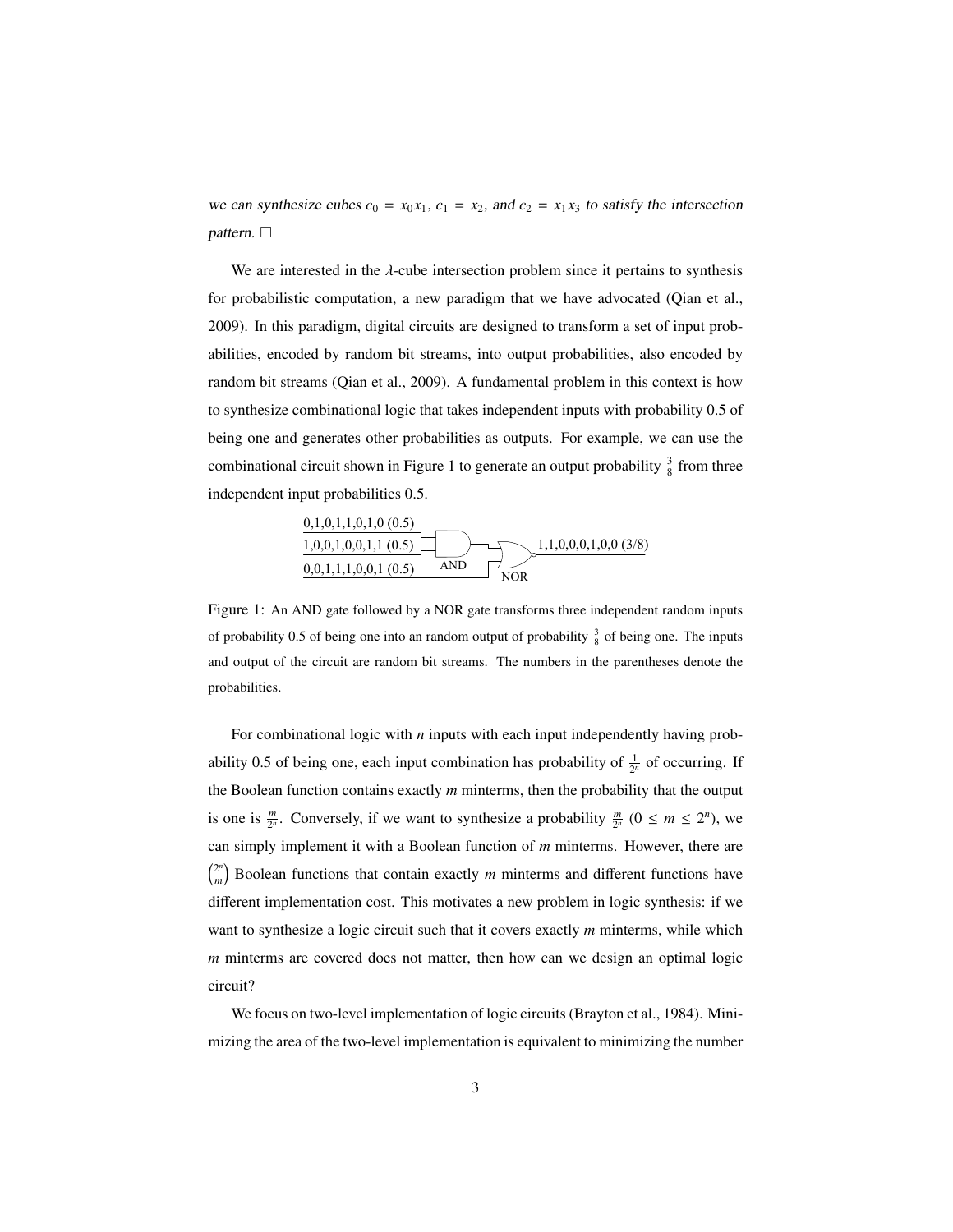*we can synthesize cubes $c_0 = x_0x_1$, $c_1 = x_2$, and $c_2 = x_1x_3$ to satisfy the intersection pattern.* $\square$

We are interested in the $\lambda$-cube intersection problem since it pertains to synthesis for probabilistic computation, a new paradigm that we have advocated (Qian et al., 2009). In this paradigm, digital circuits are designed to transform a set of input probabilities, encoded by random bit streams, into output probabilities, also encoded by random bit streams (Qian et al., 2009). A fundamental problem in this context is how to synthesize combinational logic that takes independent inputs with probability 0.5 of being one and generates other probabilities as outputs. For example, we can use the combinational circuit shown in Figure 1 to generate an output probability $\frac{3}{8}$ from three independent input probabilities 0.5.

0,1,0,1,1,0,1,0 (0.5)
1,0,0,1,0,0,1,1 (0.5)
0,0,1,1,0,0,1 (0.5)
AND
NOR
1,1,0,0,0,1,0,0 (3/8)

Figure 1: An AND gate followed by a NOR gate transforms three independent random inputs of probability 0.5 of being one into an random output of probability $\frac{3}{8}$ of being one. The inputs and output of the circuit are random bit streams. The numbers in the parentheses denote the probabilities.

For combinational logic with $n$ inputs with each input independently having probability 0.5 of being one, each input combination has probability of $\frac{1}{2^n}$ of occurring. If the Boolean function contains exactly $m$ minterms, then the probability that the output is one is $\frac{m}{2^n}$. Conversely, if we want to synthesize a probability $\frac{m}{2^n}$ ($0 \leq m \leq 2^n$), we can simply implement it with a Boolean function of $m$ minterms. However, there are $\binom{2^n}{m}$ Boolean functions that contain exactly $m$ minterms and different functions have different implementation cost. This motivates a new problem in logic synthesis: if we want to synthesize a logic circuit such that it covers exactly $m$ minterms, while which $m$ minterms are covered does not matter, then how can we design an optimal logic circuit?

We focus on two-level implementation of logic circuits (Brayton et al., 1984). Minimizing the area of the two-level implementation is equivalent to minimizing the number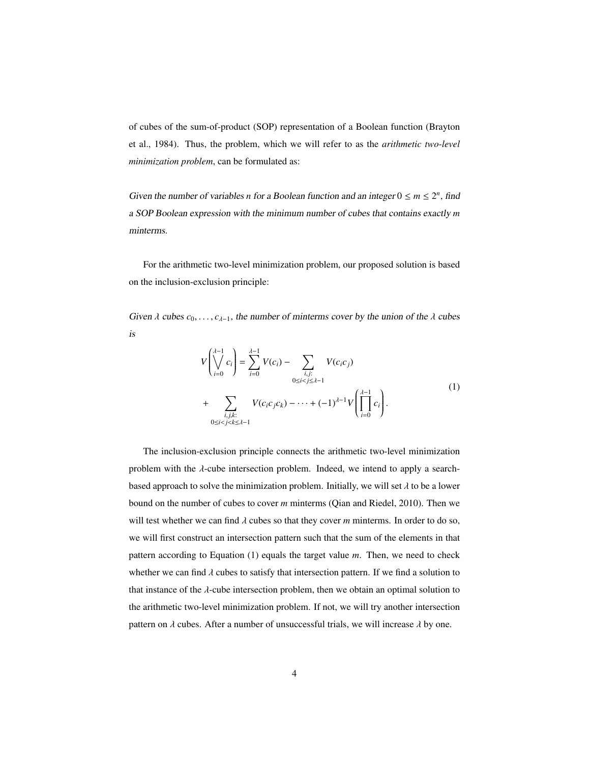of cubes of the sum-of-product (SOP) representation of a Boolean function (Brayton et al., 1984). Thus, the problem, which we will refer to as the *arithmetic two-level minimization problem*, can be formulated as:

*Given the number of variables $n$ for a Boolean function and an integer $0 \leq m \leq 2^n$, find a SOP Boolean expression with the minimum number of cubes that contains exactly $m$ minterms.*

For the arithmetic two-level minimization problem, our proposed solution is based on the inclusion-exclusion principle:

*Given $\lambda$ cubes $c_0, \ldots, c_{\lambda-1}$, the number of minterms cover by the union of the $\lambda$ cubes is*

$$
\begin{aligned}
V\left(\bigvee_{i=0}^{\lambda-1} c_i\right) &= \sum_{i=0}^{\lambda-1} V(c_i) - \sum_{\substack{i,j: \\ 0 \leq i < j \leq \lambda-1}} V(c_i c_j) \\
&+ \sum_{\substack{i,j,k: \\ 0 \leq i < j < k \leq \lambda-1}} V(c_i c_j c_k) - \cdots + (-1)^{\lambda-1} V\left(\prod_{i=0}^{\lambda-1} c_i\right).
\end{aligned}
\tag{1}
$$

The inclusion-exclusion principle connects the arithmetic two-level minimization problem with the $\lambda$-cube intersection problem. Indeed, we intend to apply a search-based approach to solve the minimization problem. Initially, we will set $\lambda$ to be a lower bound on the number of cubes to cover $m$ minterms (Qian and Riedel, 2010). Then we will test whether we can find $\lambda$ cubes so that they cover $m$ minterms. In order to do so, we will first construct an intersection pattern such that the sum of the elements in that pattern according to Equation (1) equals the target value $m$. Then, we need to check whether we can find $\lambda$ cubes to satisfy that intersection pattern. If we find a solution to that instance of the $\lambda$-cube intersection problem, then we obtain an optimal solution to the arithmetic two-level minimization problem. If not, we will try another intersection pattern on $\lambda$ cubes. After a number of unsuccessful trials, we will increase $\lambda$ by one.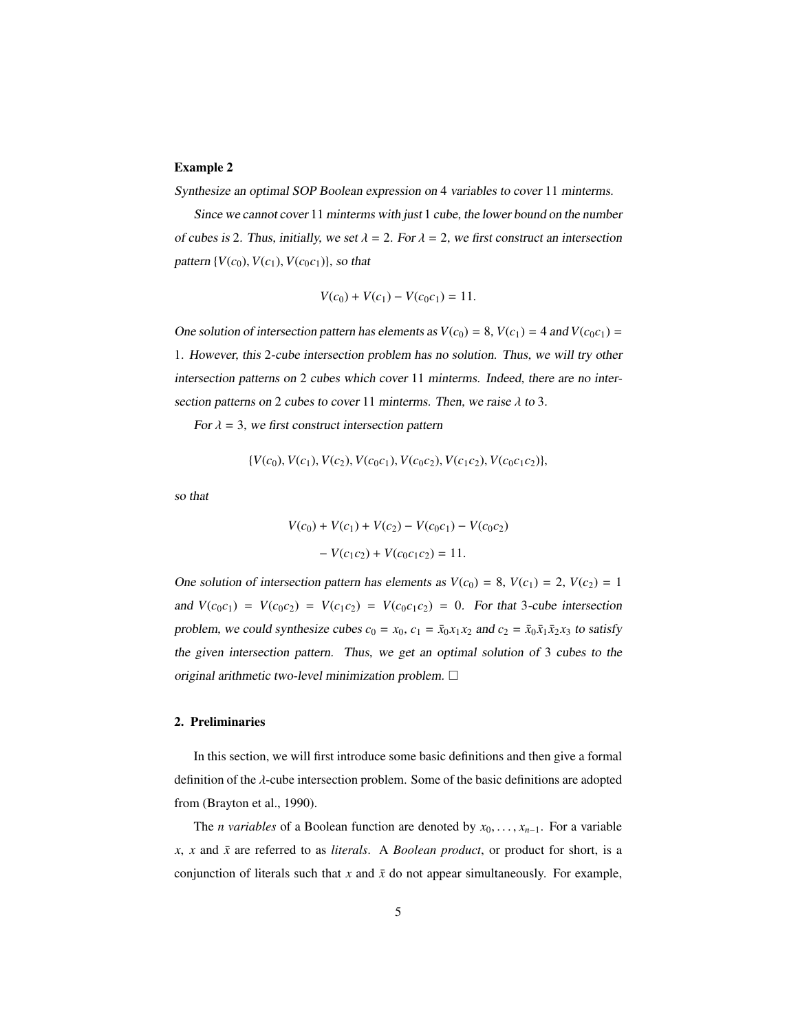**Example 2**

*Synthesize an optimal SOP Boolean expression on* 4 *variables to cover* 11 *minterms.*

*Since we cannot cover* 11 *minterms with just* 1 *cube, the lower bound on the number of cubes is* 2*. Thus, initially, we set* $\lambda = 2$*. For* $\lambda = 2$*, we first construct an intersection pattern* $\{V(c_0), V(c_1), V(c_0c_1)\}$*, so that*

$$V(c_0) + V(c_1) - V(c_0c_1) = 11.$$

*One solution of intersection pattern has elements as* $V(c_0) = 8$*,* $V(c_1) = 4$ *and* $V(c_0c_1) = 1$*. However, this* 2*-cube intersection problem has no solution. Thus, we will try other intersection patterns on* 2 *cubes which cover* 11 *minterms. Indeed, there are no intersection patterns on* 2 *cubes to cover* 11 *minterms. Then, we raise* $\lambda$ *to* 3*.*

*For* $\lambda = 3$*, we first construct intersection pattern*

$$\{V(c_0), V(c_1), V(c_2), V(c_0c_1), V(c_0c_2), V(c_1c_2), V(c_0c_1c_2)\},$$

*so that*

$$V(c_0) + V(c_1) + V(c_2) - V(c_0c_1) - V(c_0c_2)$$
$$- V(c_1c_2) + V(c_0c_1c_2) = 11.$$

*One solution of intersection pattern has elements as* $V(c_0) = 8$*,* $V(c_1) = 2$*,* $V(c_2) = 1$ *and* $V(c_0c_1) = V(c_0c_2) = V(c_1c_2) = V(c_0c_1c_2) = 0$*. For that* 3*-cube intersection problem, we could synthesize cubes* $c_0 = x_0$*,* $c_1 = \bar{x}_0x_1x_2$ *and* $c_2 = \bar{x}_0\bar{x}_1\bar{x}_2x_3$ *to satisfy the given intersection pattern. Thus, we get an optimal solution of* 3 *cubes to the original arithmetic two-level minimization problem.* □

## 2. Preliminaries

In this section, we will first introduce some basic definitions and then give a formal definition of the $\lambda$-cube intersection problem. Some of the basic definitions are adopted from (Brayton et al., 1990).

The *n variables* of a Boolean function are denoted by $x_0, \ldots, x_{n-1}$. For a variable $x$, $x$ and $\bar{x}$ are referred to as *literals*. A *Boolean product*, or product for short, is a conjunction of literals such that $x$ and $\bar{x}$ do not appear simultaneously. For example,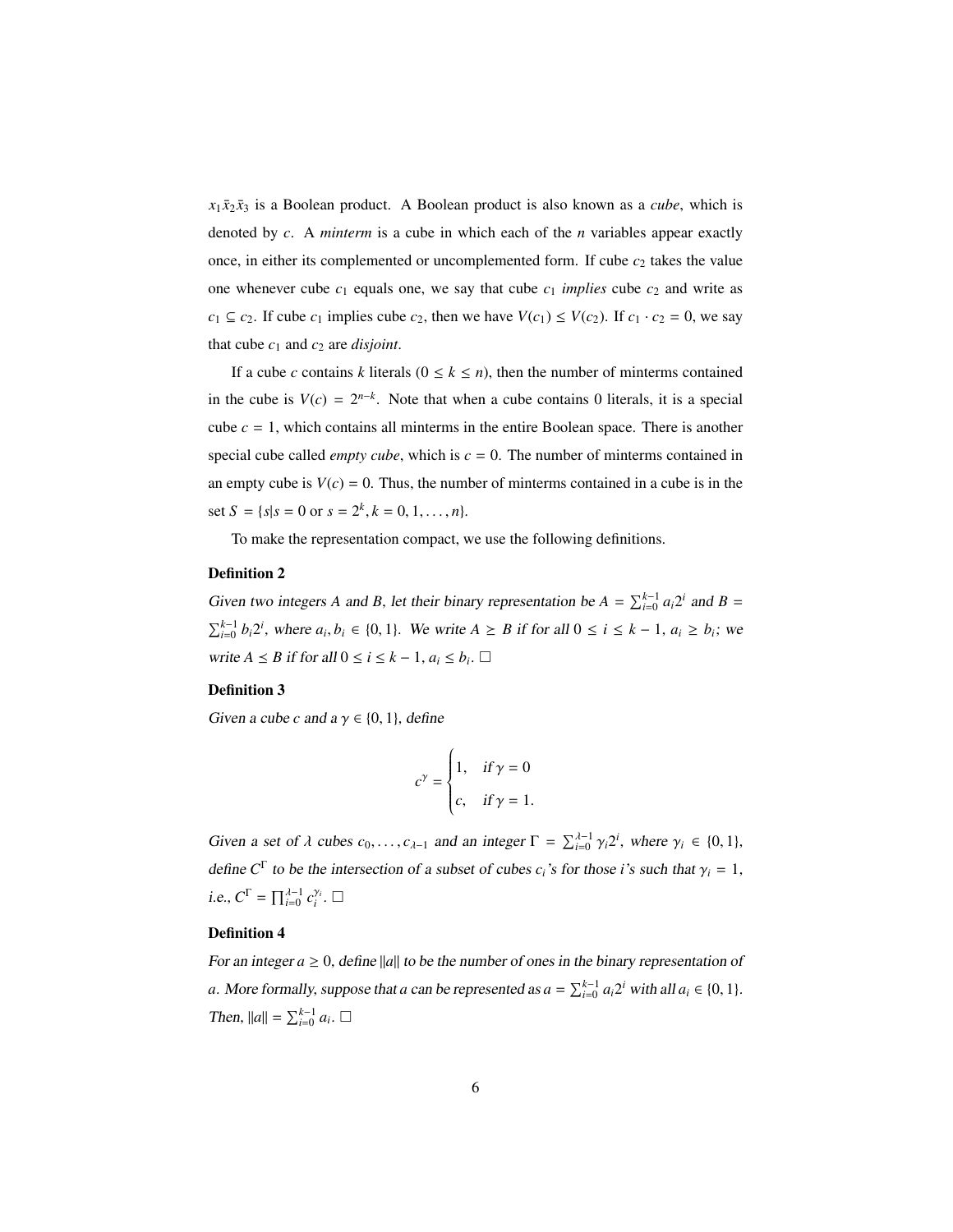$x_1\bar{x}_2\bar{x}_3$ is a Boolean product. A Boolean product is also known as a *cube*, which is denoted by $c$. A *minterm* is a cube in which each of the $n$ variables appear exactly once, in either its complemented or uncomplemented form. If cube $c_2$ takes the value one whenever cube $c_1$ equals one, we say that cube $c_1$ *implies* cube $c_2$ and write as $c_1 \subseteq c_2$. If cube $c_1$ implies cube $c_2$, then we have $V(c_1) \leq V(c_2)$. If $c_1 \cdot c_2 = 0$, we say that cube $c_1$ and $c_2$ are *disjoint*.

If a cube $c$ contains $k$ literals ($0 \leq k \leq n$), then the number of minterms contained in the cube is $V(c) = 2^{n-k}$. Note that when a cube contains 0 literals, it is a special cube $c = 1$, which contains all minterms in the entire Boolean space. There is another special cube called *empty cube*, which is $c = 0$. The number of minterms contained in an empty cube is $V(c) = 0$. Thus, the number of minterms contained in a cube is in the set $S = \{s | s = 0 \text{ or } s = 2^k, k = 0, 1, \ldots, n\}$.

To make the representation compact, we use the following definitions.

**Definition 2**

*Given two integers $A$ and $B$, let their binary representation be $A = \sum_{i=0}^{k-1} a_i 2^i$ and $B = \sum_{i=0}^{k-1} b_i 2^i$, where $a_i, b_i \in \{0, 1\}$. We write $A \succeq B$ if for all $0 \leq i \leq k-1$, $a_i \geq b_i$; we write $A \preceq B$ if for all $0 \leq i \leq k-1$, $a_i \leq b_i$.* □

**Definition 3**

*Given a cube $c$ and a $\gamma \in \{0, 1\}$, define*

$$c^\gamma = \begin{cases} 1, & \text{if } \gamma = 0 \\ c, & \text{if } \gamma = 1. \end{cases}$$

*Given a set of $\lambda$ cubes $c_0, \ldots, c_{\lambda-1}$ and an integer $\Gamma = \sum_{i=0}^{\lambda-1} \gamma_i 2^i$, where $\gamma_i \in \{0, 1\}$, define $C^\Gamma$ to be the intersection of a subset of cubes $c_i$'s for those $i$'s such that $\gamma_i = 1$, i.e., $C^\Gamma = \prod_{i=0}^{\lambda-1} c_i^{\gamma_i}$.* □

**Definition 4**

*For an integer $a \geq 0$, define $\|a\|$ to be the number of ones in the binary representation of $a$. More formally, suppose that $a$ can be represented as $a = \sum_{i=0}^{k-1} a_i 2^i$ with all $a_i \in \{0, 1\}$. Then, $\|a\| = \sum_{i=0}^{k-1} a_i$.* □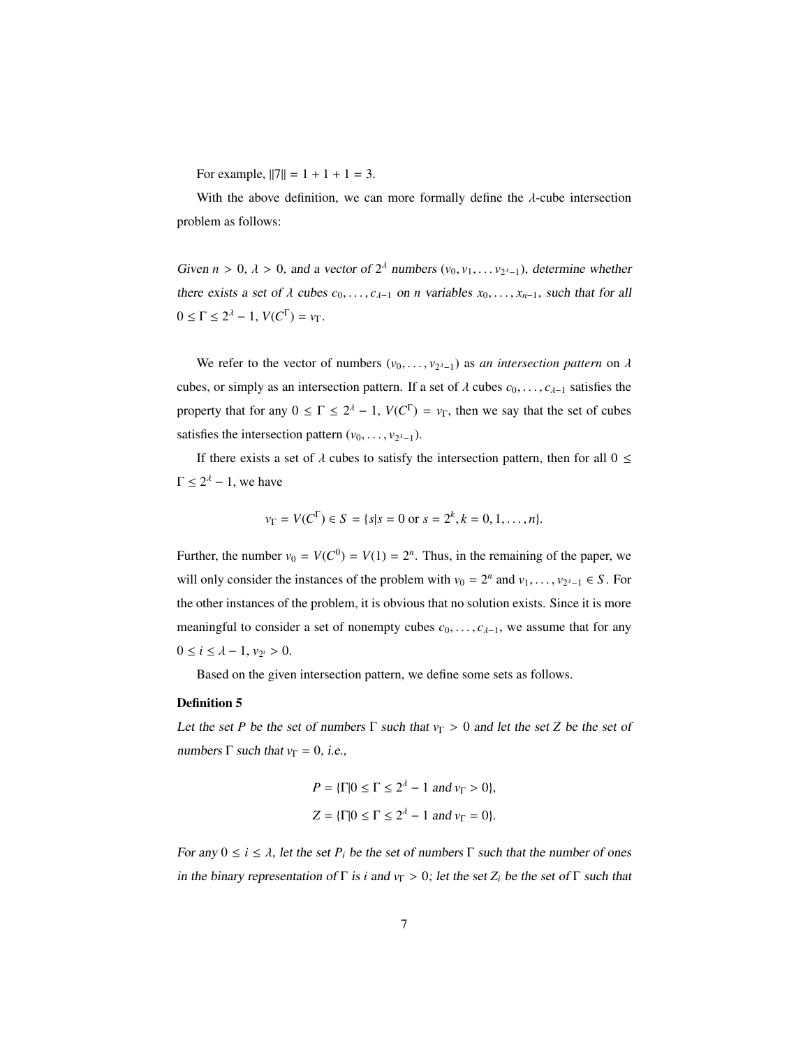For example, $\|7\| = 1 + 1 + 1 = 3$.

With the above definition, we can more formally define the $\lambda$-cube intersection problem as follows:

*Given $n > 0$, $\lambda > 0$, and a vector of $2^\lambda$ numbers $(v_0, v_1, \ldots v_{2^\lambda - 1})$, determine whether there exists a set of $\lambda$ cubes $c_0, \ldots, c_{\lambda-1}$ on $n$ variables $x_0, \ldots, x_{n-1}$, such that for all $0 \leq \Gamma \leq 2^\lambda - 1$, $V(C^\Gamma) = v_\Gamma$.*

We refer to the vector of numbers $(v_0, \ldots, v_{2^\lambda - 1})$ as *an intersection pattern* on $\lambda$ cubes, or simply as an intersection pattern. If a set of $\lambda$ cubes $c_0, \ldots, c_{\lambda-1}$ satisfies the property that for any $0 \leq \Gamma \leq 2^\lambda - 1$, $V(C^\Gamma) = v_\Gamma$, then we say that the set of cubes satisfies the intersection pattern $(v_0, \ldots, v_{2^\lambda - 1})$.

If there exists a set of $\lambda$ cubes to satisfy the intersection pattern, then for all $0 \leq \Gamma \leq 2^\lambda - 1$, we have

$$v_\Gamma = V(C^\Gamma) \in S = \{s | s = 0 \text{ or } s = 2^k, k = 0, 1, \ldots, n\}.$$

Further, the number $v_0 = V(C^0) = V(1) = 2^n$. Thus, in the remaining of the paper, we will only consider the instances of the problem with $v_0 = 2^n$ and $v_1, \ldots, v_{2^\lambda - 1} \in S$. For the other instances of the problem, it is obvious that no solution exists. Since it is more meaningful to consider a set of nonempty cubes $c_0, \ldots, c_{\lambda-1}$, we assume that for any $0 \leq i \leq \lambda - 1$, $v_{2^i} > 0$.

Based on the given intersection pattern, we define some sets as follows.

**Definition 5**

*Let the set $P$ be the set of numbers $\Gamma$ such that $v_\Gamma > 0$ and let the set $Z$ be the set of numbers $\Gamma$ such that $v_\Gamma = 0$, i.e.,*

$$P = \{\Gamma | 0 \leq \Gamma \leq 2^\lambda - 1 \text{ and } v_\Gamma > 0\},$$
$$Z = \{\Gamma | 0 \leq \Gamma \leq 2^\lambda - 1 \text{ and } v_\Gamma = 0\}.$$

*For any $0 \leq i \leq \lambda$, let the set $P_i$ be the set of numbers $\Gamma$ such that the number of ones in the binary representation of $\Gamma$ is $i$ and $v_\Gamma > 0$; let the set $Z_i$ be the set of $\Gamma$ such that*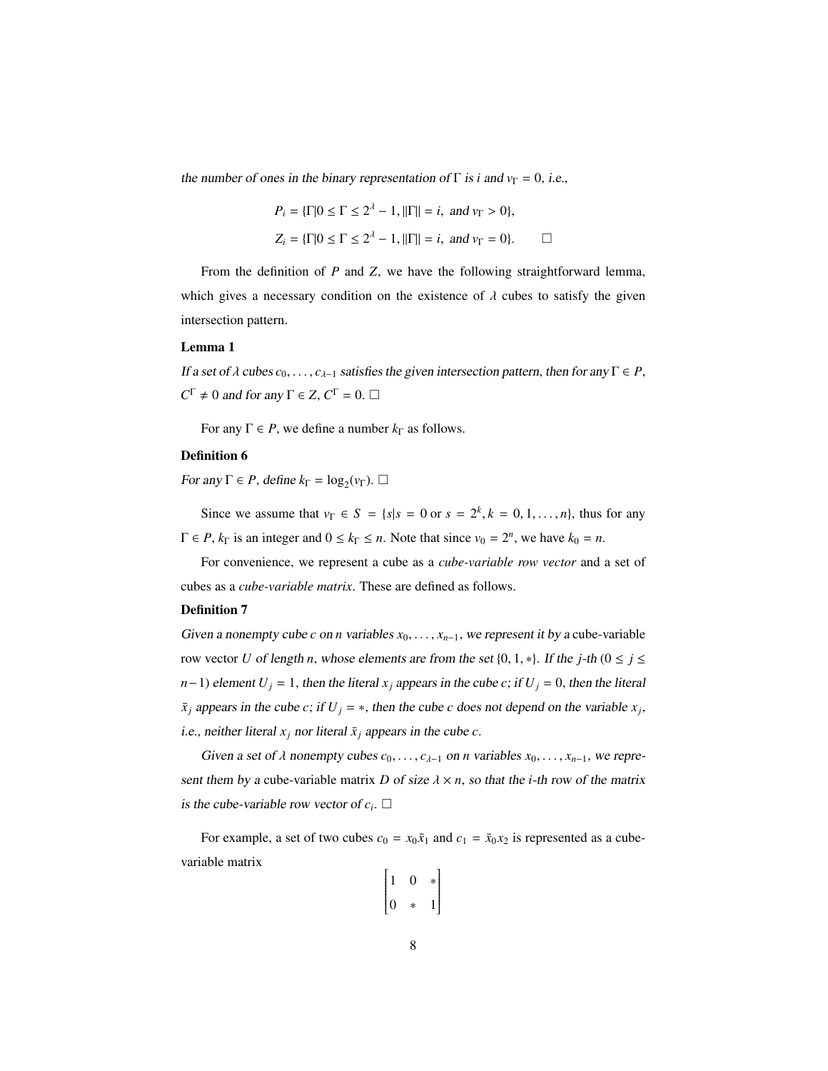the number of ones in the binary representation of $\Gamma$ is $i$ and $v_\Gamma = 0$, i.e.,

$$P_i = \{\Gamma | 0 \leq \Gamma \leq 2^\lambda - 1, ||\Gamma|| = i, \text{ and } v_\Gamma > 0\},$$

$$Z_i = \{\Gamma | 0 \leq \Gamma \leq 2^\lambda - 1, ||\Gamma|| = i, \text{ and } v_\Gamma = 0\}. \qquad \square$$

From the definition of $P$ and $Z$, we have the following straightforward lemma, which gives a necessary condition on the existence of $\lambda$ cubes to satisfy the given intersection pattern.

**Lemma 1**

*If a set of $\lambda$ cubes $c_0, \ldots, c_{\lambda-1}$ satisfies the given intersection pattern, then for any $\Gamma \in P$, $C^\Gamma \neq 0$ and for any $\Gamma \in Z$, $C^\Gamma = 0$.* $\square$

For any $\Gamma \in P$, we define a number $k_\Gamma$ as follows.

**Definition 6**

*For any $\Gamma \in P$, define $k_\Gamma = \log_2(v_\Gamma)$.* $\square$

Since we assume that $v_\Gamma \in S = \{s | s = 0 \text{ or } s = 2^k, k = 0, 1, \ldots, n\}$, thus for any $\Gamma \in P$, $k_\Gamma$ is an integer and $0 \leq k_\Gamma \leq n$. Note that since $v_0 = 2^n$, we have $k_0 = n$.

For convenience, we represent a cube as a *cube-variable row vector* and a set of cubes as a *cube-variable matrix*. These are defined as follows.

**Definition 7**

*Given a nonempty cube $c$ on $n$ variables $x_0, \ldots, x_{n-1}$, we represent it by a* cube-variable row vector *$U$ of length $n$, whose elements are from the set $\{0, 1, *\}$. If the $j$-th ($0 \leq j \leq n-1$) element $U_j = 1$, then the literal $x_j$ appears in the cube $c$; if $U_j = 0$, then the literal $\bar{x}_j$ appears in the cube $c$; if $U_j = *$, then the cube $c$ does not depend on the variable $x_j$, i.e., neither literal $x_j$ nor literal $\bar{x}_j$ appears in the cube $c$.*

*Given a set of $\lambda$ nonempty cubes $c_0, \ldots, c_{\lambda-1}$ on $n$ variables $x_0, \ldots, x_{n-1}$, we represent them by a* cube-variable matrix *$D$ of size $\lambda \times n$, so that the $i$-th row of the matrix is the cube-variable row vector of $c_i$.* $\square$

For example, a set of two cubes $c_0 = x_0\bar{x}_1$ and $c_1 = \bar{x}_0 x_2$ is represented as a cube-variable matrix

$$\begin{bmatrix} 1 & 0 & * \\ 0 & * & 1 \end{bmatrix}$$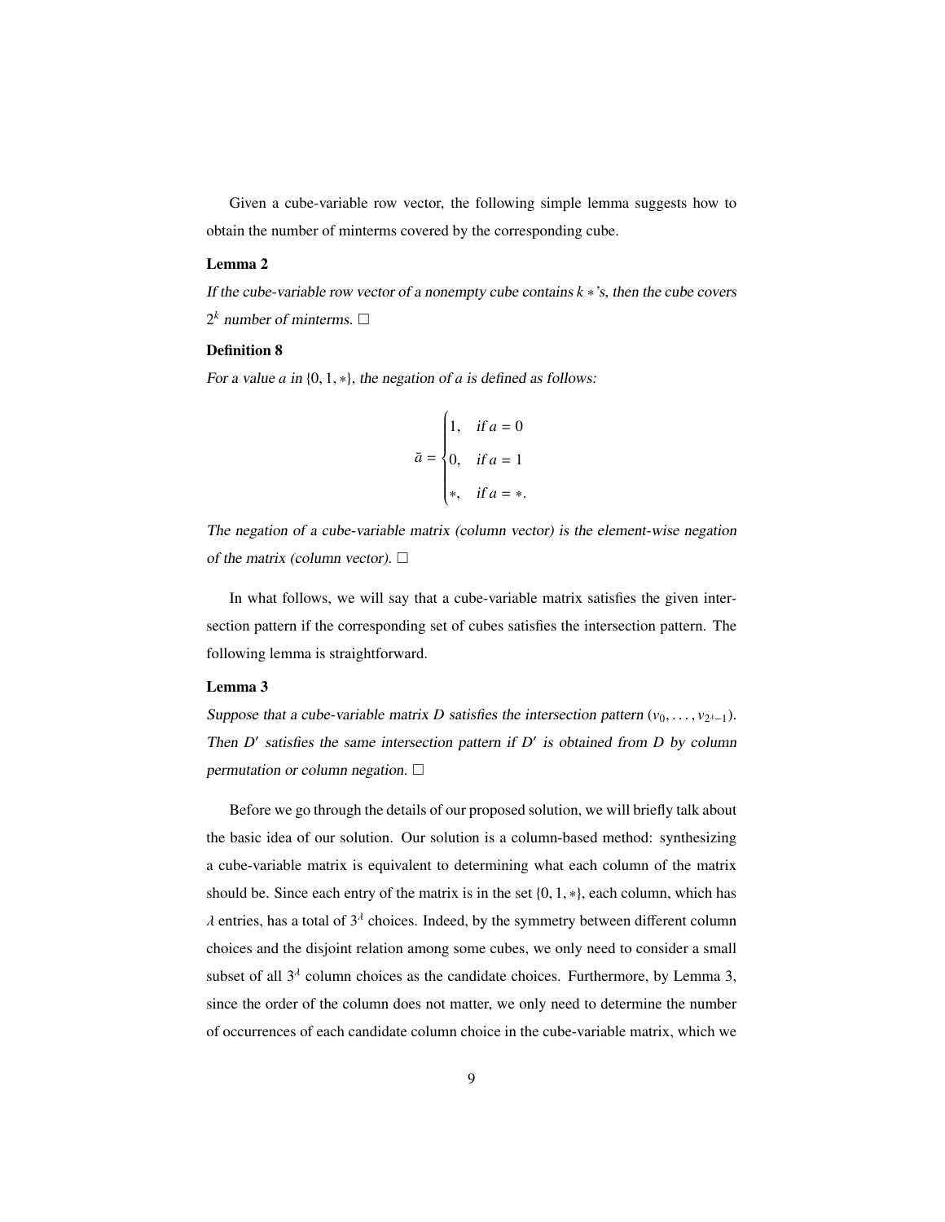Given a cube-variable row vector, the following simple lemma suggests how to obtain the number of minterms covered by the corresponding cube.

**Lemma 2**

*If the cube-variable row vector of a nonempty cube contains $k$ $*$'s, then the cube covers $2^k$ number of minterms.* □

**Definition 8**

*For a value $a$ in $\{0, 1, *\}$, the negation of $a$ is defined as follows:*

$$\bar{a} = \begin{cases} 1, & \text{if } a = 0 \\ 0, & \text{if } a = 1 \\ *, & \text{if } a = *. \end{cases}$$

*The negation of a cube-variable matrix (column vector) is the element-wise negation of the matrix (column vector).* □

In what follows, we will say that a cube-variable matrix satisfies the given intersection pattern if the corresponding set of cubes satisfies the intersection pattern. The following lemma is straightforward.

**Lemma 3**

*Suppose that a cube-variable matrix $D$ satisfies the intersection pattern $(v_0, \ldots, v_{2^\lambda-1})$. Then $D'$ satisfies the same intersection pattern if $D'$ is obtained from $D$ by column permutation or column negation.* □

Before we go through the details of our proposed solution, we will briefly talk about the basic idea of our solution. Our solution is a column-based method: synthesizing a cube-variable matrix is equivalent to determining what each column of the matrix should be. Since each entry of the matrix is in the set $\{0, 1, *\}$, each column, which has $\lambda$ entries, has a total of $3^\lambda$ choices. Indeed, by the symmetry between different column choices and the disjoint relation among some cubes, we only need to consider a small subset of all $3^\lambda$ column choices as the candidate choices. Furthermore, by Lemma 3, since the order of the column does not matter, we only need to determine the number of occurrences of each candidate column choice in the cube-variable matrix, which we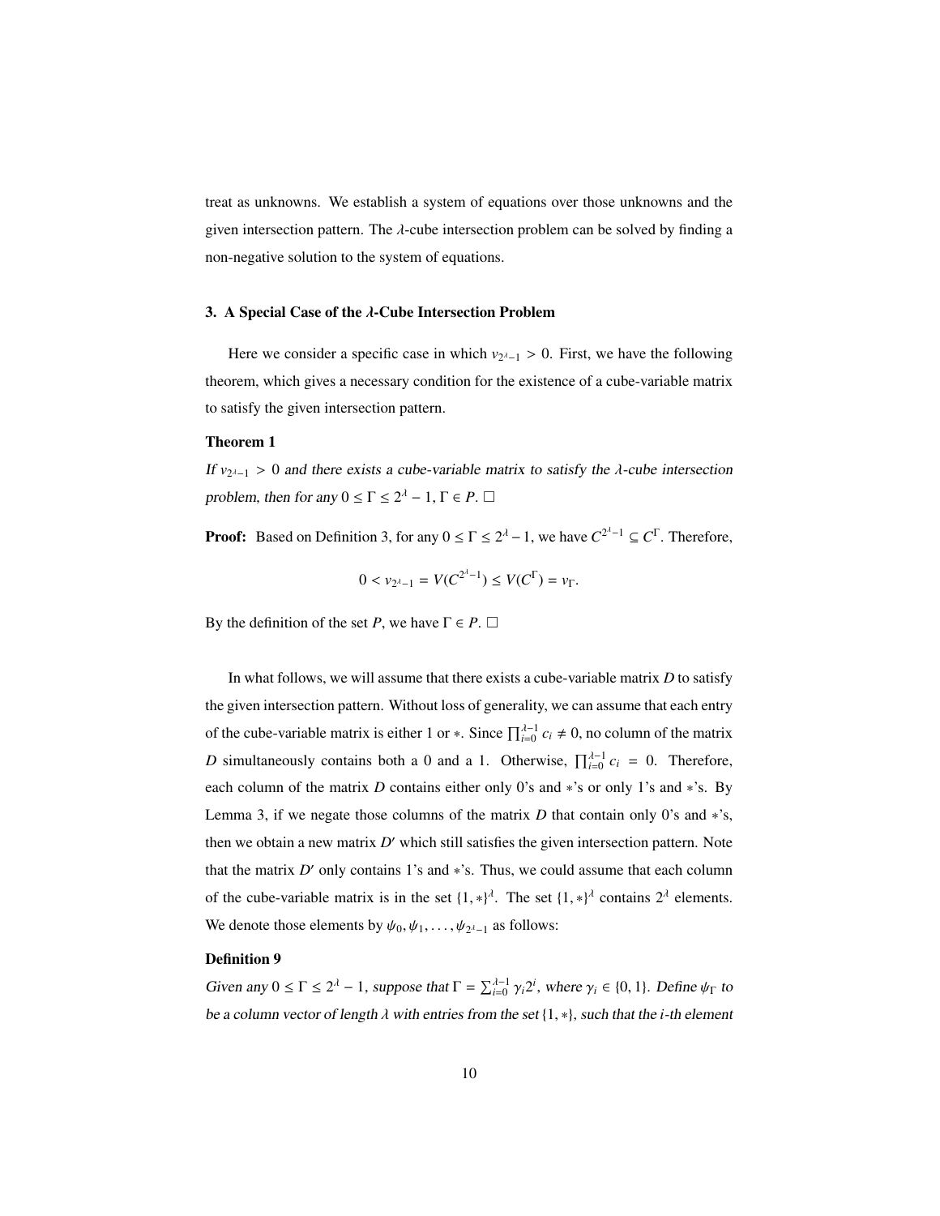treat as unknowns. We establish a system of equations over those unknowns and the given intersection pattern. The $\lambda$-cube intersection problem can be solved by finding a non-negative solution to the system of equations.

## 3. A Special Case of the $\lambda$-Cube Intersection Problem

Here we consider a specific case in which $v_{2^\lambda-1} > 0$. First, we have the following theorem, which gives a necessary condition for the existence of a cube-variable matrix to satisfy the given intersection pattern.

**Theorem 1**

*If $v_{2^\lambda-1} > 0$ and there exists a cube-variable matrix to satisfy the $\lambda$-cube intersection problem, then for any $0 \leq \Gamma \leq 2^\lambda - 1$, $\Gamma \in P$.* $\square$

**Proof:** Based on Definition 3, for any $0 \leq \Gamma \leq 2^\lambda - 1$, we have $C^{2^\lambda-1} \subseteq C^\Gamma$. Therefore,

$$0 < v_{2^\lambda-1} = V(C^{2^\lambda-1}) \leq V(C^\Gamma) = v_\Gamma.$$

By the definition of the set $P$, we have $\Gamma \in P$. $\square$

In what follows, we will assume that there exists a cube-variable matrix $D$ to satisfy the given intersection pattern. Without loss of generality, we can assume that each entry of the cube-variable matrix is either 1 or $*$. Since $\prod_{i=0}^{\lambda-1} c_i \neq 0$, no column of the matrix $D$ simultaneously contains both a 0 and a 1. Otherwise, $\prod_{i=0}^{\lambda-1} c_i = 0$. Therefore, each column of the matrix $D$ contains either only 0's and $*$'s or only 1's and $*$'s. By Lemma 3, if we negate those columns of the matrix $D$ that contain only 0's and $*$'s, then we obtain a new matrix $D'$ which still satisfies the given intersection pattern. Note that the matrix $D'$ only contains 1's and $*$'s. Thus, we could assume that each column of the cube-variable matrix is in the set $\{1, *\}^\lambda$. The set $\{1, *\}^\lambda$ contains $2^\lambda$ elements. We denote those elements by $\psi_0, \psi_1, \ldots, \psi_{2^\lambda-1}$ as follows:

**Definition 9**

*Given any $0 \leq \Gamma \leq 2^\lambda - 1$, suppose that $\Gamma = \sum_{i=0}^{\lambda-1} \gamma_i 2^i$, where $\gamma_i \in \{0, 1\}$. Define $\psi_\Gamma$ to be a column vector of length $\lambda$ with entries from the set $\{1, *\}$, such that the $i$-th element*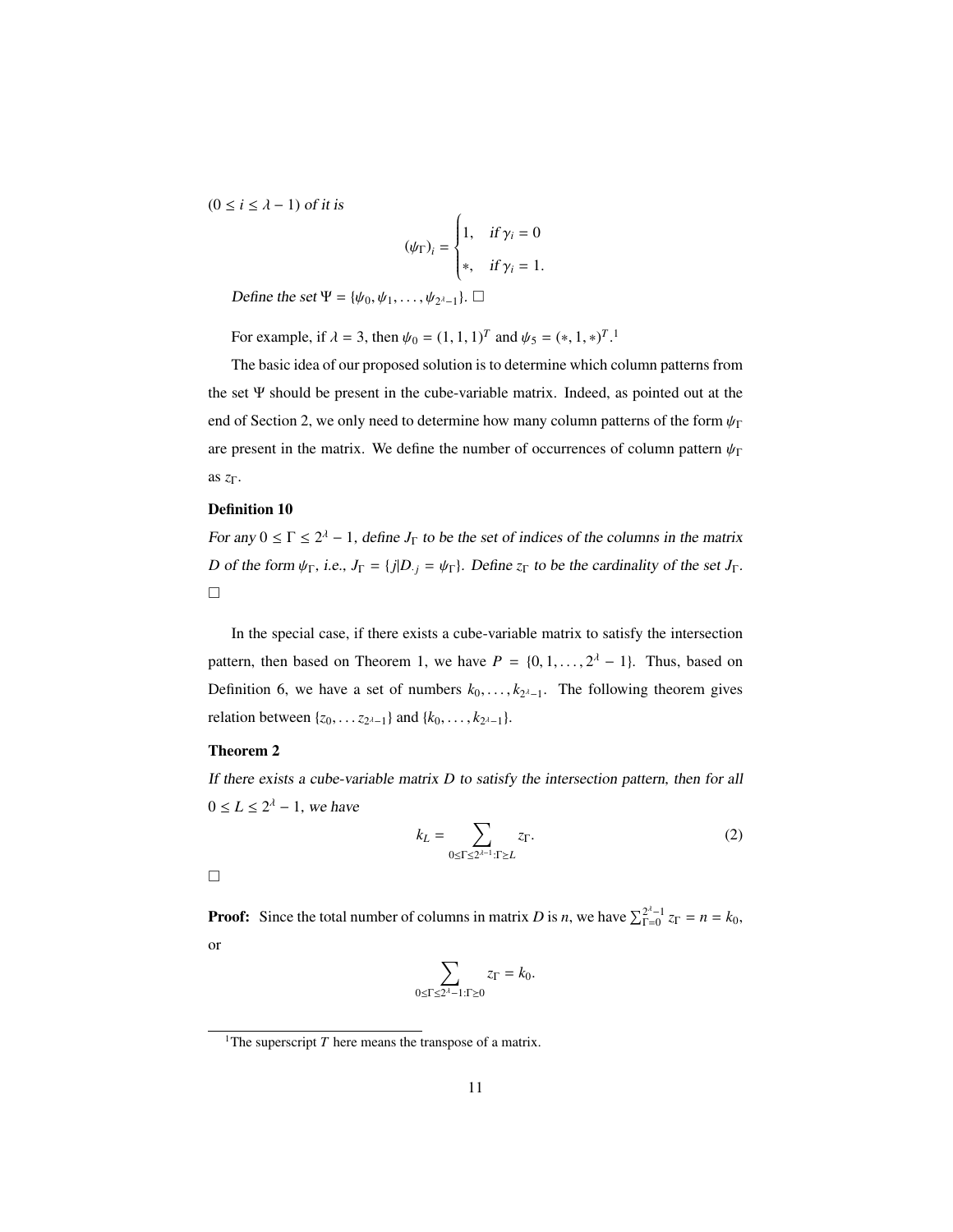$(0 \leq i \leq \lambda - 1)$ *of it is*

$$(\psi_\Gamma)_i = \begin{cases} 1, & \text{if } \gamma_i = 0 \\ *, & \text{if } \gamma_i = 1. \end{cases}$$

*Define the set* $\Psi = \{\psi_0, \psi_1, \ldots, \psi_{2^\lambda - 1}\}$. □

For example, if $\lambda = 3$, then $\psi_0 = (1, 1, 1)^T$ and $\psi_5 = (*, 1, *)^T$.[1]

The basic idea of our proposed solution is to determine which column patterns from the set $\Psi$ should be present in the cube-variable matrix. Indeed, as pointed out at the end of Section 2, we only need to determine how many column patterns of the form $\psi_\Gamma$ are present in the matrix. We define the number of occurrences of column pattern $\psi_\Gamma$ as $z_\Gamma$.

**Definition 10**

*For any* $0 \leq \Gamma \leq 2^\lambda - 1$, *define* $J_\Gamma$ *to be the set of indices of the columns in the matrix* $D$ *of the form* $\psi_\Gamma$, *i.e.,* $J_\Gamma = \{j | D_{\cdot j} = \psi_\Gamma\}$. *Define* $z_\Gamma$ *to be the cardinality of the set* $J_\Gamma$. □

In the special case, if there exists a cube-variable matrix to satisfy the intersection pattern, then based on Theorem 1, we have $P = \{0, 1, \ldots, 2^\lambda - 1\}$. Thus, based on Definition 6, we have a set of numbers $k_0, \ldots, k_{2^\lambda - 1}$. The following theorem gives relation between $\{z_0, \ldots z_{2^\lambda - 1}\}$ and $\{k_0, \ldots, k_{2^\lambda - 1}\}$.

**Theorem 2**

*If there exists a cube-variable matrix* $D$ *to satisfy the intersection pattern, then for all* $0 \leq L \leq 2^\lambda - 1$, *we have*

$$k_L = \sum_{0 \leq \Gamma \leq 2^{\lambda - 1} : \Gamma \geq L} z_\Gamma. \tag{2}$$

□

**Proof:** Since the total number of columns in matrix $D$ is $n$, we have $\sum_{\Gamma=0}^{2^\lambda - 1} z_\Gamma = n = k_0$, or

$$\sum_{0 \leq \Gamma \leq 2^\lambda - 1 : \Gamma \geq 0} z_\Gamma = k_0.$$

[1] The superscript $T$ here means the transpose of a matrix.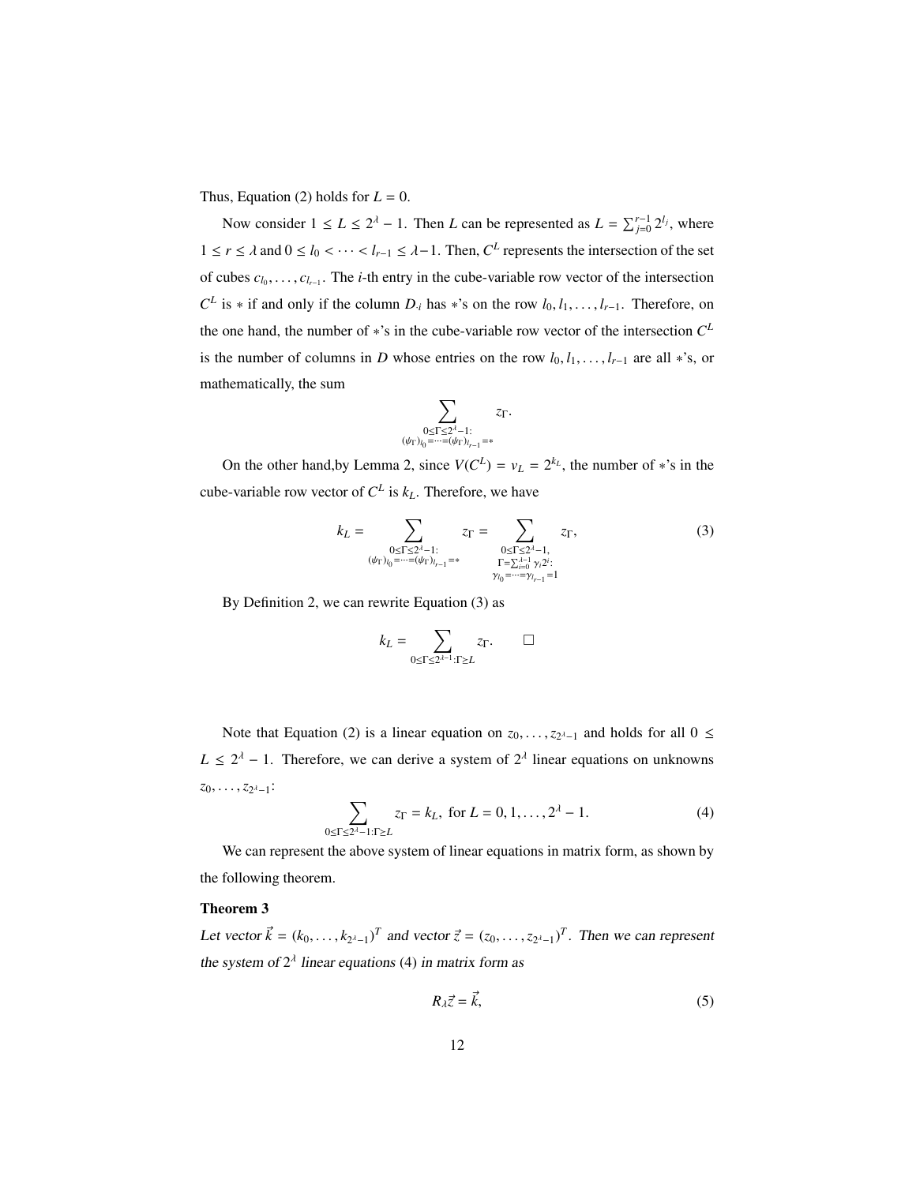Thus, Equation (2) holds for $L = 0$.

Now consider $1 \leq L \leq 2^\lambda - 1$. Then $L$ can be represented as $L = \sum_{j=0}^{r-1} 2^{l_j}$, where $1 \leq r \leq \lambda$ and $0 \leq l_0 < \cdots < l_{r-1} \leq \lambda - 1$. Then, $C^L$ represents the intersection of the set of cubes $c_{l_0}, \ldots, c_{l_{r-1}}$. The $i$-th entry in the cube-variable row vector of the intersection $C^L$ is $*$ if and only if the column $D_{\cdot i}$ has $*$'s on the row $l_0, l_1, \ldots, l_{r-1}$. Therefore, on the one hand, the number of $*$'s in the cube-variable row vector of the intersection $C^L$ is the number of columns in $D$ whose entries on the row $l_0, l_1, \ldots, l_{r-1}$ are all $*$'s, or mathematically, the sum

$$\sum_{\substack{0 \leq \Gamma \leq 2^\lambda - 1: \\ (\psi_\Gamma)_{l_0} = \cdots = (\psi_\Gamma)_{l_{r-1}} = *}} z_\Gamma.$$

On the other hand,by Lemma 2, since $V(C^L) = v_L = 2^{k_L}$, the number of $*$'s in the cube-variable row vector of $C^L$ is $k_L$. Therefore, we have

$$k_L = \sum_{\substack{0 \leq \Gamma \leq 2^\lambda - 1: \\ (\psi_\Gamma)_{l_0} = \cdots = (\psi_\Gamma)_{l_{r-1}} = *}} z_\Gamma = \sum_{\substack{0 \leq \Gamma \leq 2^\lambda - 1, \\ \Gamma = \sum_{i=0}^{\lambda-1} \gamma_i 2^i: \\ \gamma_{l_0} = \cdots = \gamma_{l_{r-1}} = 1}} z_\Gamma, \tag{3}$$

By Definition 2, we can rewrite Equation (3) as

$$k_L = \sum_{0 \leq \Gamma \leq 2^{\lambda - 1}: \Gamma \succeq L} z_\Gamma. \qquad \square$$

Note that Equation (2) is a linear equation on $z_0, \ldots, z_{2^\lambda - 1}$ and holds for all $0 \leq L \leq 2^\lambda - 1$. Therefore, we can derive a system of $2^\lambda$ linear equations on unknowns $z_0, \ldots, z_{2^\lambda - 1}$:

$$\sum_{0 \leq \Gamma \leq 2^\lambda - 1: \Gamma \succeq L} z_\Gamma = k_L, \text{ for } L = 0, 1, \ldots, 2^\lambda - 1. \tag{4}$$

We can represent the above system of linear equations in matrix form, as shown by the following theorem.

**Theorem 3**

*Let vector $\vec{k} = (k_0, \ldots, k_{2^\lambda - 1})^T$ and vector $\vec{z} = (z_0, \ldots, z_{2^\lambda - 1})^T$. Then we can represent the system of $2^\lambda$ linear equations (4) in matrix form as*

$$R_\lambda \vec{z} = \vec{k}, \tag{5}$$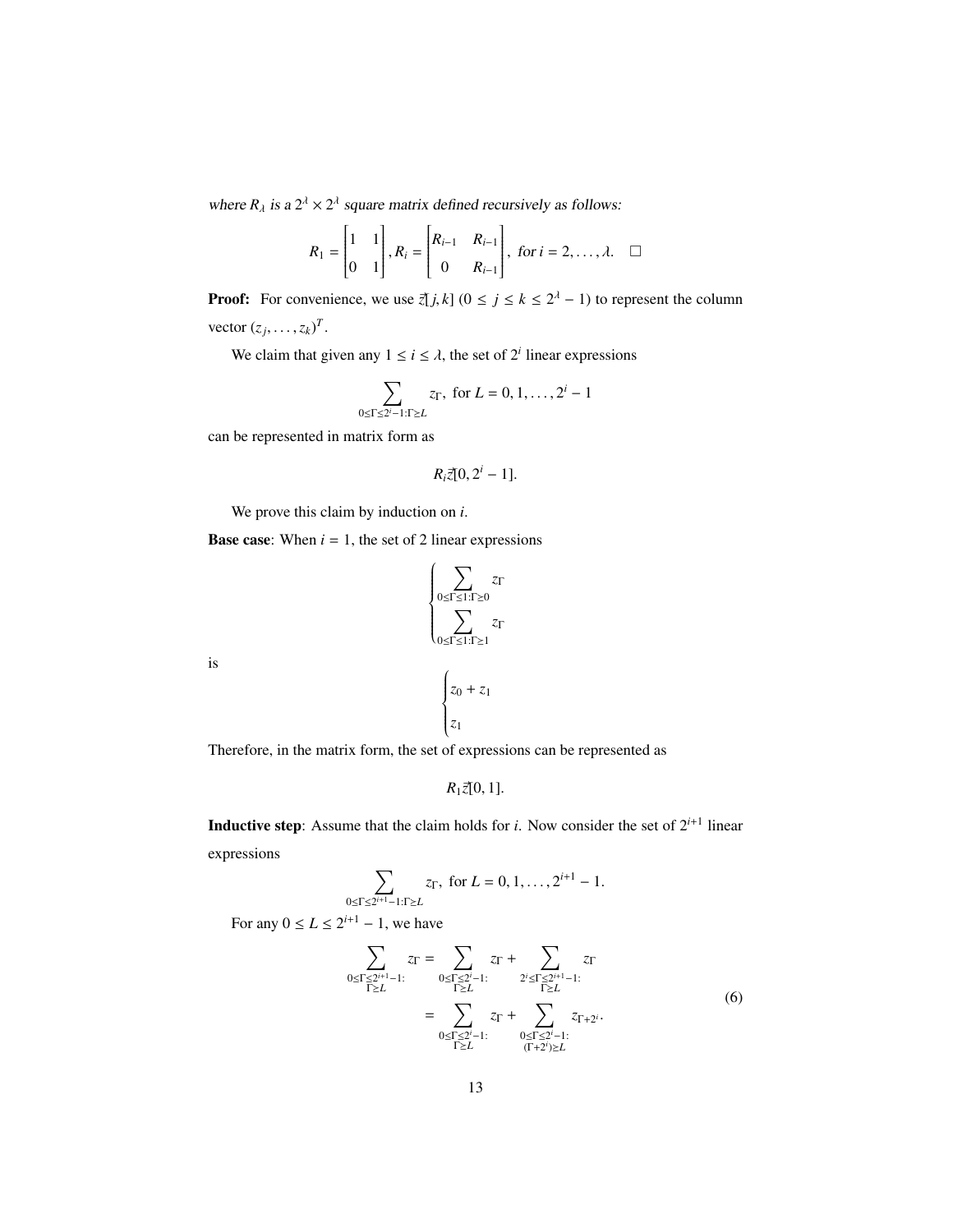*where $R_\lambda$ is a $2^\lambda \times 2^\lambda$ square matrix defined recursively as follows:*

$$R_1 = \begin{bmatrix} 1 & 1 \\ 0 & 1 \end{bmatrix}, R_i = \begin{bmatrix} R_{i-1} & R_{i-1} \\ 0 & R_{i-1} \end{bmatrix}, \text{ for } i = 2, \ldots, \lambda. \quad \square$$

**Proof:** For convenience, we use $\vec{z}[j,k]$ $(0 \le j \le k \le 2^\lambda - 1)$ to represent the column vector $(z_j, \ldots, z_k)^T$.

We claim that given any $1 \le i \le \lambda$, the set of $2^i$ linear expressions

$$\sum_{0 \le \Gamma \le 2^i - 1 : \Gamma \ge L} z_\Gamma, \text{ for } L = 0, 1, \ldots, 2^i - 1$$

can be represented in matrix form as

$$R_i \vec{z}[0, 2^i - 1].$$

We prove this claim by induction on $i$.

**Base case**: When $i = 1$, the set of 2 linear expressions

$$\begin{cases} \sum_{0 \le \Gamma \le 1 : \Gamma \ge 0} z_\Gamma \\ \sum_{0 \le \Gamma \le 1 : \Gamma \ge 1} z_\Gamma \end{cases}$$

is

$$\begin{cases} z_0 + z_1 \\ z_1 \end{cases}$$

Therefore, in the matrix form, the set of expressions can be represented as

$$R_1 \vec{z}[0, 1].$$

**Inductive step**: Assume that the claim holds for $i$. Now consider the set of $2^{i+1}$ linear expressions

$$\sum_{0 \le \Gamma \le 2^{i+1} - 1 : \Gamma \ge L} z_\Gamma, \text{ for } L = 0, 1, \ldots, 2^{i+1} - 1.$$

For any $0 \le L \le 2^{i+1} - 1$, we have

$$\begin{aligned} \sum_{\substack{0 \le \Gamma \le 2^{i+1} - 1 : \\ \Gamma \ge L}} z_\Gamma &= \sum_{\substack{0 \le \Gamma \le 2^i - 1 : \\ \Gamma \ge L}} z_\Gamma + \sum_{\substack{2^i \le \Gamma \le 2^{i+1} - 1 : \\ \Gamma \ge L}} z_\Gamma \\ &= \sum_{\substack{0 \le \Gamma \le 2^i - 1 : \\ \Gamma \ge L}} z_\Gamma + \sum_{\substack{0 \le \Gamma \le 2^i - 1 : \\ (\Gamma + 2^i) \ge L}} z_{\Gamma + 2^i}. \end{aligned} \tag{6}$$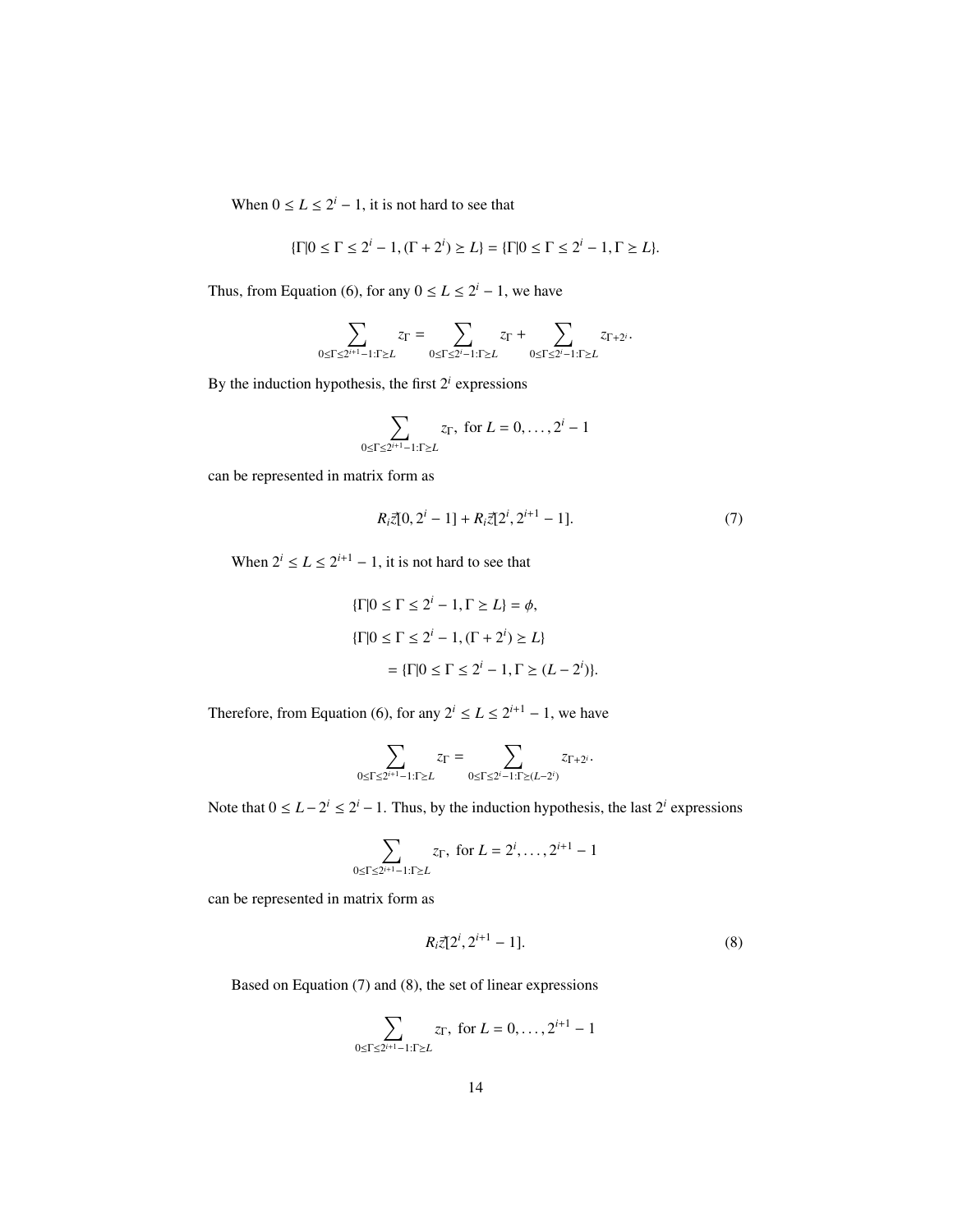When $0 \leq L \leq 2^i - 1$, it is not hard to see that

$$\{\Gamma | 0 \leq \Gamma \leq 2^i - 1, (\Gamma + 2^i) \geq L\} = \{\Gamma | 0 \leq \Gamma \leq 2^i - 1, \Gamma \geq L\}.$$

Thus, from Equation (6), for any $0 \leq L \leq 2^i - 1$, we have

$$\sum_{0 \leq \Gamma \leq 2^{i+1}-1 : \Gamma \geq L} z_\Gamma = \sum_{0 \leq \Gamma \leq 2^i - 1 : \Gamma \geq L} z_\Gamma + \sum_{0 \leq \Gamma \leq 2^i - 1 : \Gamma \geq L} z_{\Gamma + 2^i}.$$

By the induction hypothesis, the first $2^i$ expressions

$$\sum_{0 \leq \Gamma \leq 2^{i+1}-1 : \Gamma \geq L} z_\Gamma, \text{ for } L = 0, \ldots, 2^i - 1$$

can be represented in matrix form as

$$R_i \vec{z}[0, 2^i - 1] + R_i \vec{z}[2^i, 2^{i+1} - 1]. \tag{7}$$

When $2^i \leq L \leq 2^{i+1} - 1$, it is not hard to see that

$$\begin{aligned}
&\{\Gamma | 0 \leq \Gamma \leq 2^i - 1, \Gamma \geq L\} = \phi, \\
&\{\Gamma | 0 \leq \Gamma \leq 2^i - 1, (\Gamma + 2^i) \geq L\} \\
&\qquad = \{\Gamma | 0 \leq \Gamma \leq 2^i - 1, \Gamma \geq (L - 2^i)\}.
\end{aligned}$$

Therefore, from Equation (6), for any $2^i \leq L \leq 2^{i+1} - 1$, we have

$$\sum_{0 \leq \Gamma \leq 2^{i+1}-1 : \Gamma \geq L} z_\Gamma = \sum_{0 \leq \Gamma \leq 2^i - 1 : \Gamma \geq (L - 2^i)} z_{\Gamma + 2^i}.$$

Note that $0 \leq L - 2^i \leq 2^i - 1$. Thus, by the induction hypothesis, the last $2^i$ expressions

$$\sum_{0 \leq \Gamma \leq 2^{i+1}-1 : \Gamma \geq L} z_\Gamma, \text{ for } L = 2^i, \ldots, 2^{i+1} - 1$$

can be represented in matrix form as

$$R_i \vec{z}[2^i, 2^{i+1} - 1]. \tag{8}$$

Based on Equation (7) and (8), the set of linear expressions

$$\sum_{0 \leq \Gamma \leq 2^{i+1}-1 : \Gamma \geq L} z_\Gamma, \text{ for } L = 0, \ldots, 2^{i+1} - 1$$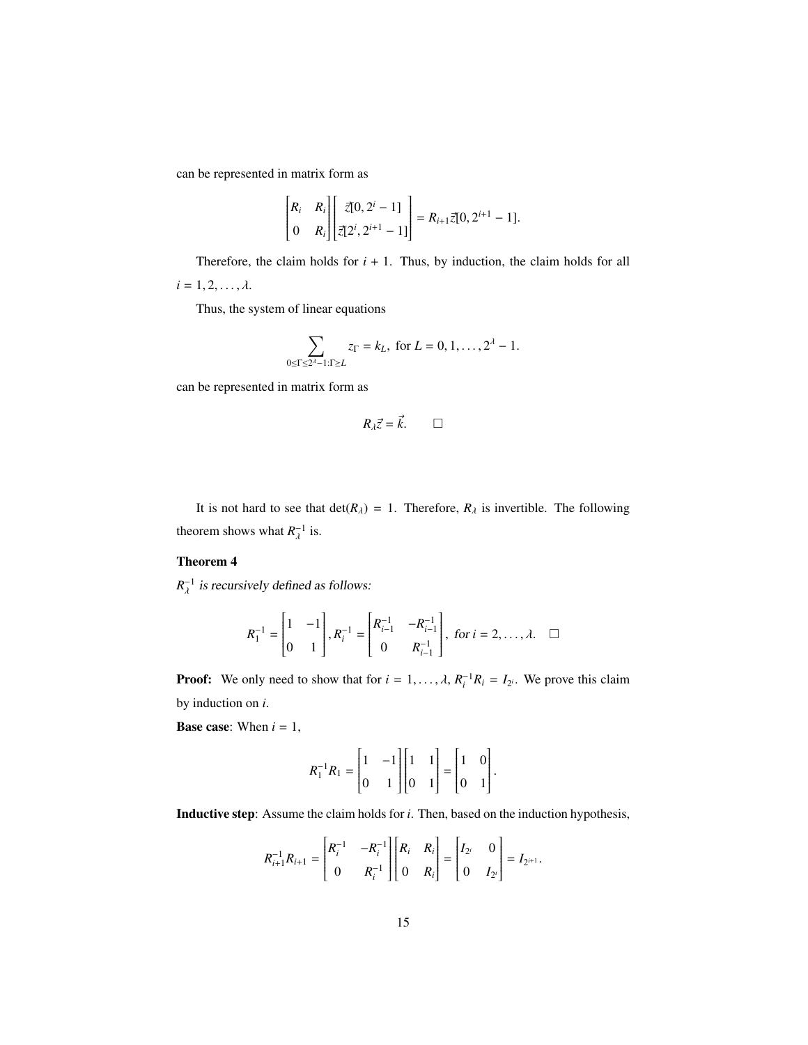can be represented in matrix form as

$$\begin{bmatrix} R_i & R_i \\ 0 & R_i \end{bmatrix} \begin{bmatrix} \vec{z}[0, 2^i - 1] \\ \vec{z}[2^i, 2^{i+1} - 1] \end{bmatrix} = R_{i+1}\vec{z}[0, 2^{i+1} - 1].$$

Therefore, the claim holds for $i + 1$. Thus, by induction, the claim holds for all $i = 1, 2, \ldots, \lambda$.

Thus, the system of linear equations

$$\sum_{0 \le \Gamma \le 2^\lambda - 1 : \Gamma \succeq L} z_\Gamma = k_L, \text{ for } L = 0, 1, \ldots, 2^\lambda - 1.$$

can be represented in matrix form as

$$R_\lambda \vec{z} = \vec{k}. \qquad \square$$

It is not hard to see that $\det(R_\lambda) = 1$. Therefore, $R_\lambda$ is invertible. The following theorem shows what $R_\lambda^{-1}$ is.

**Theorem 4**

*$R_\lambda^{-1}$ is recursively defined as follows:*

$$R_1^{-1} = \begin{bmatrix} 1 & -1 \\ 0 & 1 \end{bmatrix}, R_i^{-1} = \begin{bmatrix} R_{i-1}^{-1} & -R_{i-1}^{-1} \\ 0 & R_{i-1}^{-1} \end{bmatrix}, \text{ for } i = 2, \ldots, \lambda. \quad \square$$

**Proof:** We only need to show that for $i = 1, \ldots, \lambda$, $R_i^{-1} R_i = I_{2^i}$. We prove this claim by induction on $i$.

**Base case**: When $i = 1$,

$$R_1^{-1} R_1 = \begin{bmatrix} 1 & -1 \\ 0 & 1 \end{bmatrix} \begin{bmatrix} 1 & 1 \\ 0 & 1 \end{bmatrix} = \begin{bmatrix} 1 & 0 \\ 0 & 1 \end{bmatrix}.$$

**Inductive step**: Assume the claim holds for $i$. Then, based on the induction hypothesis,

$$R_{i+1}^{-1} R_{i+1} = \begin{bmatrix} R_i^{-1} & -R_i^{-1} \\ 0 & R_i^{-1} \end{bmatrix} \begin{bmatrix} R_i & R_i \\ 0 & R_i \end{bmatrix} = \begin{bmatrix} I_{2^i} & 0 \\ 0 & I_{2^i} \end{bmatrix} = I_{2^{i+1}}.$$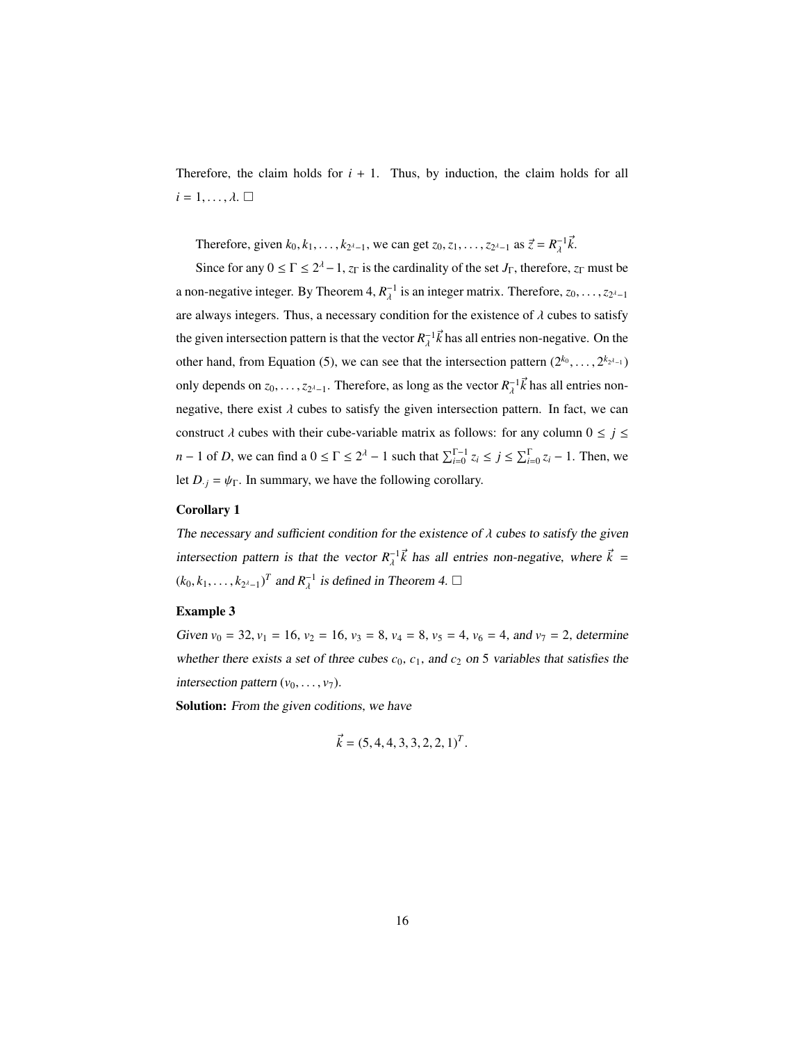Therefore, the claim holds for $i + 1$. Thus, by induction, the claim holds for all $i = 1, \ldots, \lambda$. □

Therefore, given $k_0, k_1, \ldots, k_{2^\lambda - 1}$, we can get $z_0, z_1, \ldots, z_{2^\lambda - 1}$ as $\vec{z} = R_\lambda^{-1}\vec{k}$.

Since for any $0 \leq \Gamma \leq 2^\lambda - 1$, $z_\Gamma$ is the cardinality of the set $J_\Gamma$, therefore, $z_\Gamma$ must be a non-negative integer. By Theorem 4, $R_\lambda^{-1}$ is an integer matrix. Therefore, $z_0, \ldots, z_{2^\lambda - 1}$ are always integers. Thus, a necessary condition for the existence of $\lambda$ cubes to satisfy the given intersection pattern is that the vector $R_\lambda^{-1}\vec{k}$ has all entries non-negative. On the other hand, from Equation (5), we can see that the intersection pattern $(2^{k_0}, \ldots, 2^{k_{2^\lambda - 1}})$ only depends on $z_0, \ldots, z_{2^\lambda - 1}$. Therefore, as long as the vector $R_\lambda^{-1}\vec{k}$ has all entries non-negative, there exist $\lambda$ cubes to satisfy the given intersection pattern. In fact, we can construct $\lambda$ cubes with their cube-variable matrix as follows: for any column $0 \leq j \leq n - 1$ of $D$, we can find a $0 \leq \Gamma \leq 2^\lambda - 1$ such that $\sum_{i=0}^{\Gamma-1} z_i \leq j \leq \sum_{i=0}^{\Gamma} z_i - 1$. Then, we let $D_{\cdot j} = \psi_\Gamma$. In summary, we have the following corollary.

**Corollary 1**

*The necessary and sufficient condition for the existence of $\lambda$ cubes to satisfy the given intersection pattern is that the vector $R_\lambda^{-1}\vec{k}$ has all entries non-negative, where $\vec{k} = (k_0, k_1, \ldots, k_{2^\lambda - 1})^T$ and $R_\lambda^{-1}$ is defined in Theorem 4.* □

**Example 3**

*Given $v_0 = 32$, $v_1 = 16$, $v_2 = 16$, $v_3 = 8$, $v_4 = 8$, $v_5 = 4$, $v_6 = 4$, and $v_7 = 2$, determine whether there exists a set of three cubes $c_0$, $c_1$, and $c_2$ on 5 variables that satisfies the intersection pattern $(v_0, \ldots, v_7)$.*

**Solution:** *From the given coditions, we have*

$$\vec{k} = (5, 4, 4, 3, 3, 2, 2, 1)^T.$$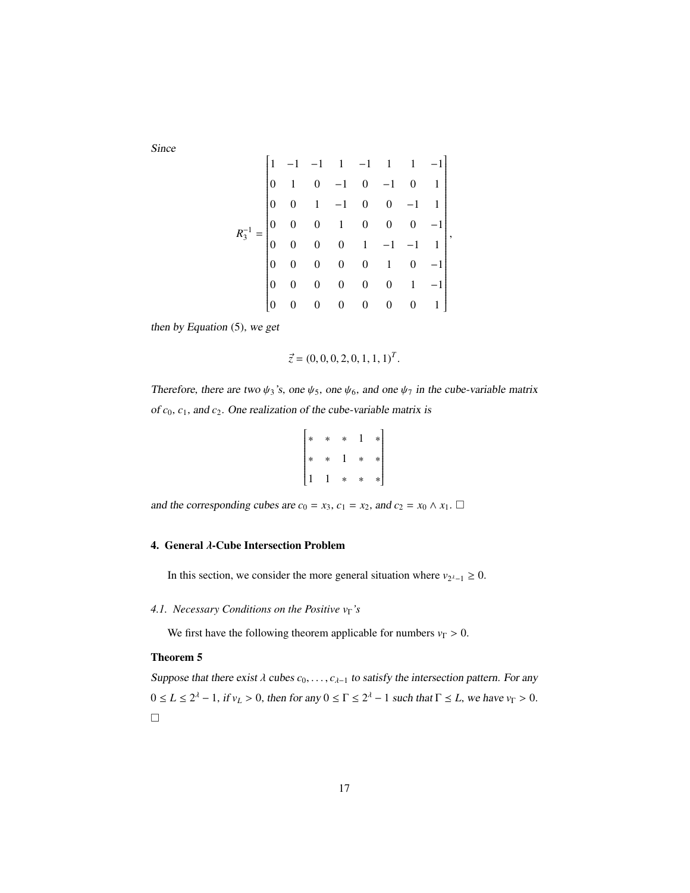*Since*

$$R_3^{-1} = \begin{bmatrix} 1 & -1 & -1 & 1 & -1 & 1 & 1 & -1 \\ 0 & 1 & 0 & -1 & 0 & -1 & 0 & 1 \\ 0 & 0 & 1 & -1 & 0 & 0 & -1 & 1 \\ 0 & 0 & 0 & 1 & 0 & 0 & 0 & -1 \\ 0 & 0 & 0 & 0 & 1 & -1 & -1 & 1 \\ 0 & 0 & 0 & 0 & 0 & 1 & 0 & -1 \\ 0 & 0 & 0 & 0 & 0 & 0 & 1 & -1 \\ 0 & 0 & 0 & 0 & 0 & 0 & 0 & 1 \end{bmatrix},$$

*then by Equation* (5), *we get*

$$\vec{z} = (0, 0, 0, 2, 0, 1, 1, 1)^T.$$

*Therefore, there are two* $\psi_3$*'s, one* $\psi_5$*, one* $\psi_6$*, and one* $\psi_7$ *in the cube-variable matrix of* $c_0$*,* $c_1$*, and* $c_2$*. One realization of the cube-variable matrix is*

$$\begin{bmatrix} * & * & * & 1 & * \\ * & * & 1 & * & * \\ 1 & 1 & * & * & * \end{bmatrix}$$

*and the corresponding cubes are* $c_0 = x_3$*,* $c_1 = x_2$*, and* $c_2 = x_0 \wedge x_1$*.* □

## 4. General $\lambda$-Cube Intersection Problem

In this section, we consider the more general situation where $v_{2^\lambda - 1} \geq 0$.

### *4.1. Necessary Conditions on the Positive* $v_\Gamma$*'s*

We first have the following theorem applicable for numbers $v_\Gamma > 0$.

**Theorem 5**

*Suppose that there exist* $\lambda$ *cubes* $c_0, \ldots, c_{\lambda-1}$ *to satisfy the intersection pattern. For any* $0 \leq L \leq 2^\lambda - 1$*, if* $v_L > 0$*, then for any* $0 \leq \Gamma \leq 2^\lambda - 1$ *such that* $\Gamma \preceq L$*, we have* $v_\Gamma > 0$*.*

□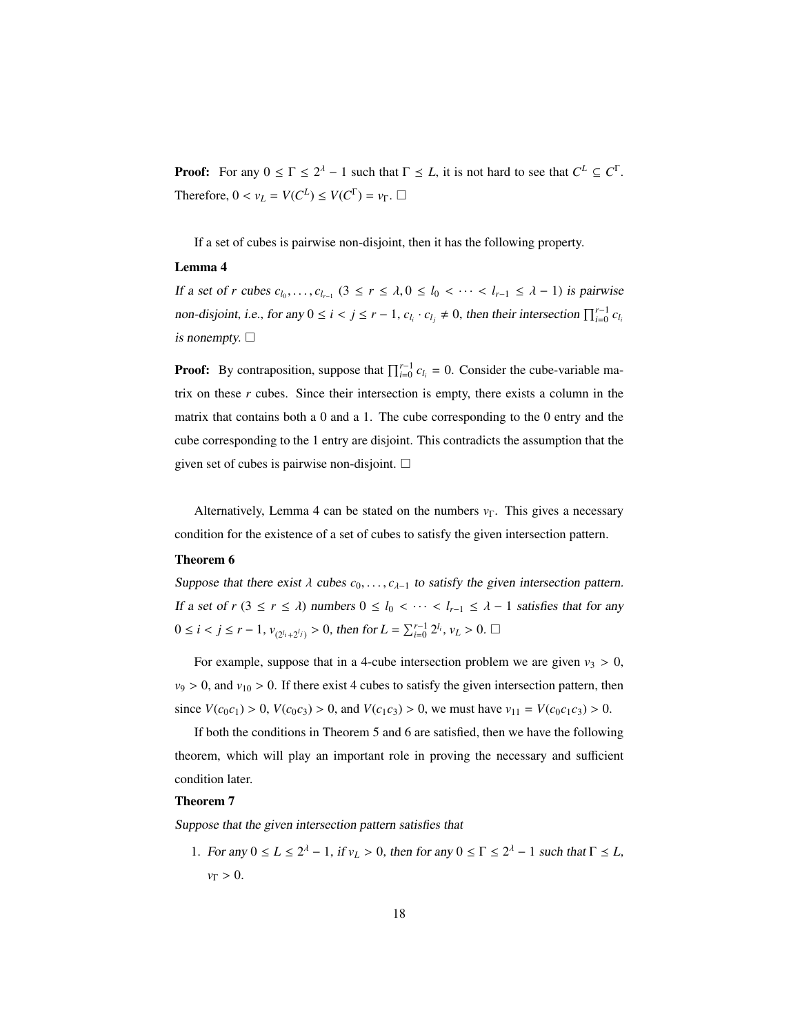**Proof:** For any $0 \leq \Gamma \leq 2^\lambda - 1$ such that $\Gamma \preceq L$, it is not hard to see that $C^L \subseteq C^\Gamma$. Therefore, $0 < v_L = V(C^L) \leq V(C^\Gamma) = v_\Gamma$. □

If a set of cubes is pairwise non-disjoint, then it has the following property.

**Lemma 4**

*If a set of $r$ cubes $c_{l_0}, \ldots, c_{l_{r-1}}$ ($3 \leq r \leq \lambda, 0 \leq l_0 < \cdots < l_{r-1} \leq \lambda - 1$) is pairwise non-disjoint, i.e., for any $0 \leq i < j \leq r-1$, $c_{l_i} \cdot c_{l_j} \neq 0$, then their intersection $\prod_{i=0}^{r-1} c_{l_i}$ is nonempty.* □

**Proof:** By contraposition, suppose that $\prod_{i=0}^{r-1} c_{l_i} = 0$. Consider the cube-variable matrix on these $r$ cubes. Since their intersection is empty, there exists a column in the matrix that contains both a 0 and a 1. The cube corresponding to the 0 entry and the cube corresponding to the 1 entry are disjoint. This contradicts the assumption that the given set of cubes is pairwise non-disjoint. □

Alternatively, Lemma 4 can be stated on the numbers $v_\Gamma$. This gives a necessary condition for the existence of a set of cubes to satisfy the given intersection pattern.

**Theorem 6**

*Suppose that there exist $\lambda$ cubes $c_0, \ldots, c_{\lambda-1}$ to satisfy the given intersection pattern. If a set of $r$ ($3 \leq r \leq \lambda$) numbers $0 \leq l_0 < \cdots < l_{r-1} \leq \lambda - 1$ satisfies that for any $0 \leq i < j \leq r-1$, $v_{(2^{l_i}+2^{l_j})} > 0$, then for $L = \sum_{i=0}^{r-1} 2^{l_i}$, $v_L > 0$.* □

For example, suppose that in a 4-cube intersection problem we are given $v_3 > 0$, $v_9 > 0$, and $v_{10} > 0$. If there exist 4 cubes to satisfy the given intersection pattern, then since $V(c_0c_1) > 0$, $V(c_0c_3) > 0$, and $V(c_1c_3) > 0$, we must have $v_{11} = V(c_0c_1c_3) > 0$.

If both the conditions in Theorem 5 and 6 are satisfied, then we have the following theorem, which will play an important role in proving the necessary and sufficient condition later.

**Theorem 7**

*Suppose that the given intersection pattern satisfies that*

1. *For any $0 \leq L \leq 2^\lambda - 1$, if $v_L > 0$, then for any $0 \leq \Gamma \leq 2^\lambda - 1$ such that $\Gamma \preceq L$, $v_\Gamma > 0$.*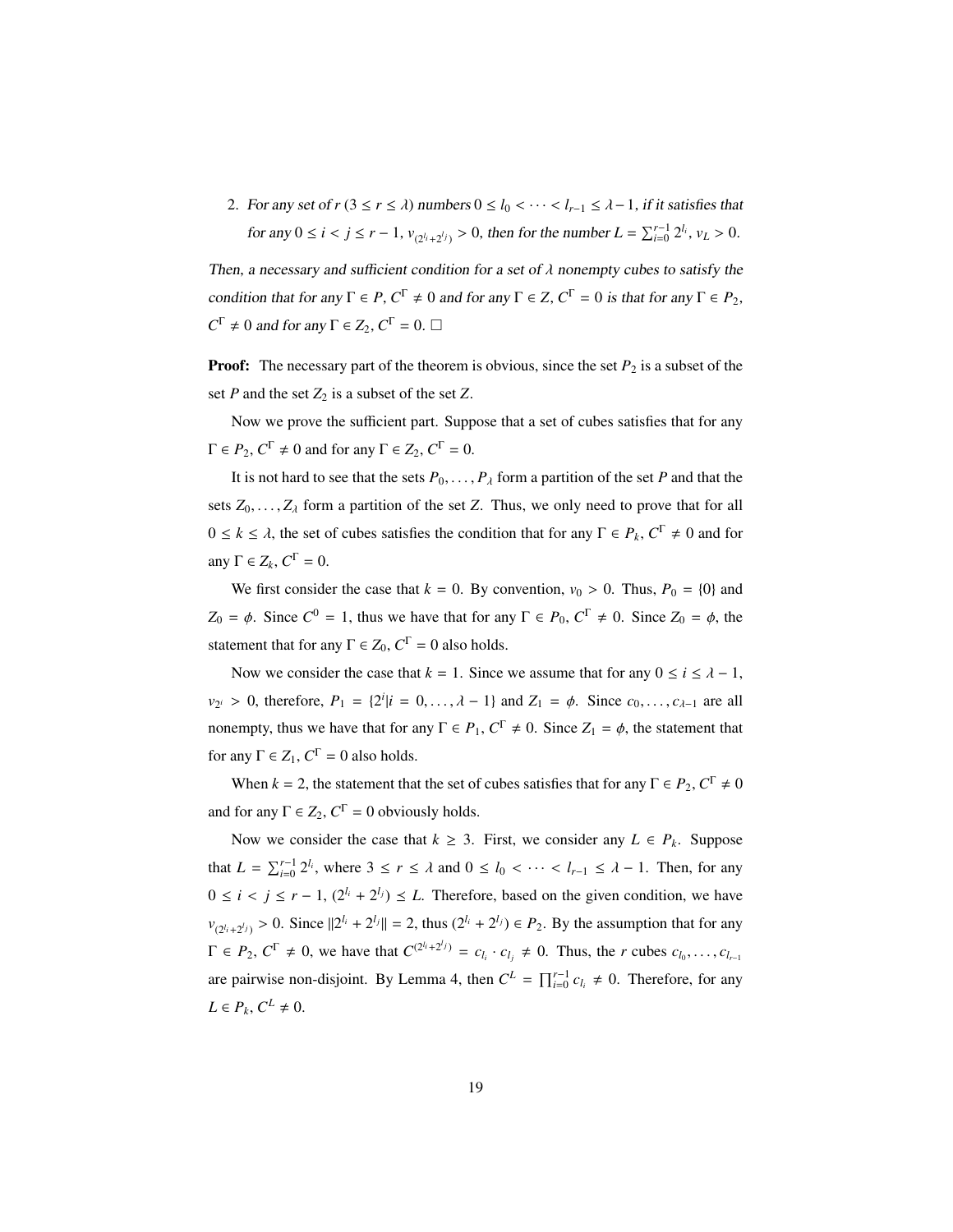2. *For any set of $r$ $(3 \leq r \leq \lambda)$ numbers $0 \leq l_0 < \cdots < l_{r-1} \leq \lambda - 1$, if it satisfies that for any $0 \leq i < j \leq r-1$, $v_{(2^{l_i}+2^{l_j})} > 0$, then for the number $L = \sum_{i=0}^{r-1} 2^{l_i}$, $v_L > 0$.*

*Then, a necessary and sufficient condition for a set of $\lambda$ nonempty cubes to satisfy the condition that for any $\Gamma \in P$, $C^\Gamma \neq 0$ and for any $\Gamma \in Z$, $C^\Gamma = 0$ is that for any $\Gamma \in P_2$, $C^\Gamma \neq 0$ and for any $\Gamma \in Z_2$, $C^\Gamma = 0$.* □

**Proof:** The necessary part of the theorem is obvious, since the set $P_2$ is a subset of the set $P$ and the set $Z_2$ is a subset of the set $Z$.

Now we prove the sufficient part. Suppose that a set of cubes satisfies that for any $\Gamma \in P_2$, $C^\Gamma \neq 0$ and for any $\Gamma \in Z_2$, $C^\Gamma = 0$.

It is not hard to see that the sets $P_0, \ldots, P_\lambda$ form a partition of the set $P$ and that the sets $Z_0, \ldots, Z_\lambda$ form a partition of the set $Z$. Thus, we only need to prove that for all $0 \leq k \leq \lambda$, the set of cubes satisfies the condition that for any $\Gamma \in P_k$, $C^\Gamma \neq 0$ and for any $\Gamma \in Z_k$, $C^\Gamma = 0$.

We first consider the case that $k = 0$. By convention, $v_0 > 0$. Thus, $P_0 = \{0\}$ and $Z_0 = \phi$. Since $C^0 = 1$, thus we have that for any $\Gamma \in P_0$, $C^\Gamma \neq 0$. Since $Z_0 = \phi$, the statement that for any $\Gamma \in Z_0$, $C^\Gamma = 0$ also holds.

Now we consider the case that $k = 1$. Since we assume that for any $0 \leq i \leq \lambda - 1$, $v_{2^i} > 0$, therefore, $P_1 = \{2^i | i = 0, \ldots, \lambda - 1\}$ and $Z_1 = \phi$. Since $c_0, \ldots, c_{\lambda-1}$ are all nonempty, thus we have that for any $\Gamma \in P_1$, $C^\Gamma \neq 0$. Since $Z_1 = \phi$, the statement that for any $\Gamma \in Z_1$, $C^\Gamma = 0$ also holds.

When $k = 2$, the statement that the set of cubes satisfies that for any $\Gamma \in P_2$, $C^\Gamma \neq 0$ and for any $\Gamma \in Z_2$, $C^\Gamma = 0$ obviously holds.

Now we consider the case that $k \geq 3$. First, we consider any $L \in P_k$. Suppose that $L = \sum_{i=0}^{r-1} 2^{l_i}$, where $3 \leq r \leq \lambda$ and $0 \leq l_0 < \cdots < l_{r-1} \leq \lambda - 1$. Then, for any $0 \leq i < j \leq r-1$, $(2^{l_i} + 2^{l_j}) \preceq L$. Therefore, based on the given condition, we have $v_{(2^{l_i}+2^{l_j})} > 0$. Since $\|2^{l_i} + 2^{l_j}\| = 2$, thus $(2^{l_i} + 2^{l_j}) \in P_2$. By the assumption that for any $\Gamma \in P_2$, $C^\Gamma \neq 0$, we have that $C^{(2^{l_i}+2^{l_j})} = c_{l_i} \cdot c_{l_j} \neq 0$. Thus, the $r$ cubes $c_{l_0}, \ldots, c_{l_{r-1}}$ are pairwise non-disjoint. By Lemma 4, then $C^L = \prod_{i=0}^{r-1} c_{l_i} \neq 0$. Therefore, for any $L \in P_k$, $C^L \neq 0$.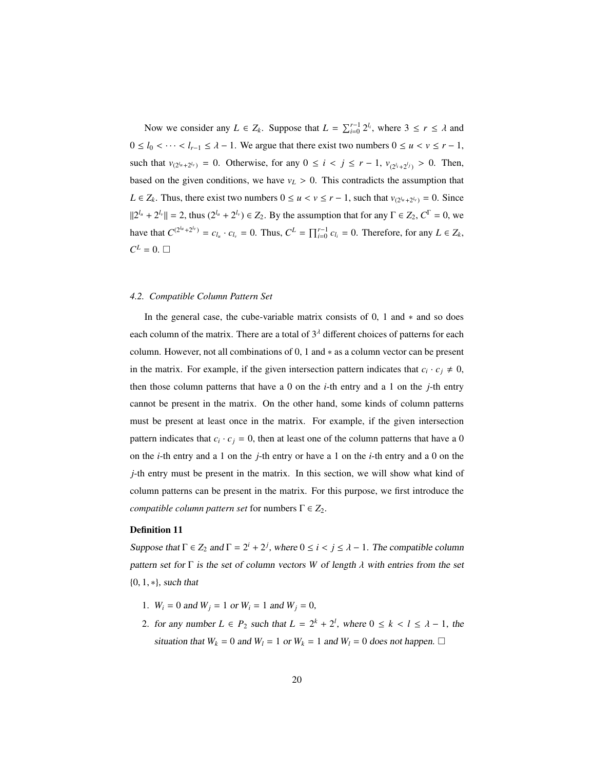Now we consider any $L \in Z_k$. Suppose that $L = \sum_{i=0}^{r-1} 2^{l_i}$, where $3 \le r \le \lambda$ and $0 \le l_0 < \cdots < l_{r-1} \le \lambda - 1$. We argue that there exist two numbers $0 \le u < v \le r-1$, such that $v_{(2^{l_u}+2^{l_v})} = 0$. Otherwise, for any $0 \le i < j \le r-1$, $v_{(2^{l_i}+2^{l_j})} > 0$. Then, based on the given conditions, we have $v_L > 0$. This contradicts the assumption that $L \in Z_k$. Thus, there exist two numbers $0 \le u < v \le r-1$, such that $v_{(2^{l_u}+2^{l_v})} = 0$. Since $\|2^{l_u} + 2^{l_v}\| = 2$, thus $(2^{l_u} + 2^{l_v}) \in Z_2$. By the assumption that for any $\Gamma \in Z_2$, $C^\Gamma = 0$, we have that $C^{(2^{l_u}+2^{l_v})} = c_{l_u} \cdot c_{l_v} = 0$. Thus, $C^L = \prod_{i=0}^{r-1} c_{l_i} = 0$. Therefore, for any $L \in Z_k$, $C^L = 0$. □

### *4.2. Compatible Column Pattern Set*

In the general case, the cube-variable matrix consists of 0, 1 and $*$ and so does each column of the matrix. There are a total of $3^\lambda$ different choices of patterns for each column. However, not all combinations of 0, 1 and $*$ as a column vector can be present in the matrix. For example, if the given intersection pattern indicates that $c_i \cdot c_j \neq 0$, then those column patterns that have a 0 on the $i$-th entry and a 1 on the $j$-th entry cannot be present in the matrix. On the other hand, some kinds of column patterns must be present at least once in the matrix. For example, if the given intersection pattern indicates that $c_i \cdot c_j = 0$, then at least one of the column patterns that have a 0 on the $i$-th entry and a 1 on the $j$-th entry or have a 1 on the $i$-th entry and a 0 on the $j$-th entry must be present in the matrix. In this section, we will show what kind of column patterns can be present in the matrix. For this purpose, we first introduce the *compatible column pattern set* for numbers $\Gamma \in Z_2$.

**Definition 11**

*Suppose that $\Gamma \in Z_2$ and $\Gamma = 2^i + 2^j$, where $0 \le i < j \le \lambda - 1$. The compatible column pattern set for $\Gamma$ is the set of column vectors $W$ of length $\lambda$ with entries from the set $\{0, 1, *\}$, such that*

1. *$W_i = 0$ and $W_j = 1$ or $W_i = 1$ and $W_j = 0$,*
2. *for any number $L \in P_2$ such that $L = 2^k + 2^l$, where $0 \le k < l \le \lambda - 1$, the situation that $W_k = 0$ and $W_l = 1$ or $W_k = 1$ and $W_l = 0$ does not happen.* □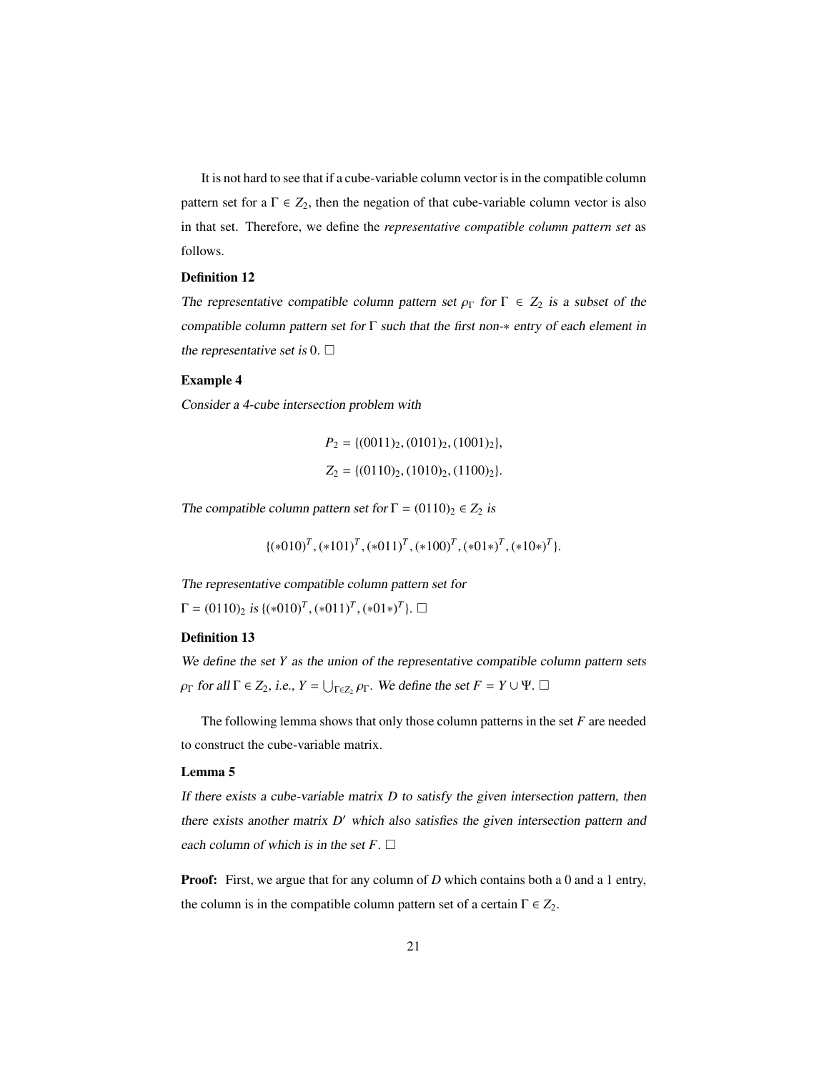It is not hard to see that if a cube-variable column vector is in the compatible column pattern set for a $\Gamma \in Z_2$, then the negation of that cube-variable column vector is also in that set. Therefore, we define the *representative compatible column pattern set* as follows.

**Definition 12**

*The representative compatible column pattern set $\rho_\Gamma$ for $\Gamma \in Z_2$ is a subset of the compatible column pattern set for $\Gamma$ such that the first non-$*$ entry of each element in the representative set is 0.* $\Box$

**Example 4**

*Consider a 4-cube intersection problem with*

$$P_2 = \{(0011)_2, (0101)_2, (1001)_2\},$$

$$Z_2 = \{(0110)_2, (1010)_2, (1100)_2\}.$$

*The compatible column pattern set for $\Gamma = (0110)_2 \in Z_2$ is*

$$\{(*010)^T, (*101)^T, (*011)^T, (*100)^T, (*01*)^T, (*10*)^T\}.$$

*The representative compatible column pattern set for*
$\Gamma = (0110)_2$ *is* $\{(*010)^T, (*011)^T, (*01*)^T\}$. $\Box$

**Definition 13**

*We define the set $Y$ as the union of the representative compatible column pattern sets $\rho_\Gamma$ for all $\Gamma \in Z_2$, i.e., $Y = \bigcup_{\Gamma \in Z_2} \rho_\Gamma$. We define the set $F = Y \cup \Psi$.* $\Box$

The following lemma shows that only those column patterns in the set $F$ are needed to construct the cube-variable matrix.

**Lemma 5**

*If there exists a cube-variable matrix $D$ to satisfy the given intersection pattern, then there exists another matrix $D'$ which also satisfies the given intersection pattern and each column of which is in the set $F$.* $\Box$

**Proof:** First, we argue that for any column of $D$ which contains both a 0 and a 1 entry, the column is in the compatible column pattern set of a certain $\Gamma \in Z_2$.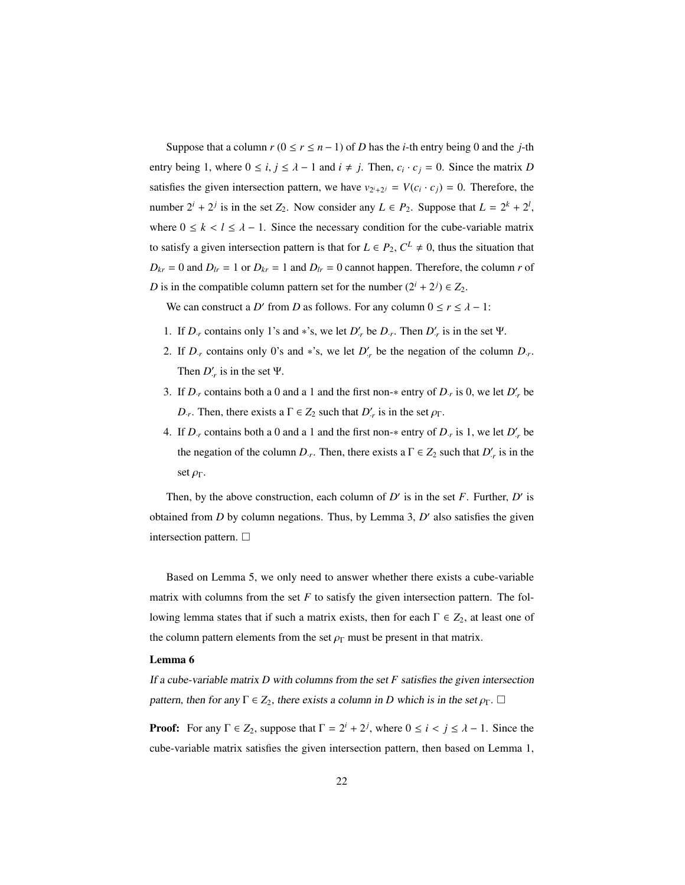Suppose that a column $r$ ($0 \le r \le n-1$) of $D$ has the $i$-th entry being 0 and the $j$-th entry being 1, where $0 \le i, j \le \lambda - 1$ and $i \ne j$. Then, $c_i \cdot c_j = 0$. Since the matrix $D$ satisfies the given intersection pattern, we have $v_{2^i+2^j} = V(c_i \cdot c_j) = 0$. Therefore, the number $2^i + 2^j$ is in the set $Z_2$. Now consider any $L \in P_2$. Suppose that $L = 2^k + 2^l$, where $0 \le k < l \le \lambda - 1$. Since the necessary condition for the cube-variable matrix to satisfy a given intersection pattern is that for $L \in P_2$, $C^L \ne 0$, thus the situation that $D_{kr} = 0$ and $D_{lr} = 1$ or $D_{kr} = 1$ and $D_{lr} = 0$ cannot happen. Therefore, the column $r$ of $D$ is in the compatible column pattern set for the number $(2^i + 2^j) \in Z_2$.

We can construct a $D'$ from $D$ as follows. For any column $0 \le r \le \lambda - 1$:

1. If $D_{\cdot r}$ contains only 1's and $*$'s, we let $D'_{\cdot r}$ be $D_{\cdot r}$. Then $D'_{\cdot r}$ is in the set $\Psi$.
2. If $D_{\cdot r}$ contains only 0's and $*$'s, we let $D'_{\cdot r}$ be the negation of the column $D_{\cdot r}$. Then $D'_{\cdot r}$ is in the set $\Psi$.
3. If $D_{\cdot r}$ contains both a 0 and a 1 and the first non-$*$ entry of $D_{\cdot r}$ is 0, we let $D'_{\cdot r}$ be $D_{\cdot r}$. Then, there exists a $\Gamma \in Z_2$ such that $D'_{\cdot r}$ is in the set $\rho_\Gamma$.
4. If $D_{\cdot r}$ contains both a 0 and a 1 and the first non-$*$ entry of $D_{\cdot r}$ is 1, we let $D'_{\cdot r}$ be the negation of the column $D_{\cdot r}$. Then, there exists a $\Gamma \in Z_2$ such that $D'_{\cdot r}$ is in the set $\rho_\Gamma$.

Then, by the above construction, each column of $D'$ is in the set $F$. Further, $D'$ is obtained from $D$ by column negations. Thus, by Lemma 3, $D'$ also satisfies the given intersection pattern. □

Based on Lemma 5, we only need to answer whether there exists a cube-variable matrix with columns from the set $F$ to satisfy the given intersection pattern. The following lemma states that if such a matrix exists, then for each $\Gamma \in Z_2$, at least one of the column pattern elements from the set $\rho_\Gamma$ must be present in that matrix.

**Lemma 6**

*If a cube-variable matrix $D$ with columns from the set $F$ satisfies the given intersection pattern, then for any $\Gamma \in Z_2$, there exists a column in $D$ which is in the set $\rho_\Gamma$.* □

**Proof:** For any $\Gamma \in Z_2$, suppose that $\Gamma = 2^i + 2^j$, where $0 \le i < j \le \lambda - 1$. Since the cube-variable matrix satisfies the given intersection pattern, then based on Lemma 1,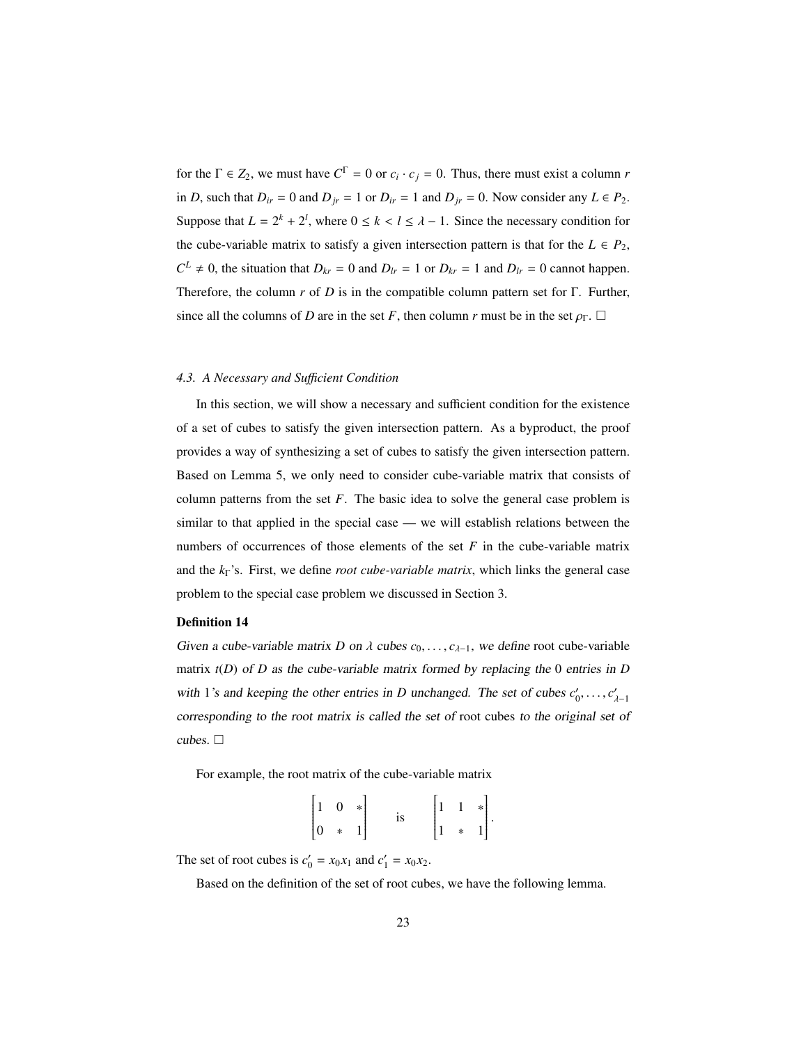for the $\Gamma \in Z_2$, we must have $C^{\Gamma} = 0$ or $c_i \cdot c_j = 0$. Thus, there must exist a column $r$ in $D$, such that $D_{ir} = 0$ and $D_{jr} = 1$ or $D_{ir} = 1$ and $D_{jr} = 0$. Now consider any $L \in P_2$. Suppose that $L = 2^k + 2^l$, where $0 \leq k < l \leq \lambda - 1$. Since the necessary condition for the cube-variable matrix to satisfy a given intersection pattern is that for the $L \in P_2$, $C^L \neq 0$, the situation that $D_{kr} = 0$ and $D_{lr} = 1$ or $D_{kr} = 1$ and $D_{lr} = 0$ cannot happen. Therefore, the column $r$ of $D$ is in the compatible column pattern set for $\Gamma$. Further, since all the columns of $D$ are in the set $F$, then column $r$ must be in the set $\rho_{\Gamma}$. □

### *4.3. A Necessary and Sufficient Condition*

In this section, we will show a necessary and sufficient condition for the existence of a set of cubes to satisfy the given intersection pattern. As a byproduct, the proof provides a way of synthesizing a set of cubes to satisfy the given intersection pattern. Based on Lemma 5, we only need to consider cube-variable matrix that consists of column patterns from the set $F$. The basic idea to solve the general case problem is similar to that applied in the special case — we will establish relations between the numbers of occurrences of those elements of the set $F$ in the cube-variable matrix and the $k_{\Gamma}$'s. First, we define *root cube-variable matrix*, which links the general case problem to the special case problem we discussed in Section 3.

**Definition 14**

*Given a cube-variable matrix $D$ on $\lambda$ cubes $c_0, \ldots, c_{\lambda-1}$, we define* root cube-variable matrix *$t(D)$ of $D$ as the cube-variable matrix formed by replacing the 0 entries in $D$ with 1's and keeping the other entries in $D$ unchanged. The set of cubes $c'_0, \ldots, c'_{\lambda-1}$ corresponding to the root matrix is called the set of* root cubes *to the original set of cubes.* □

For example, the root matrix of the cube-variable matrix

$$\begin{bmatrix} 1 & 0 & * \\ 0 & * & 1 \end{bmatrix} \quad \text{is} \quad \begin{bmatrix} 1 & 1 & * \\ 1 & * & 1 \end{bmatrix}.$$

The set of root cubes is $c'_0 = x_0 x_1$ and $c'_1 = x_0 x_2$.

Based on the definition of the set of root cubes, we have the following lemma.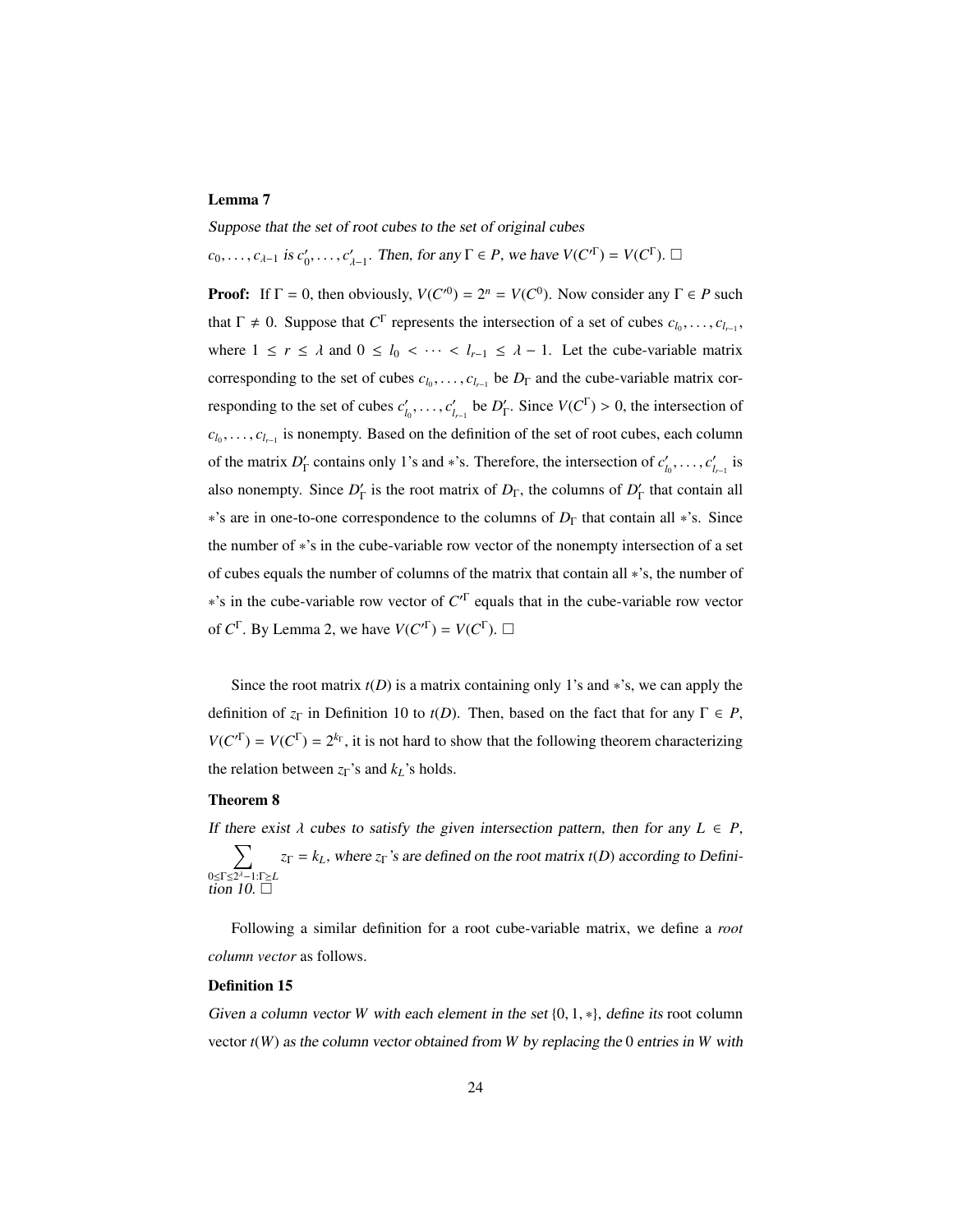### Lemma 7

*Suppose that the set of root cubes to the set of original cubes $c_0, \ldots, c_{\lambda-1}$ is $c'_0, \ldots, c'_{\lambda-1}$. Then, for any $\Gamma \in P$, we have $V(C'^{\Gamma}) = V(C^{\Gamma})$.* □

**Proof:** If $\Gamma = 0$, then obviously, $V(C'^0) = 2^n = V(C^0)$. Now consider any $\Gamma \in P$ such that $\Gamma \neq 0$. Suppose that $C^{\Gamma}$ represents the intersection of a set of cubes $c_{l_0}, \ldots, c_{l_{r-1}}$, where $1 \leq r \leq \lambda$ and $0 \leq l_0 < \cdots < l_{r-1} \leq \lambda - 1$. Let the cube-variable matrix corresponding to the set of cubes $c_{l_0}, \ldots, c_{l_{r-1}}$ be $D_{\Gamma}$ and the cube-variable matrix corresponding to the set of cubes $c'_{l_0}, \ldots, c'_{l_{r-1}}$ be $D'_{\Gamma}$. Since $V(C^{\Gamma}) > 0$, the intersection of $c_{l_0}, \ldots, c_{l_{r-1}}$ is nonempty. Based on the definition of the set of root cubes, each column of the matrix $D'_{\Gamma}$ contains only 1's and $*$'s. Therefore, the intersection of $c'_{l_0}, \ldots, c'_{l_{r-1}}$ is also nonempty. Since $D'_{\Gamma}$ is the root matrix of $D_{\Gamma}$, the columns of $D'_{\Gamma}$ that contain all $*$'s are in one-to-one correspondence to the columns of $D_{\Gamma}$ that contain all $*$'s. Since the number of $*$'s in the cube-variable row vector of the nonempty intersection of a set of cubes equals the number of columns of the matrix that contain all $*$'s, the number of $*$'s in the cube-variable row vector of $C'^{\Gamma}$ equals that in the cube-variable row vector of $C^{\Gamma}$. By Lemma 2, we have $V(C'^{\Gamma}) = V(C^{\Gamma})$. □

Since the root matrix $t(D)$ is a matrix containing only 1's and $*$'s, we can apply the definition of $z_{\Gamma}$ in Definition 10 to $t(D)$. Then, based on the fact that for any $\Gamma \in P$, $V(C'^{\Gamma}) = V(C^{\Gamma}) = 2^{k_{\Gamma}}$, it is not hard to show that the following theorem characterizing the relation between $z_{\Gamma}$'s and $k_L$'s holds.

### Theorem 8

*If there exist $\lambda$ cubes to satisfy the given intersection pattern, then for any $L \in P$, $\sum_{0 \leq \Gamma \leq 2^{\lambda}-1 : \Gamma \geq L} z_{\Gamma} = k_L$, where $z_{\Gamma}$'s are defined on the root matrix $t(D)$ according to Definition 10.* □

Following a similar definition for a root cube-variable matrix, we define a *root column vector* as follows.

### Definition 15

*Given a column vector $W$ with each element in the set $\{0, 1, *\}$, define its* root column vector *$t(W)$ as the column vector obtained from $W$ by replacing the 0 entries in $W$ with*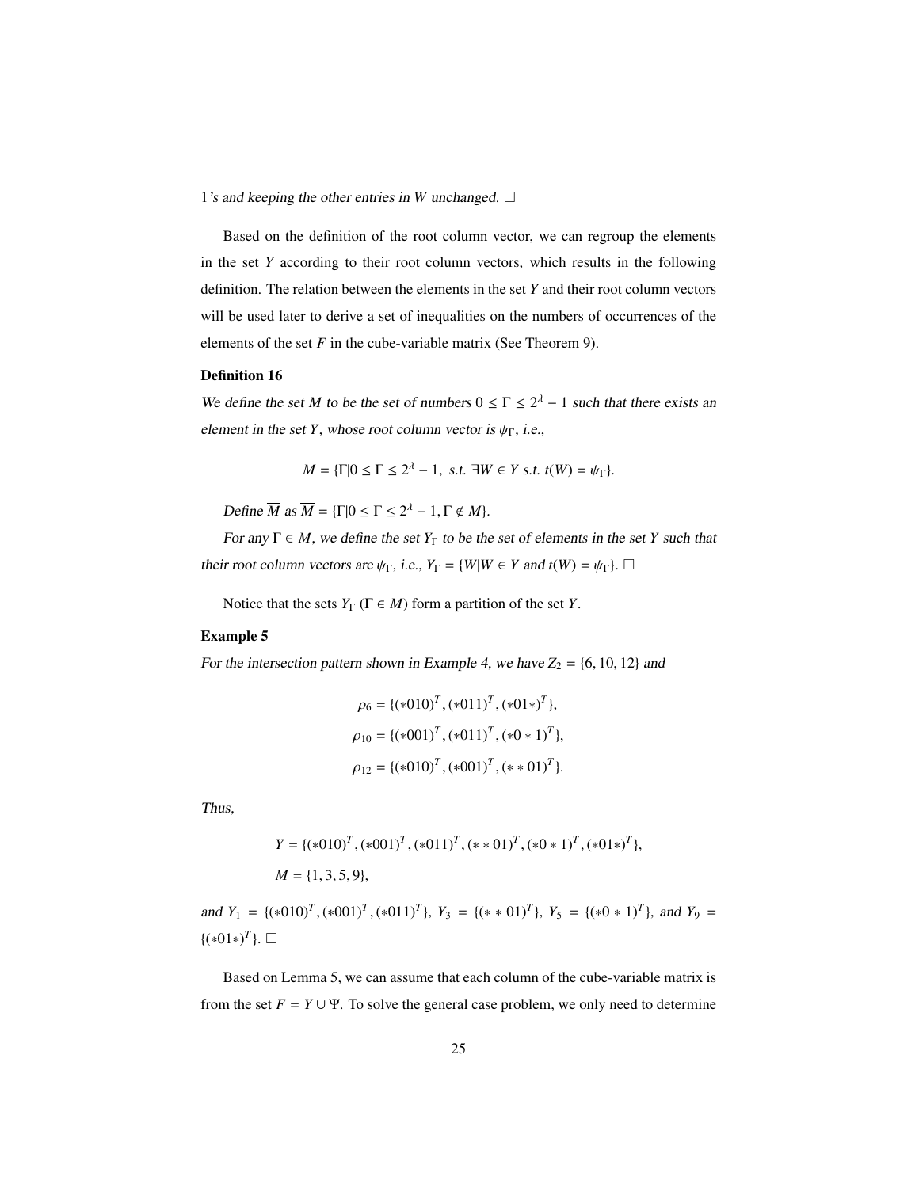1's and keeping the other entries in $W$ unchanged. □

Based on the definition of the root column vector, we can regroup the elements in the set $Y$ according to their root column vectors, which results in the following definition. The relation between the elements in the set $Y$ and their root column vectors will be used later to derive a set of inequalities on the numbers of occurrences of the elements of the set $F$ in the cube-variable matrix (See Theorem 9).

**Definition 16**

*We define the set $M$ to be the set of numbers $0 \leq \Gamma \leq 2^\lambda - 1$ such that there exists an element in the set $Y$, whose root column vector is $\psi_\Gamma$, i.e.,*

$$M = \{\Gamma | 0 \leq \Gamma \leq 2^\lambda - 1, \text{ s.t. } \exists W \in Y \text{ s.t. } t(W) = \psi_\Gamma\}.$$

*Define $\overline{M}$ as $\overline{M} = \{\Gamma | 0 \leq \Gamma \leq 2^\lambda - 1, \Gamma \notin M\}$.*

*For any $\Gamma \in M$, we define the set $Y_\Gamma$ to be the set of elements in the set $Y$ such that their root column vectors are $\psi_\Gamma$, i.e., $Y_\Gamma = \{W | W \in Y \text{ and } t(W) = \psi_\Gamma\}$.* □

Notice that the sets $Y_\Gamma$ ($\Gamma \in M$) form a partition of the set $Y$.

**Example 5**

*For the intersection pattern shown in Example 4, we have $Z_2 = \{6, 10, 12\}$ and*

$$\rho_6 = \{(*010)^T, (*011)^T, (*01*)^T\},$$
$$\rho_{10} = \{(*001)^T, (*011)^T, (*0*1)^T\},$$
$$\rho_{12} = \{(*010)^T, (*001)^T, (**01)^T\}.$$

*Thus,*

$$Y = \{(*010)^T, (*001)^T, (*011)^T, (**01)^T, (*0*1)^T, (*01*)^T\},$$
$$M = \{1, 3, 5, 9\},$$

*and $Y_1 = \{(*010)^T, (*001)^T, (*011)^T\}$, $Y_3 = \{(**01)^T\}$, $Y_5 = \{(*0*1)^T\}$, and $Y_9 = \{(*01*)^T\}$.* □

Based on Lemma 5, we can assume that each column of the cube-variable matrix is from the set $F = Y \cup \Psi$. To solve the general case problem, we only need to determine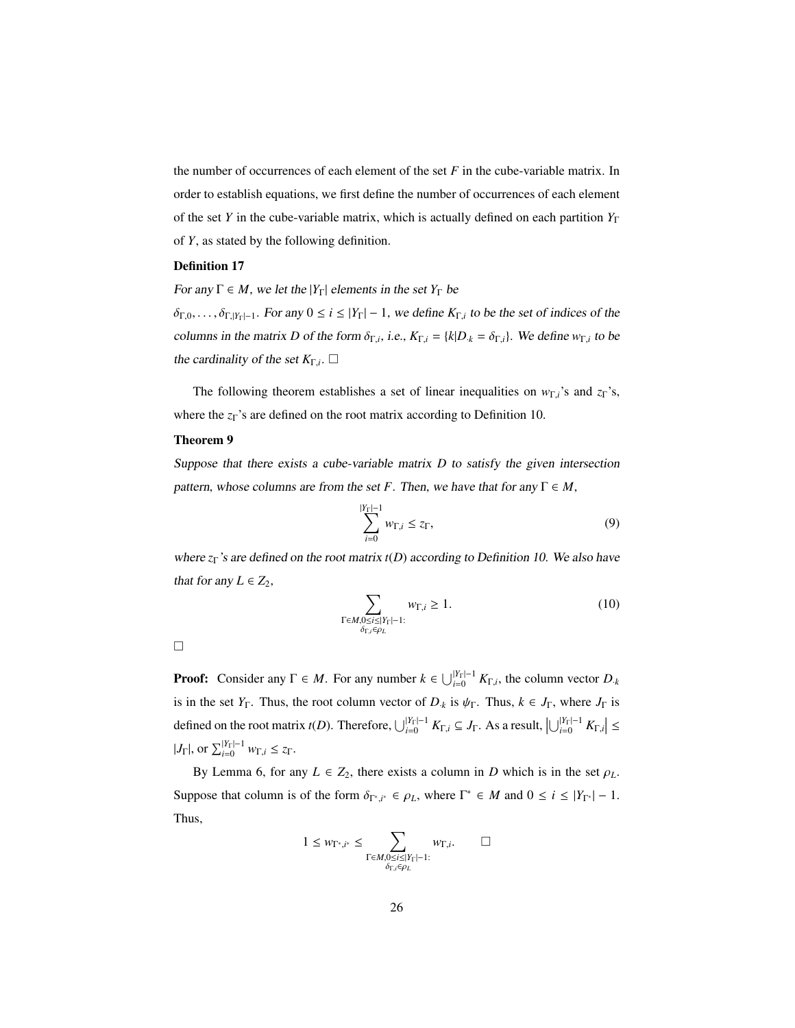the number of occurrences of each element of the set $F$ in the cube-variable matrix. In order to establish equations, we first define the number of occurrences of each element of the set $Y$ in the cube-variable matrix, which is actually defined on each partition $Y_\Gamma$ of $Y$, as stated by the following definition.

**Definition 17**

*For any $\Gamma \in M$, we let the $|Y_\Gamma|$ elements in the set $Y_\Gamma$ be $\delta_{\Gamma,0}, \ldots, \delta_{\Gamma,|Y_\Gamma|-1}$. For any $0 \leq i \leq |Y_\Gamma| - 1$, we define $K_{\Gamma,i}$ to be the set of indices of the columns in the matrix $D$ of the form $\delta_{\Gamma,i}$, i.e., $K_{\Gamma,i} = \{k | D_{\cdot k} = \delta_{\Gamma,i}\}$. We define $w_{\Gamma,i}$ to be the cardinality of the set $K_{\Gamma,i}$.* □

The following theorem establishes a set of linear inequalities on $w_{\Gamma,i}$'s and $z_\Gamma$'s, where the $z_\Gamma$'s are defined on the root matrix according to Definition 10.

**Theorem 9**

*Suppose that there exists a cube-variable matrix $D$ to satisfy the given intersection pattern, whose columns are from the set $F$. Then, we have that for any $\Gamma \in M$,*

$$\sum_{i=0}^{|Y_\Gamma|-1} w_{\Gamma,i} \leq z_\Gamma, \tag{9}$$

*where $z_\Gamma$'s are defined on the root matrix $t(D)$ according to Definition 10. We also have that for any $L \in Z_2$,*

$$\sum_{\substack{\Gamma \in M, 0 \leq i \leq |Y_\Gamma|-1: \\ \delta_{\Gamma,i} \in \rho_L}} w_{\Gamma,i} \geq 1. \tag{10}$$

□

**Proof:** Consider any $\Gamma \in M$. For any number $k \in \bigcup_{i=0}^{|Y_\Gamma|-1} K_{\Gamma,i}$, the column vector $D_{\cdot k}$ is in the set $Y_\Gamma$. Thus, the root column vector of $D_{\cdot k}$ is $\psi_\Gamma$. Thus, $k \in J_\Gamma$, where $J_\Gamma$ is defined on the root matrix $t(D)$. Therefore, $\bigcup_{i=0}^{|Y_\Gamma|-1} K_{\Gamma,i} \subseteq J_\Gamma$. As a result, $\left|\bigcup_{i=0}^{|Y_\Gamma|-1} K_{\Gamma,i}\right| \leq |J_\Gamma|$, or $\sum_{i=0}^{|Y_\Gamma|-1} w_{\Gamma,i} \leq z_\Gamma$.

By Lemma 6, for any $L \in Z_2$, there exists a column in $D$ which is in the set $\rho_L$. Suppose that column is of the form $\delta_{\Gamma^*,i^*} \in \rho_L$, where $\Gamma^* \in M$ and $0 \leq i \leq |Y_{\Gamma^*}| - 1$. Thus,

$$1 \leq w_{\Gamma^*,i^*} \leq \sum_{\substack{\Gamma \in M, 0 \leq i \leq |Y_\Gamma|-1: \\ \delta_{\Gamma,i} \in \rho_L}} w_{\Gamma,i}. \qquad \square$$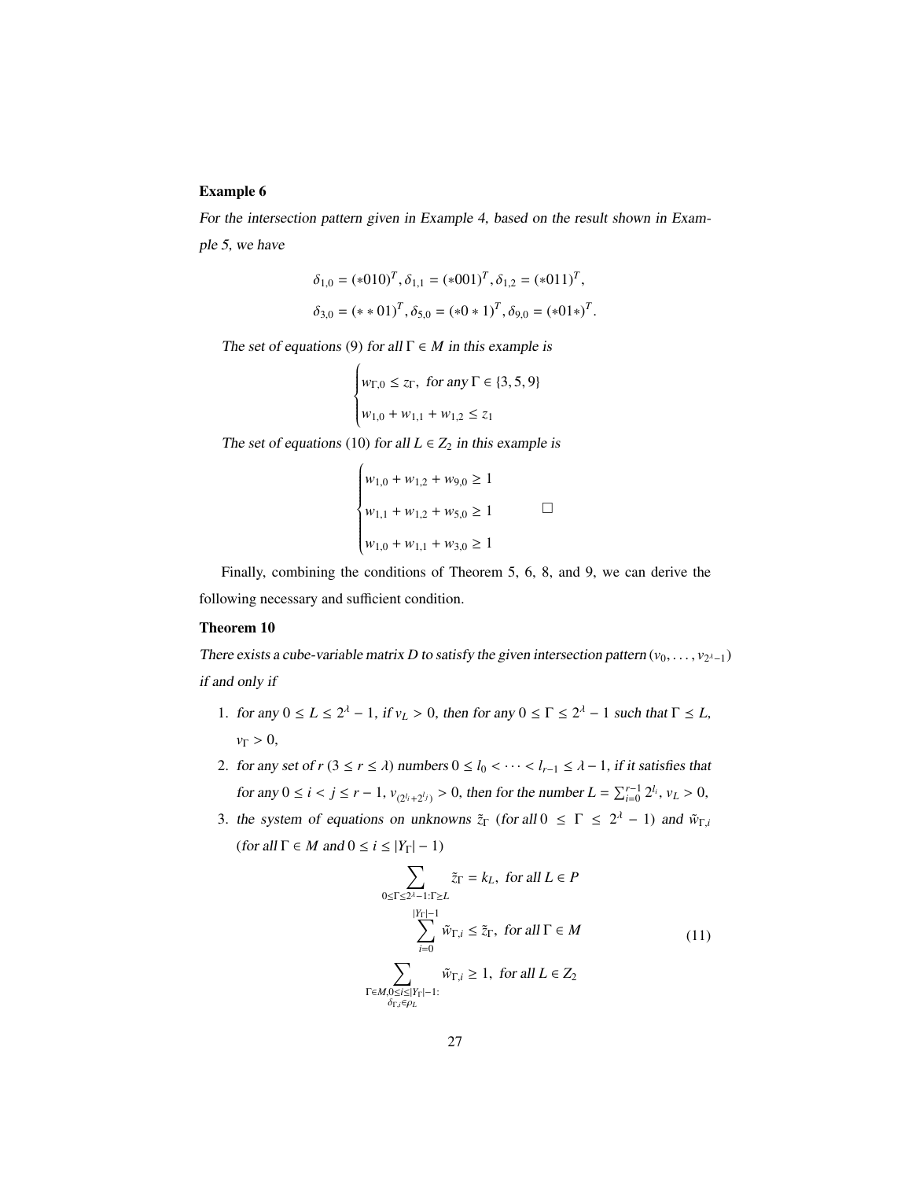**Example 6**

*For the intersection pattern given in Example 4, based on the result shown in Example 5, we have*

$$\delta_{1,0} = (*010)^T, \delta_{1,1} = (*001)^T, \delta_{1,2} = (*011)^T,$$
$$\delta_{3,0} = (**01)^T, \delta_{5,0} = (*0*1)^T, \delta_{9,0} = (*01*)^T.$$

*The set of equations* (9) *for all* $\Gamma \in M$ *in this example is*

$$\begin{cases} w_{\Gamma,0} \leq z_\Gamma, \text{ for any } \Gamma \in \{3, 5, 9\} \\ w_{1,0} + w_{1,1} + w_{1,2} \leq z_1 \end{cases}$$

*The set of equations* (10) *for all* $L \in Z_2$ *in this example is*

$$\begin{cases} w_{1,0} + w_{1,2} + w_{9,0} \geq 1 \\ w_{1,1} + w_{1,2} + w_{5,0} \geq 1 \\ w_{1,0} + w_{1,1} + w_{3,0} \geq 1 \end{cases} \qquad \square$$

Finally, combining the conditions of Theorem 5, 6, 8, and 9, we can derive the following necessary and sufficient condition.

**Theorem 10**

*There exists a cube-variable matrix $D$ to satisfy the given intersection pattern $(v_0, \ldots, v_{2^\lambda-1})$ if and only if*

1. *for any $0 \leq L \leq 2^\lambda - 1$, if $v_L > 0$, then for any $0 \leq \Gamma \leq 2^\lambda - 1$ such that $\Gamma \leq L$, $v_\Gamma > 0$,*
2. *for any set of $r$ ($3 \leq r \leq \lambda$) numbers $0 \leq l_0 < \cdots < l_{r-1} \leq \lambda - 1$, if it satisfies that for any $0 \leq i < j \leq r-1$, $v_{(2^{l_i}+2^{l_j})} > 0$, then for the number $L = \sum_{i=0}^{r-1} 2^{l_i}$, $v_L > 0$,*
3. *the system of equations on unknowns $\tilde{z}_\Gamma$ (for all $0 \leq \Gamma \leq 2^\lambda - 1$) and $\tilde{w}_{\Gamma,i}$ (for all $\Gamma \in M$ and $0 \leq i \leq |Y_\Gamma| - 1$)*

$$\begin{aligned} \sum_{0 \leq \Gamma \leq 2^\lambda - 1 : \Gamma \geq L} \tilde{z}_\Gamma &= k_L, \text{ for all } L \in P \\ \sum_{i=0}^{|Y_\Gamma|-1} \tilde{w}_{\Gamma,i} &\leq \tilde{z}_\Gamma, \text{ for all } \Gamma \in M \\ \sum_{\substack{\Gamma \in M, 0 \leq i \leq |Y_\Gamma|-1: \\ \delta_{\Gamma,i} \in \rho_L}} \tilde{w}_{\Gamma,i} &\geq 1, \text{ for all } L \in Z_2 \end{aligned} \tag{11}$$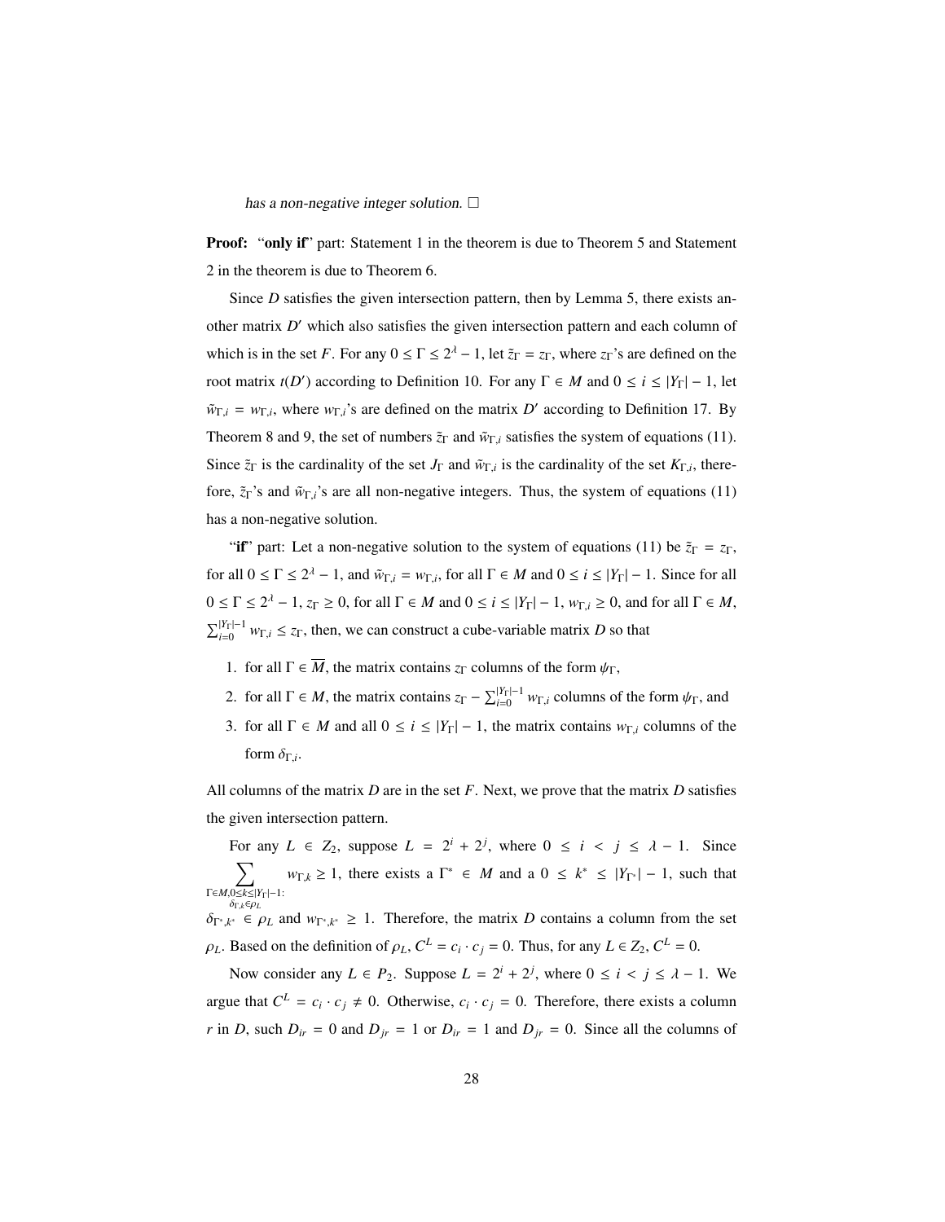*has a non-negative integer solution.* □

**Proof:** "**only if**" part: Statement 1 in the theorem is due to Theorem 5 and Statement 2 in the theorem is due to Theorem 6.

Since $D$ satisfies the given intersection pattern, then by Lemma 5, there exists another matrix $D'$ which also satisfies the given intersection pattern and each column of which is in the set $F$. For any $0 \leq \Gamma \leq 2^\lambda - 1$, let $\tilde{z}_\Gamma = z_\Gamma$, where $z_\Gamma$'s are defined on the root matrix $t(D')$ according to Definition 10. For any $\Gamma \in M$ and $0 \leq i \leq |Y_\Gamma| - 1$, let $\tilde{w}_{\Gamma,i} = w_{\Gamma,i}$, where $w_{\Gamma,i}$'s are defined on the matrix $D'$ according to Definition 17. By Theorem 8 and 9, the set of numbers $\tilde{z}_\Gamma$ and $\tilde{w}_{\Gamma,i}$ satisfies the system of equations (11). Since $\tilde{z}_\Gamma$ is the cardinality of the set $J_\Gamma$ and $\tilde{w}_{\Gamma,i}$ is the cardinality of the set $K_{\Gamma,i}$, therefore, $\tilde{z}_\Gamma$'s and $\tilde{w}_{\Gamma,i}$'s are all non-negative integers. Thus, the system of equations (11) has a non-negative solution.

"**if**" part: Let a non-negative solution to the system of equations (11) be $\tilde{z}_\Gamma = z_\Gamma$, for all $0 \leq \Gamma \leq 2^\lambda - 1$, and $\tilde{w}_{\Gamma,i} = w_{\Gamma,i}$, for all $\Gamma \in M$ and $0 \leq i \leq |Y_\Gamma| - 1$. Since for all $0 \leq \Gamma \leq 2^\lambda - 1$, $z_\Gamma \geq 0$, for all $\Gamma \in M$ and $0 \leq i \leq |Y_\Gamma| - 1$, $w_{\Gamma,i} \geq 0$, and for all $\Gamma \in M$, $\sum_{i=0}^{|Y_\Gamma|-1} w_{\Gamma,i} \leq z_\Gamma$, then, we can construct a cube-variable matrix $D$ so that

1. for all $\Gamma \in \overline{M}$, the matrix contains $z_\Gamma$ columns of the form $\psi_\Gamma$,
2. for all $\Gamma \in M$, the matrix contains $z_\Gamma - \sum_{i=0}^{|Y_\Gamma|-1} w_{\Gamma,i}$ columns of the form $\psi_\Gamma$, and
3. for all $\Gamma \in M$ and all $0 \leq i \leq |Y_\Gamma| - 1$, the matrix contains $w_{\Gamma,i}$ columns of the form $\delta_{\Gamma,i}$.

All columns of the matrix $D$ are in the set $F$. Next, we prove that the matrix $D$ satisfies the given intersection pattern.

For any $L \in Z_2$, suppose $L = 2^i + 2^j$, where $0 \leq i < j \leq \lambda - 1$. Since $\sum_{\substack{\Gamma \in M, 0 \leq k \leq |Y_\Gamma|-1: \\ \delta_{\Gamma,k} \in \rho_L}} w_{\Gamma,k} \geq 1$, there exists a $\Gamma^* \in M$ and a $0 \leq k^* \leq |Y_{\Gamma^*}| - 1$, such that $\delta_{\Gamma^*,k^*} \in \rho_L$ and $w_{\Gamma^*,k^*} \geq 1$. Therefore, the matrix $D$ contains a column from the set $\rho_L$. Based on the definition of $\rho_L$, $C^L = c_i \cdot c_j = 0$. Thus, for any $L \in Z_2$, $C^L = 0$.

Now consider any $L \in P_2$. Suppose $L = 2^i + 2^j$, where $0 \leq i < j \leq \lambda - 1$. We argue that $C^L = c_i \cdot c_j \neq 0$. Otherwise, $c_i \cdot c_j = 0$. Therefore, there exists a column $r$ in $D$, such $D_{ir} = 0$ and $D_{jr} = 1$ or $D_{ir} = 1$ and $D_{jr} = 0$. Since all the columns of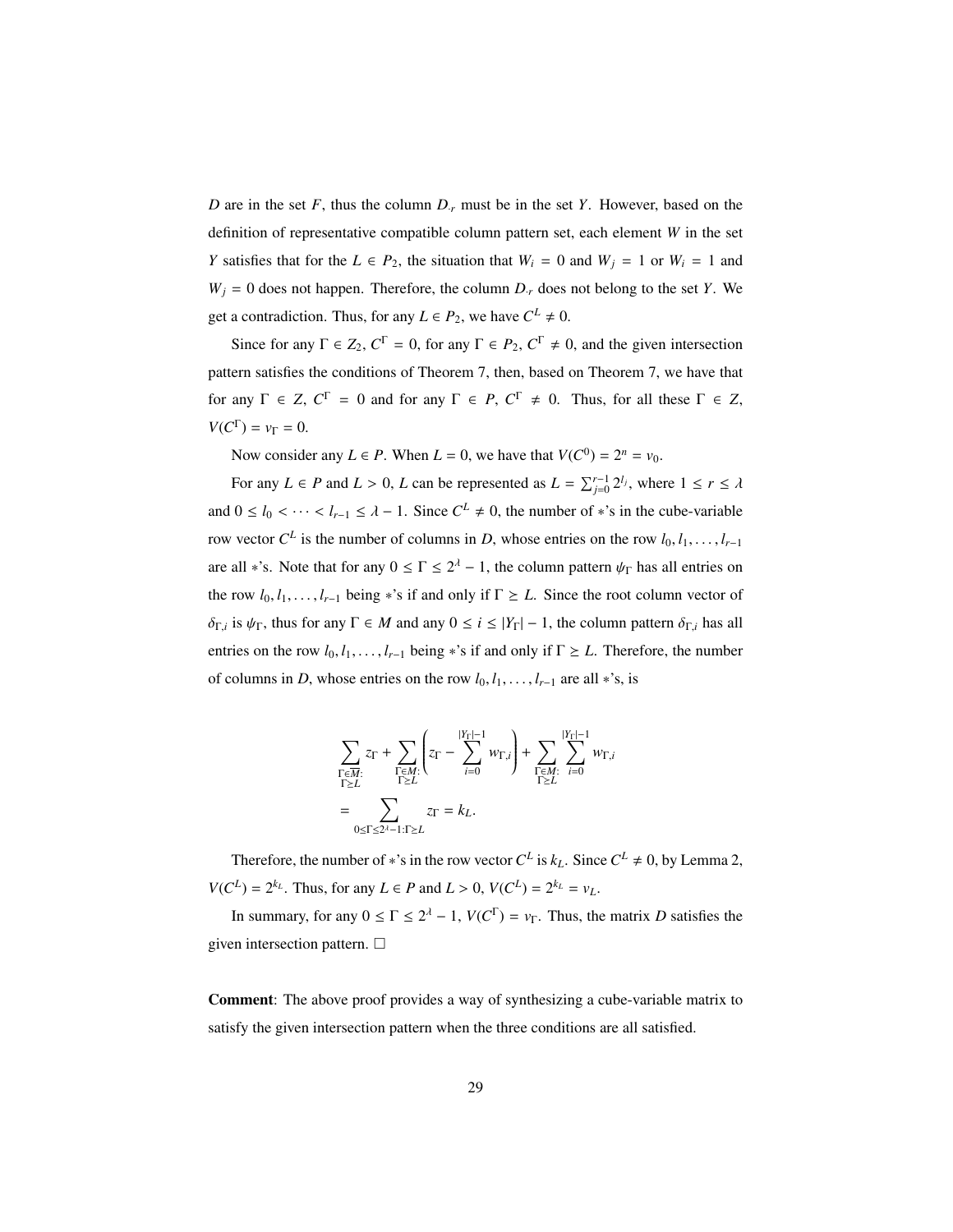$D$ are in the set $F$, thus the column $D_{\cdot r}$ must be in the set $Y$. However, based on the definition of representative compatible column pattern set, each element $W$ in the set $Y$ satisfies that for the $L \in P_2$, the situation that $W_i = 0$ and $W_j = 1$ or $W_i = 1$ and $W_j = 0$ does not happen. Therefore, the column $D_{\cdot r}$ does not belong to the set $Y$. We get a contradiction. Thus, for any $L \in P_2$, we have $C^L \neq 0$.

Since for any $\Gamma \in Z_2$, $C^\Gamma = 0$, for any $\Gamma \in P_2$, $C^\Gamma \neq 0$, and the given intersection pattern satisfies the conditions of Theorem 7, then, based on Theorem 7, we have that for any $\Gamma \in Z$, $C^\Gamma = 0$ and for any $\Gamma \in P$, $C^\Gamma \neq 0$. Thus, for all these $\Gamma \in Z$, $V(C^\Gamma) = v_\Gamma = 0$.

Now consider any $L \in P$. When $L = 0$, we have that $V(C^0) = 2^n = v_0$.

For any $L \in P$ and $L > 0$, $L$ can be represented as $L = \sum_{j=0}^{r-1} 2^{l_j}$, where $1 \leq r \leq \lambda$ and $0 \leq l_0 < \cdots < l_{r-1} \leq \lambda - 1$. Since $C^L \neq 0$, the number of $*$'s in the cube-variable row vector $C^L$ is the number of columns in $D$, whose entries on the row $l_0, l_1, \ldots, l_{r-1}$ are all $*$'s. Note that for any $0 \leq \Gamma \leq 2^\lambda - 1$, the column pattern $\psi_\Gamma$ has all entries on the row $l_0, l_1, \ldots, l_{r-1}$ being $*$'s if and only if $\Gamma \succeq L$. Since the root column vector of $\delta_{\Gamma,i}$ is $\psi_\Gamma$, thus for any $\Gamma \in M$ and any $0 \leq i \leq |Y_\Gamma| - 1$, the column pattern $\delta_{\Gamma,i}$ has all entries on the row $l_0, l_1, \ldots, l_{r-1}$ being $*$'s if and only if $\Gamma \succeq L$. Therefore, the number of columns in $D$, whose entries on the row $l_0, l_1, \ldots, l_{r-1}$ are all $*$'s, is

$$
\begin{aligned}
&\sum_{\substack{\Gamma \in \overline{M}: \\ \Gamma \succeq L}} z_\Gamma + \sum_{\substack{\Gamma \in M: \\ \Gamma \succeq L}} \left( z_\Gamma - \sum_{i=0}^{|Y_\Gamma|-1} w_{\Gamma,i} \right) + \sum_{\substack{\Gamma \in M: \\ \Gamma \succeq L}} \sum_{i=0}^{|Y_\Gamma|-1} w_{\Gamma,i} \\
&= \sum_{0 \leq \Gamma \leq 2^\lambda - 1 : \Gamma \succeq L} z_\Gamma = k_L.
\end{aligned}
$$

Therefore, the number of $*$'s in the row vector $C^L$ is $k_L$. Since $C^L \neq 0$, by Lemma 2, $V(C^L) = 2^{k_L}$. Thus, for any $L \in P$ and $L > 0$, $V(C^L) = 2^{k_L} = v_L$.

In summary, for any $0 \leq \Gamma \leq 2^\lambda - 1$, $V(C^\Gamma) = v_\Gamma$. Thus, the matrix $D$ satisfies the given intersection pattern. □

**Comment**: The above proof provides a way of synthesizing a cube-variable matrix to satisfy the given intersection pattern when the three conditions are all satisfied.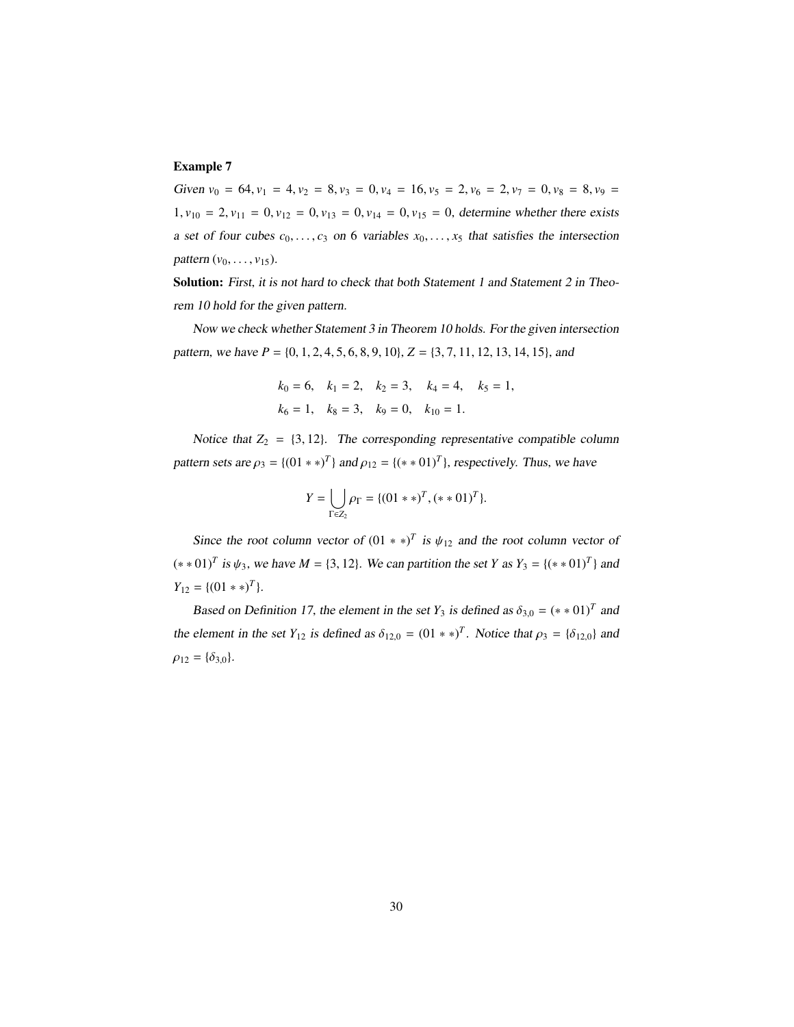**Example 7**

*Given* $v_0 = 64, v_1 = 4, v_2 = 8, v_3 = 0, v_4 = 16, v_5 = 2, v_6 = 2, v_7 = 0, v_8 = 8, v_9 = 1, v_{10} = 2, v_{11} = 0, v_{12} = 0, v_{13} = 0, v_{14} = 0, v_{15} = 0$, *determine whether there exists a set of four cubes* $c_0, \ldots, c_3$ *on 6 variables* $x_0, \ldots, x_5$ *that satisfies the intersection pattern* $(v_0, \ldots, v_{15})$.

**Solution:** *First, it is not hard to check that both Statement 1 and Statement 2 in Theorem 10 hold for the given pattern.*

*Now we check whether Statement 3 in Theorem 10 holds. For the given intersection pattern, we have* $P = \{0, 1, 2, 4, 5, 6, 8, 9, 10\}$, $Z = \{3, 7, 11, 12, 13, 14, 15\}$, *and*

$$k_0 = 6, \quad k_1 = 2, \quad k_2 = 3, \quad k_4 = 4, \quad k_5 = 1,$$
$$k_6 = 1, \quad k_8 = 3, \quad k_9 = 0, \quad k_{10} = 1.$$

*Notice that* $Z_2 = \{3, 12\}$. *The corresponding representative compatible column pattern sets are* $\rho_3 = \{(01**)^T\}$ *and* $\rho_{12} = \{(**01)^T\}$, *respectively. Thus, we have*

$$Y = \bigcup_{\Gamma \in Z_2} \rho_\Gamma = \{(01**)^T, (**01)^T\}.$$

*Since the root column vector of* $(01**)^T$ *is* $\psi_{12}$ *and the root column vector of* $(**01)^T$ *is* $\psi_3$, *we have* $M = \{3, 12\}$. *We can partition the set* $Y$ *as* $Y_3 = \{(**01)^T\}$ *and* $Y_{12} = \{(01**)^T\}$.

*Based on Definition 17, the element in the set* $Y_3$ *is defined as* $\delta_{3,0} = (**01)^T$ *and the element in the set* $Y_{12}$ *is defined as* $\delta_{12,0} = (01**)^T$. *Notice that* $\rho_3 = \{\delta_{12,0}\}$ *and* $\rho_{12} = \{\delta_{3,0}\}$.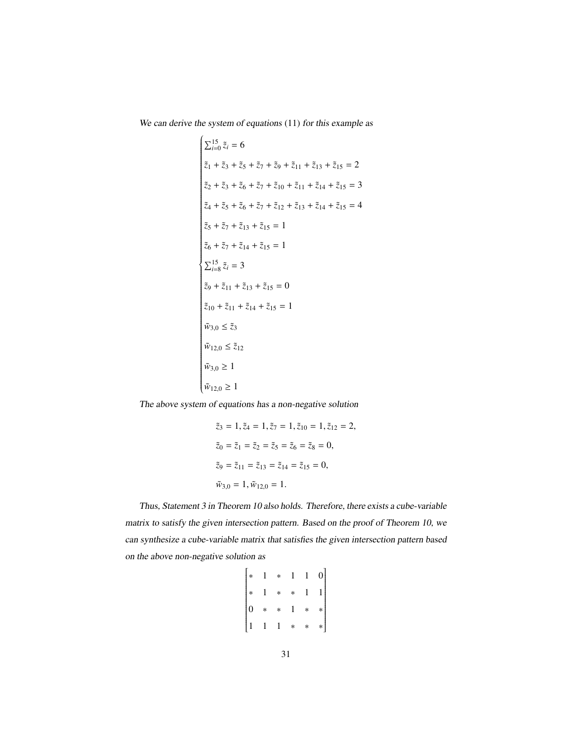*We can derive the system of equations* (11) *for this example as*

$$
\begin{cases}
\sum_{i=0}^{15} \tilde{z}_i = 6 \\
\tilde{z}_1 + \tilde{z}_3 + \tilde{z}_5 + \tilde{z}_7 + \tilde{z}_9 + \tilde{z}_{11} + \tilde{z}_{13} + \tilde{z}_{15} = 2 \\
\tilde{z}_2 + \tilde{z}_3 + \tilde{z}_6 + \tilde{z}_7 + \tilde{z}_{10} + \tilde{z}_{11} + \tilde{z}_{14} + \tilde{z}_{15} = 3 \\
\tilde{z}_4 + \tilde{z}_5 + \tilde{z}_6 + \tilde{z}_7 + \tilde{z}_{12} + \tilde{z}_{13} + \tilde{z}_{14} + \tilde{z}_{15} = 4 \\
\tilde{z}_5 + \tilde{z}_7 + \tilde{z}_{13} + \tilde{z}_{15} = 1 \\
\tilde{z}_6 + \tilde{z}_7 + \tilde{z}_{14} + \tilde{z}_{15} = 1 \\
\sum_{i=8}^{15} \tilde{z}_i = 3 \\
\tilde{z}_9 + \tilde{z}_{11} + \tilde{z}_{13} + \tilde{z}_{15} = 0 \\
\tilde{z}_{10} + \tilde{z}_{11} + \tilde{z}_{14} + \tilde{z}_{15} = 1 \\
\tilde{w}_{3,0} \leq \tilde{z}_3 \\
\tilde{w}_{12,0} \leq \tilde{z}_{12} \\
\tilde{w}_{3,0} \geq 1 \\
\tilde{w}_{12,0} \geq 1
\end{cases}
$$

*The above system of equations has a non-negative solution*

$$
\begin{aligned}
&\tilde{z}_3 = 1, \tilde{z}_4 = 1, \tilde{z}_7 = 1, \tilde{z}_{10} = 1, \tilde{z}_{12} = 2, \\
&\tilde{z}_0 = \tilde{z}_1 = \tilde{z}_2 = \tilde{z}_5 = \tilde{z}_6 = \tilde{z}_8 = 0, \\
&\tilde{z}_9 = \tilde{z}_{11} = \tilde{z}_{13} = \tilde{z}_{14} = \tilde{z}_{15} = 0, \\
&\tilde{w}_{3,0} = 1, \tilde{w}_{12,0} = 1.
\end{aligned}
$$

*Thus, Statement 3 in Theorem 10 also holds. Therefore, there exists a cube-variable matrix to satisfy the given intersection pattern. Based on the proof of Theorem 10, we can synthesize a cube-variable matrix that satisfies the given intersection pattern based on the above non-negative solution as*

$$
\begin{bmatrix}
* & 1 & * & 1 & 1 & 0 \\
* & 1 & * & * & 1 & 1 \\
0 & * & * & 1 & * & * \\
1 & 1 & 1 & * & * & *
\end{bmatrix}
$$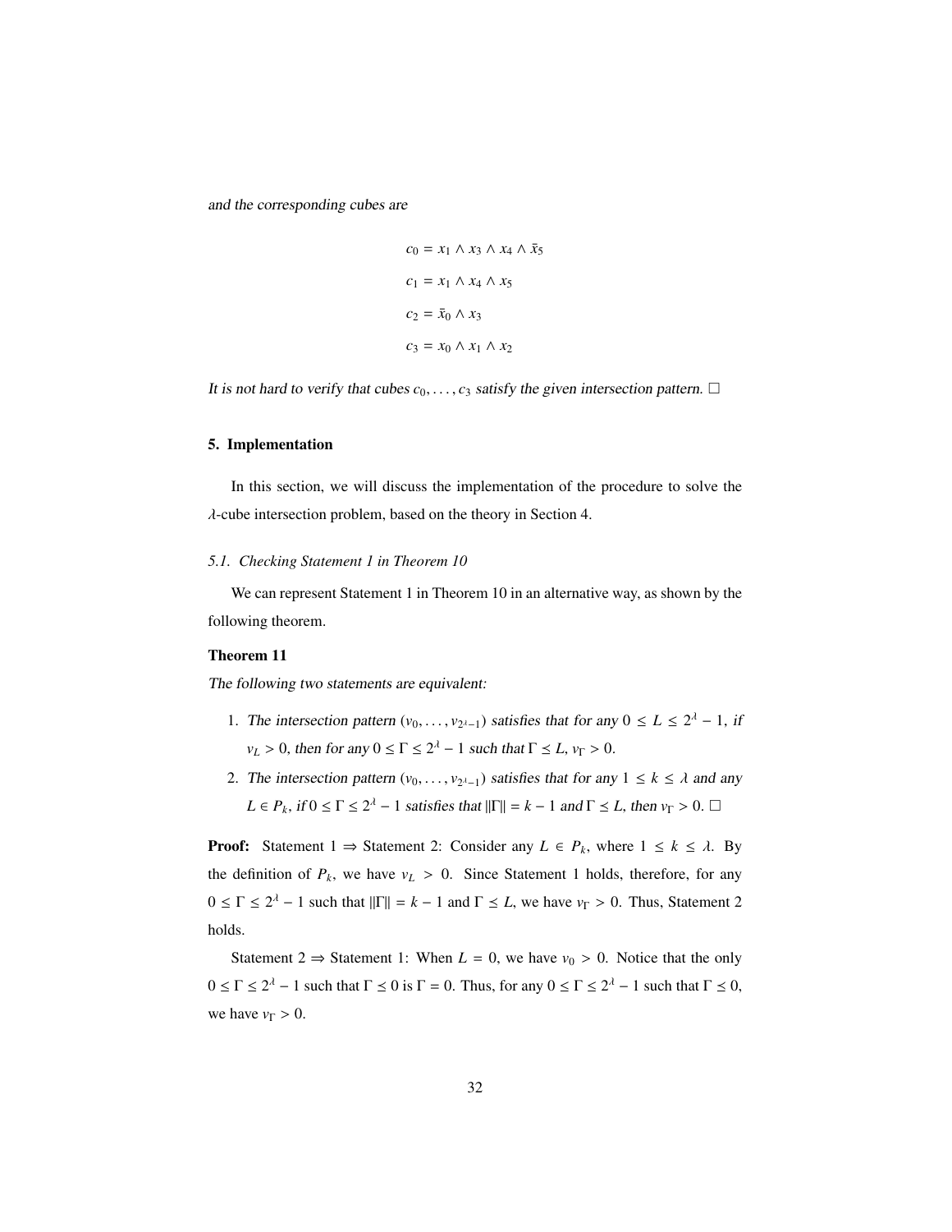*and the corresponding cubes are*

$$c_0 = x_1 \wedge x_3 \wedge x_4 \wedge \bar{x}_5$$

$$c_1 = x_1 \wedge x_4 \wedge x_5$$

$$c_2 = \bar{x}_0 \wedge x_3$$

$$c_3 = x_0 \wedge x_1 \wedge x_2$$

*It is not hard to verify that cubes $c_0, \ldots, c_3$ satisfy the given intersection pattern.* □

## 5. Implementation

In this section, we will discuss the implementation of the procedure to solve the $\lambda$-cube intersection problem, based on the theory in Section 4.

### *5.1. Checking Statement 1 in Theorem 10*

We can represent Statement 1 in Theorem 10 in an alternative way, as shown by the following theorem.

**Theorem 11**

*The following two statements are equivalent:*

1. *The intersection pattern $(v_0, \ldots, v_{2^\lambda - 1})$ satisfies that for any $0 \leq L \leq 2^\lambda - 1$, if $v_L > 0$, then for any $0 \leq \Gamma \leq 2^\lambda - 1$ such that $\Gamma \preceq L$, $v_\Gamma > 0$.*
2. *The intersection pattern $(v_0, \ldots, v_{2^\lambda - 1})$ satisfies that for any $1 \leq k \leq \lambda$ and any $L \in P_k$, if $0 \leq \Gamma \leq 2^\lambda - 1$ satisfies that $\|\Gamma\| = k - 1$ and $\Gamma \preceq L$, then $v_\Gamma > 0$.* □

**Proof:** Statement 1 ⇒ Statement 2: Consider any $L \in P_k$, where $1 \leq k \leq \lambda$. By the definition of $P_k$, we have $v_L > 0$. Since Statement 1 holds, therefore, for any $0 \leq \Gamma \leq 2^\lambda - 1$ such that $\|\Gamma\| = k - 1$ and $\Gamma \preceq L$, we have $v_\Gamma > 0$. Thus, Statement 2 holds.

Statement 2 ⇒ Statement 1: When $L = 0$, we have $v_0 > 0$. Notice that the only $0 \leq \Gamma \leq 2^\lambda - 1$ such that $\Gamma \preceq 0$ is $\Gamma = 0$. Thus, for any $0 \leq \Gamma \leq 2^\lambda - 1$ such that $\Gamma \preceq 0$, we have $v_\Gamma > 0$.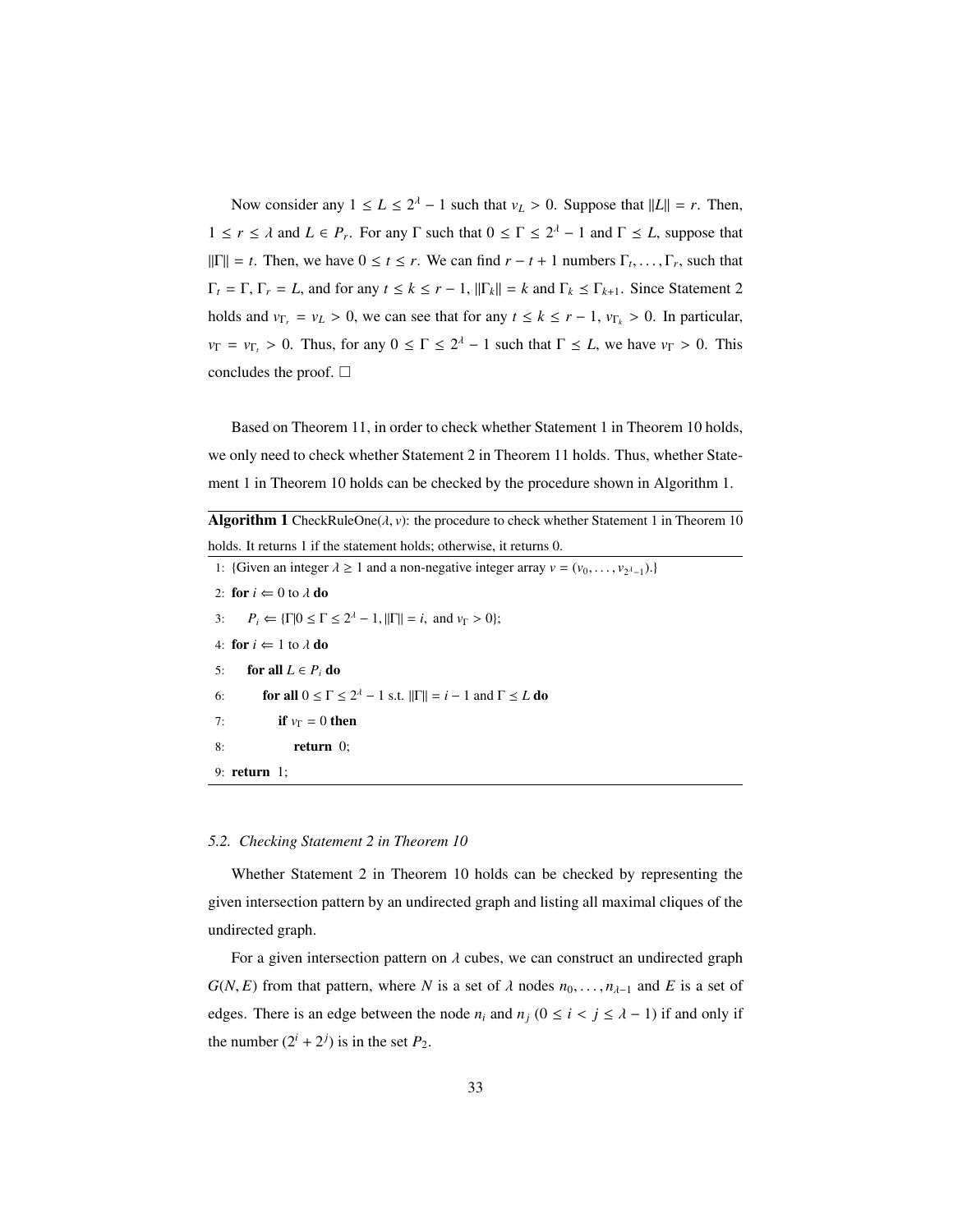Now consider any $1 \leq L \leq 2^\lambda - 1$ such that $v_L > 0$. Suppose that $\|L\| = r$. Then, $1 \leq r \leq \lambda$ and $L \in P_r$. For any $\Gamma$ such that $0 \leq \Gamma \leq 2^\lambda - 1$ and $\Gamma \preceq L$, suppose that $\|\Gamma\| = t$. Then, we have $0 \leq t \leq r$. We can find $r - t + 1$ numbers $\Gamma_t, \ldots, \Gamma_r$, such that $\Gamma_t = \Gamma$, $\Gamma_r = L$, and for any $t \leq k \leq r - 1$, $\|\Gamma_k\| = k$ and $\Gamma_k \preceq \Gamma_{k+1}$. Since Statement 2 holds and $v_{\Gamma_r} = v_L > 0$, we can see that for any $t \leq k \leq r - 1$, $v_{\Gamma_k} > 0$. In particular, $v_\Gamma = v_{\Gamma_t} > 0$. Thus, for any $0 \leq \Gamma \leq 2^\lambda - 1$ such that $\Gamma \preceq L$, we have $v_\Gamma > 0$. This concludes the proof. □

Based on Theorem 11, in order to check whether Statement 1 in Theorem 10 holds, we only need to check whether Statement 2 in Theorem 11 holds. Thus, whether Statement 1 in Theorem 10 holds can be checked by the procedure shown in Algorithm 1.

**Algorithm 1** CheckRuleOne($\lambda$, $v$): the procedure to check whether Statement 1 in Theorem 10 holds. It returns 1 if the statement holds; otherwise, it returns 0.

```
1: {Given an integer λ ≥ 1 and a non-negative integer array v = (v_0, ..., v_{2^λ-1}).}
2: for i ⇐ 0 to λ do
3:     P_i ⇐ {Γ | 0 ≤ Γ ≤ 2^λ − 1, ||Γ|| = i, and v_Γ > 0};
4: for i ⇐ 1 to λ do
5:     for all L ∈ P_i do
6:         for all 0 ≤ Γ ≤ 2^λ − 1 s.t. ||Γ|| = i − 1 and Γ ⪯ L do
7:             if v_Γ = 0 then
8:                 return 0;
9: return 1;
```

### 5.2. Checking Statement 2 in Theorem 10

Whether Statement 2 in Theorem 10 holds can be checked by representing the given intersection pattern by an undirected graph and listing all maximal cliques of the undirected graph.

For a given intersection pattern on $\lambda$ cubes, we can construct an undirected graph $G(N, E)$ from that pattern, where $N$ is a set of $\lambda$ nodes $n_0, \ldots, n_{\lambda-1}$ and $E$ is a set of edges. There is an edge between the node $n_i$ and $n_j$ ($0 \leq i < j \leq \lambda - 1$) if and only if the number $(2^i + 2^j)$ is in the set $P_2$.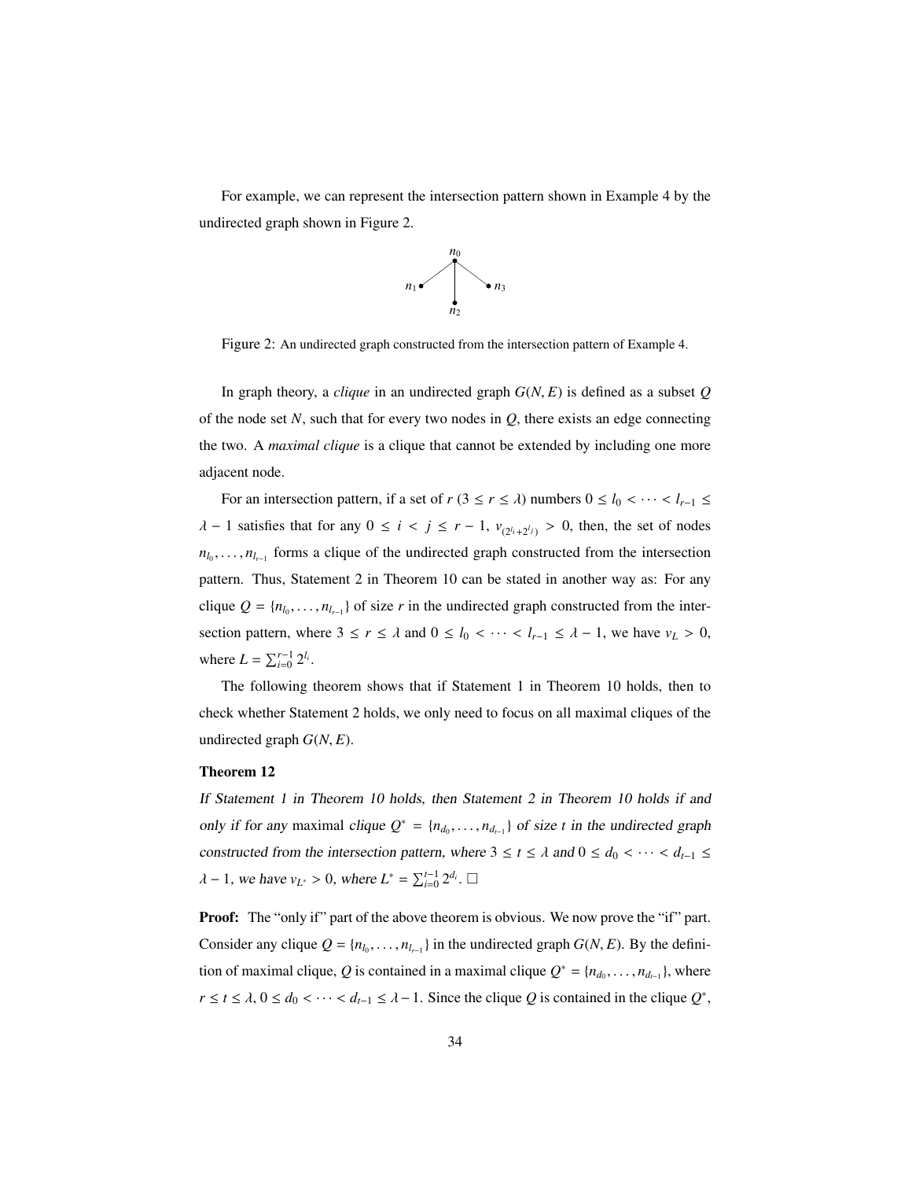For example, we can represent the intersection pattern shown in Example 4 by the undirected graph shown in Figure 2.

Figure 2: An undirected graph constructed from the intersection pattern of Example 4.

In graph theory, a *clique* in an undirected graph $G(N, E)$ is defined as a subset $Q$ of the node set $N$, such that for every two nodes in $Q$, there exists an edge connecting the two. A *maximal clique* is a clique that cannot be extended by including one more adjacent node.

For an intersection pattern, if a set of $r$ ($3 \leq r \leq \lambda$) numbers $0 \leq l_0 < \cdots < l_{r-1} \leq \lambda - 1$ satisfies that for any $0 \leq i < j \leq r-1$, $v_{(2^{l_i}+2^{l_j})} > 0$, then, the set of nodes $n_{l_0}, \ldots, n_{l_{r-1}}$ forms a clique of the undirected graph constructed from the intersection pattern. Thus, Statement 2 in Theorem 10 can be stated in another way as: For any clique $Q = \{n_{l_0}, \ldots, n_{l_{r-1}}\}$ of size $r$ in the undirected graph constructed from the intersection pattern, where $3 \leq r \leq \lambda$ and $0 \leq l_0 < \cdots < l_{r-1} \leq \lambda - 1$, we have $v_L > 0$, where $L = \sum_{i=0}^{r-1} 2^{l_i}$.

The following theorem shows that if Statement 1 in Theorem 10 holds, then to check whether Statement 2 holds, we only need to focus on all maximal cliques of the undirected graph $G(N, E)$.

**Theorem 12**

*If Statement 1 in Theorem 10 holds, then Statement 2 in Theorem 10 holds if and only if for any* maximal *clique $Q^* = \{n_{d_0}, \ldots, n_{d_{t-1}}\}$ of size $t$ in the undirected graph constructed from the intersection pattern, where $3 \leq t \leq \lambda$ and $0 \leq d_0 < \cdots < d_{t-1} \leq \lambda - 1$, we have $v_{L^*} > 0$, where $L^* = \sum_{i=0}^{t-1} 2^{d_i}$.* $\square$

**Proof:** The "only if" part of the above theorem is obvious. We now prove the "if" part. Consider any clique $Q = \{n_{l_0}, \ldots, n_{l_{r-1}}\}$ in the undirected graph $G(N, E)$. By the definition of maximal clique, $Q$ is contained in a maximal clique $Q^* = \{n_{d_0}, \ldots, n_{d_{t-1}}\}$, where $r \leq t \leq \lambda$, $0 \leq d_0 < \cdots < d_{t-1} \leq \lambda - 1$. Since the clique $Q$ is contained in the clique $Q^*$,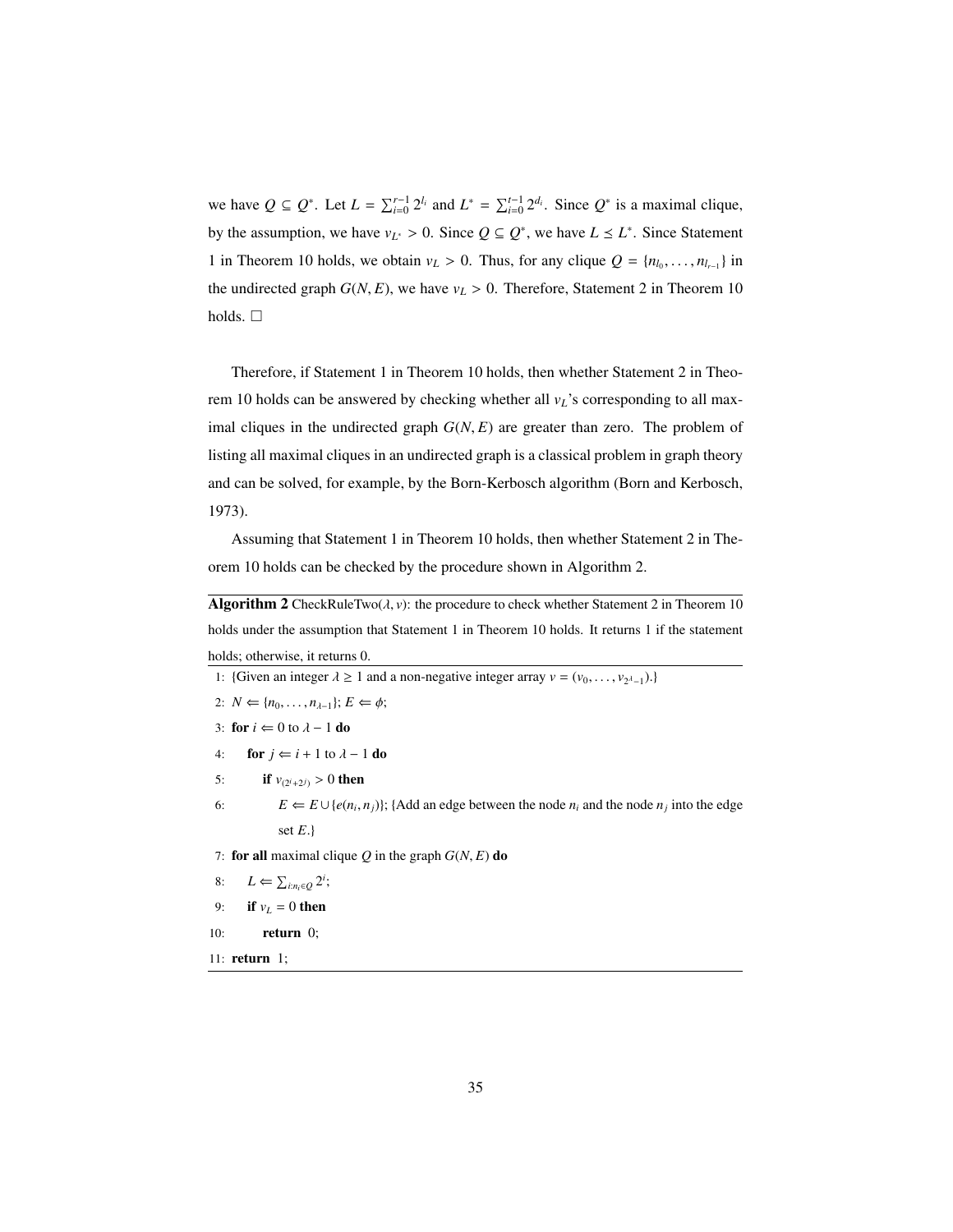we have $Q \subseteq Q^*$. Let $L = \sum_{i=0}^{r-1} 2^{l_i}$ and $L^* = \sum_{i=0}^{t-1} 2^{d_i}$. Since $Q^*$ is a maximal clique, by the assumption, we have $v_{L^*} > 0$. Since $Q \subseteq Q^*$, we have $L \preceq L^*$. Since Statement 1 in Theorem 10 holds, we obtain $v_L > 0$. Thus, for any clique $Q = \{n_{l_0}, \ldots, n_{l_{r-1}}\}$ in the undirected graph $G(N, E)$, we have $v_L > 0$. Therefore, Statement 2 in Theorem 10 holds. □

Therefore, if Statement 1 in Theorem 10 holds, then whether Statement 2 in Theorem 10 holds can be answered by checking whether all $v_L$'s corresponding to all maximal cliques in the undirected graph $G(N, E)$ are greater than zero. The problem of listing all maximal cliques in an undirected graph is a classical problem in graph theory and can be solved, for example, by the Born-Kerbosch algorithm (Born and Kerbosch, 1973).

Assuming that Statement 1 in Theorem 10 holds, then whether Statement 2 in Theorem 10 holds can be checked by the procedure shown in Algorithm 2.

**Algorithm 2** CheckRuleTwo($\lambda, v$): the procedure to check whether Statement 2 in Theorem 10 holds under the assumption that Statement 1 in Theorem 10 holds. It returns 1 if the statement holds; otherwise, it returns 0.

```
1: {Given an integer λ ≥ 1 and a non-negative integer array v = (v_0, ..., v_{2^λ−1}).}
2: N ⇐ {n_0, ..., n_{λ−1}}; E ⇐ φ;
3: for i ⇐ 0 to λ − 1 do
4:     for j ⇐ i + 1 to λ − 1 do
5:         if v_(2^i+2^j) > 0 then
6:             E ⇐ E ∪ {e(n_i, n_j)}; {Add an edge between the node n_i and the node n_j into the edge
               set E.}
7: for all maximal clique Q in the graph G(N, E) do
8:     L ⇐ Σ_{i:n_i∈Q} 2^i;
9:     if v_L = 0 then
10:        return 0;
11: return 1;
```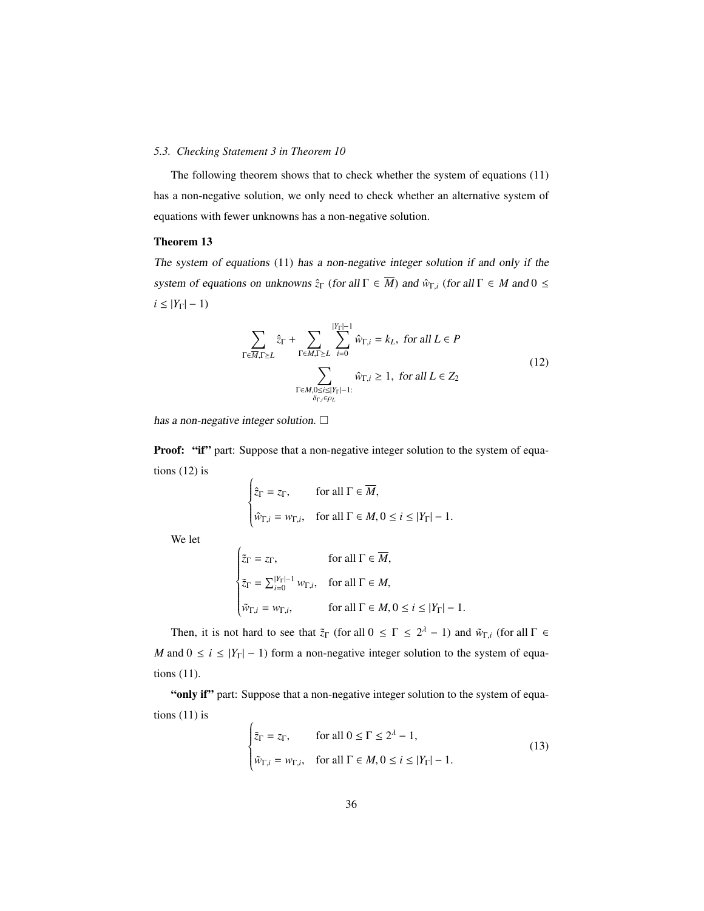### 5.3. Checking Statement 3 in Theorem 10

The following theorem shows that to check whether the system of equations (11) has a non-negative solution, we only need to check whether an alternative system of equations with fewer unknowns has a non-negative solution.

**Theorem 13**

*The system of equations* (11) *has a non-negative integer solution if and only if the system of equations on unknowns* $\hat{z}_\Gamma$ *(for all* $\Gamma \in \overline{M}$*) and* $\hat{w}_{\Gamma,i}$ *(for all* $\Gamma \in M$ *and* $0 \leq i \leq |Y_\Gamma| - 1$*)*

$$
\begin{aligned}
\sum_{\Gamma \in \overline{M}, \Gamma \geq L} \hat{z}_\Gamma + \sum_{\Gamma \in M, \Gamma \geq L} \sum_{i=0}^{|Y_\Gamma|-1} \hat{w}_{\Gamma,i} &= k_L, \text{ for all } L \in P \\
\sum_{\substack{\Gamma \in M, 0 \leq i \leq |Y_\Gamma|-1: \\ \delta_{\Gamma,i} \in \rho_L}} \hat{w}_{\Gamma,i} &\geq 1, \text{ for all } L \in Z_2
\end{aligned}
\tag{12}
$$

*has a non-negative integer solution.* □

**Proof:** **"if"** part: Suppose that a non-negative integer solution to the system of equations (12) is

$$
\begin{cases}
\hat{z}_\Gamma = z_\Gamma, & \text{for all } \Gamma \in \overline{M}, \\
\hat{w}_{\Gamma,i} = w_{\Gamma,i}, & \text{for all } \Gamma \in M, 0 \leq i \leq |Y_\Gamma| - 1.
\end{cases}
$$

We let

$$
\begin{cases}
\tilde{z}_\Gamma = z_\Gamma, & \text{for all } \Gamma \in \overline{M}, \\
\tilde{z}_\Gamma = \sum_{i=0}^{|Y_\Gamma|-1} w_{\Gamma,i}, & \text{for all } \Gamma \in M, \\
\tilde{w}_{\Gamma,i} = w_{\Gamma,i}, & \text{for all } \Gamma \in M, 0 \leq i \leq |Y_\Gamma| - 1.
\end{cases}
$$

Then, it is not hard to see that $\tilde{z}_\Gamma$ (for all $0 \leq \Gamma \leq 2^\lambda - 1$) and $\tilde{w}_{\Gamma,i}$ (for all $\Gamma \in M$ and $0 \leq i \leq |Y_\Gamma| - 1$) form a non-negative integer solution to the system of equations (11).

**"only if"** part: Suppose that a non-negative integer solution to the system of equations (11) is

$$
\begin{cases}
\tilde{z}_\Gamma = z_\Gamma, & \text{for all } 0 \leq \Gamma \leq 2^\lambda - 1, \\
\tilde{w}_{\Gamma,i} = w_{\Gamma,i}, & \text{for all } \Gamma \in M, 0 \leq i \leq |Y_\Gamma| - 1.
\end{cases}
\tag{13}
$$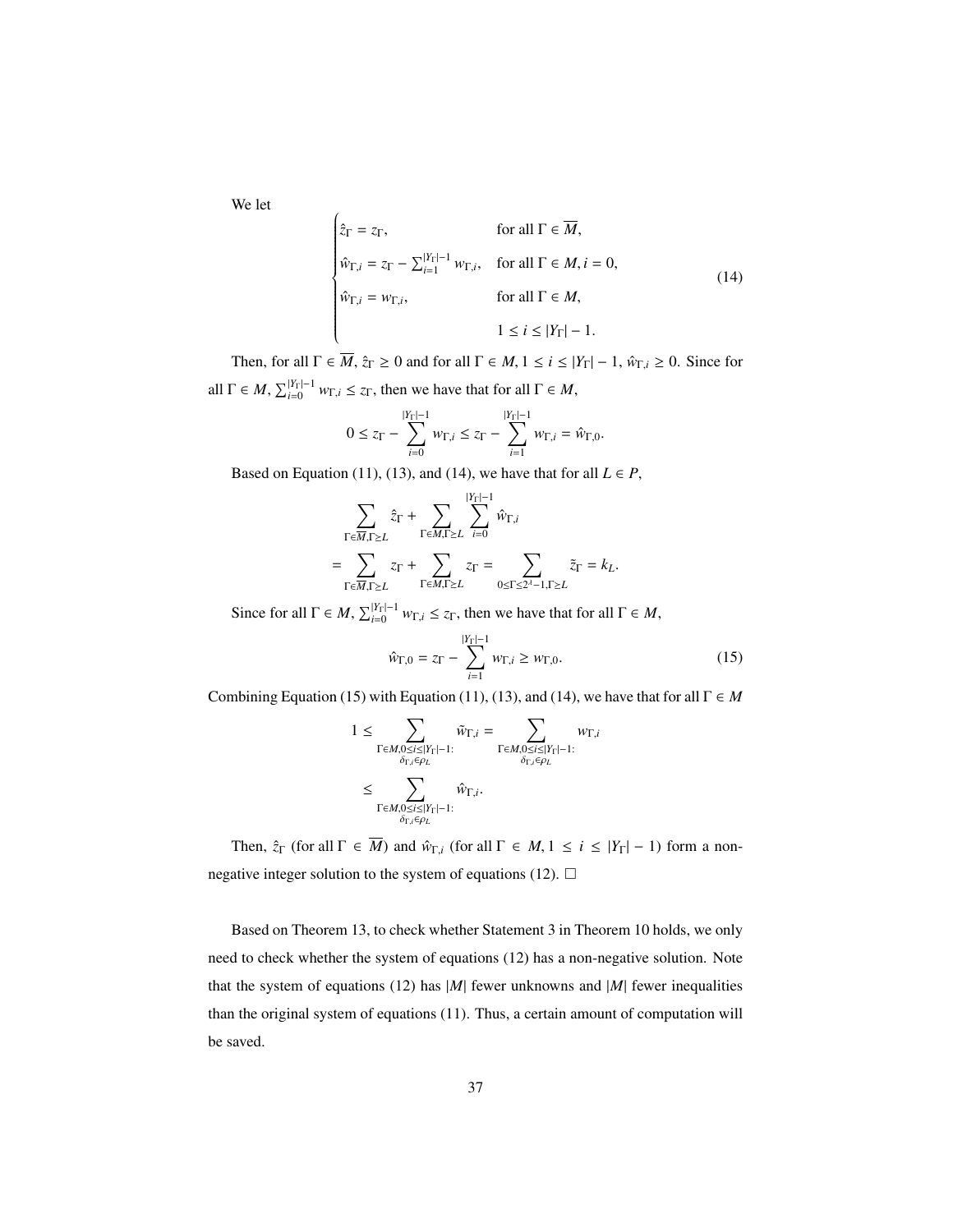We let

$$
\begin{cases}
\hat{z}_\Gamma = z_\Gamma, & \text{for all } \Gamma \in \overline{M}, \\
\hat{w}_{\Gamma,i} = z_\Gamma - \sum_{i=1}^{|Y_\Gamma|-1} w_{\Gamma,i}, & \text{for all } \Gamma \in M, i = 0, \\
\hat{w}_{\Gamma,i} = w_{\Gamma,i}, & \text{for all } \Gamma \in M, \\
 & 1 \leq i \leq |Y_\Gamma| - 1.
\end{cases}
\tag{14}
$$

Then, for all $\Gamma \in \overline{M}$, $\hat{z}_\Gamma \geq 0$ and for all $\Gamma \in M$, $1 \leq i \leq |Y_\Gamma| - 1$, $\hat{w}_{\Gamma,i} \geq 0$. Since for all $\Gamma \in M$, $\sum_{i=0}^{|Y_\Gamma|-1} w_{\Gamma,i} \leq z_\Gamma$, then we have that for all $\Gamma \in M$,

$$
0 \leq z_\Gamma - \sum_{i=0}^{|Y_\Gamma|-1} w_{\Gamma,i} \leq z_\Gamma - \sum_{i=1}^{|Y_\Gamma|-1} w_{\Gamma,i} = \hat{w}_{\Gamma,0}.
$$

Based on Equation (11), (13), and (14), we have that for all $L \in P$,

$$
\begin{aligned}
& \sum_{\Gamma \in \overline{M}, \Gamma \geq L} \hat{z}_\Gamma + \sum_{\Gamma \in M, \Gamma \geq L} \sum_{i=0}^{|Y_\Gamma|-1} \hat{w}_{\Gamma,i} \\
= & \sum_{\Gamma \in \overline{M}, \Gamma \geq L} z_\Gamma + \sum_{\Gamma \in M, \Gamma \geq L} z_\Gamma = \sum_{0 \leq \Gamma \leq 2^{\lambda}-1, \Gamma \geq L} \tilde{z}_\Gamma = k_L.
\end{aligned}
$$

Since for all $\Gamma \in M$, $\sum_{i=0}^{|Y_\Gamma|-1} w_{\Gamma,i} \leq z_\Gamma$, then we have that for all $\Gamma \in M$,

$$
\hat{w}_{\Gamma,0} = z_\Gamma - \sum_{i=1}^{|Y_\Gamma|-1} w_{\Gamma,i} \geq w_{\Gamma,0}.
\tag{15}
$$

Combining Equation (15) with Equation (11), (13), and (14), we have that for all $\Gamma \in M$

$$
\begin{aligned}
1 \leq & \sum_{\substack{\Gamma \in M, 0 \leq i \leq |Y_\Gamma|-1: \\ \delta_{\Gamma,i} \in \rho_L}} \tilde{w}_{\Gamma,i} = \sum_{\substack{\Gamma \in M, 0 \leq i \leq |Y_\Gamma|-1: \\ \delta_{\Gamma,i} \in \rho_L}} w_{\Gamma,i} \\
\leq & \sum_{\substack{\Gamma \in M, 0 \leq i \leq |Y_\Gamma|-1: \\ \delta_{\Gamma,i} \in \rho_L}} \hat{w}_{\Gamma,i}.
\end{aligned}
$$

Then, $\hat{z}_\Gamma$ (for all $\Gamma \in \overline{M}$) and $\hat{w}_{\Gamma,i}$ (for all $\Gamma \in M, 1 \leq i \leq |Y_\Gamma| - 1$) form a non-negative integer solution to the system of equations (12). □

Based on Theorem 13, to check whether Statement 3 in Theorem 10 holds, we only need to check whether the system of equations (12) has a non-negative solution. Note that the system of equations (12) has $|M|$ fewer unknowns and $|M|$ fewer inequalities than the original system of equations (11). Thus, a certain amount of computation will be saved.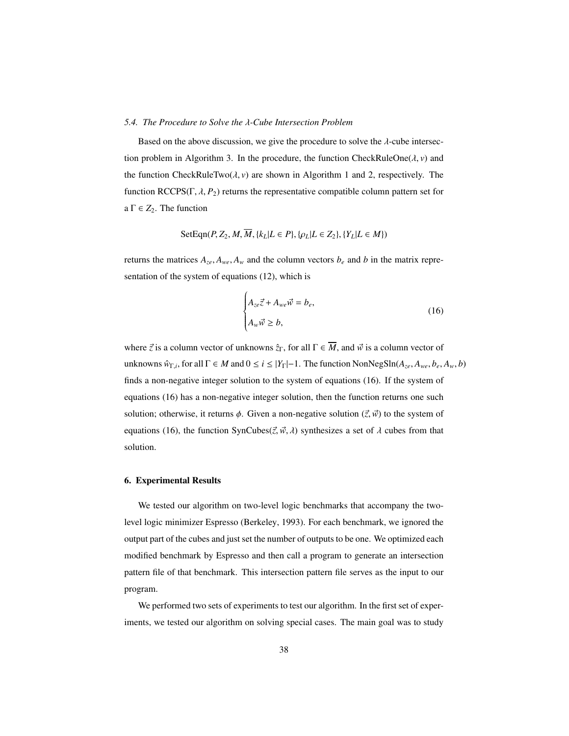### *5.4. The Procedure to Solve the $\lambda$-Cube Intersection Problem*

Based on the above discussion, we give the procedure to solve the $\lambda$-cube intersection problem in Algorithm 3. In the procedure, the function CheckRuleOne($\lambda, v$) and the function CheckRuleTwo($\lambda, v$) are shown in Algorithm 1 and 2, respectively. The function RCCPS($\Gamma, \lambda, P_2$) returns the representative compatible column pattern set for a $\Gamma \in Z_2$. The function

$$\text{SetEqn}(P, Z_2, M, \overline{M}, \{k_L | L \in P\}, \{\rho_L | L \in Z_2\}, \{Y_L | L \in M\})$$

returns the matrices $A_{ze}, A_{we}, A_w$ and the column vectors $b_e$ and $b$ in the matrix representation of the system of equations (12), which is

$$\begin{cases} A_{ze}\vec{z} + A_{we}\vec{w} = b_e, \\ A_w\vec{w} \geq b, \end{cases} \tag{16}$$

where $\vec{z}$ is a column vector of unknowns $\hat{z}_\Gamma$, for all $\Gamma \in \overline{M}$, and $\vec{w}$ is a column vector of unknowns $\hat{w}_{\Gamma,i}$, for all $\Gamma \in M$ and $0 \leq i \leq |Y_\Gamma|-1$. The function NonNegSln($A_{ze}, A_{we}, b_e, A_w, b$) finds a non-negative integer solution to the system of equations (16). If the system of equations (16) has a non-negative integer solution, then the function returns one such solution; otherwise, it returns $\phi$. Given a non-negative solution $(\vec{z}, \vec{w})$ to the system of equations (16), the function SynCubes($\vec{z}, \vec{w}, \lambda$) synthesizes a set of $\lambda$ cubes from that solution.

## 6. Experimental Results

We tested our algorithm on two-level logic benchmarks that accompany the two-level logic minimizer Espresso (Berkeley, 1993). For each benchmark, we ignored the output part of the cubes and just set the number of outputs to be one. We optimized each modified benchmark by Espresso and then call a program to generate an intersection pattern file of that benchmark. This intersection pattern file serves as the input to our program.

We performed two sets of experiments to test our algorithm. In the first set of experiments, we tested our algorithm on solving special cases. The main goal was to study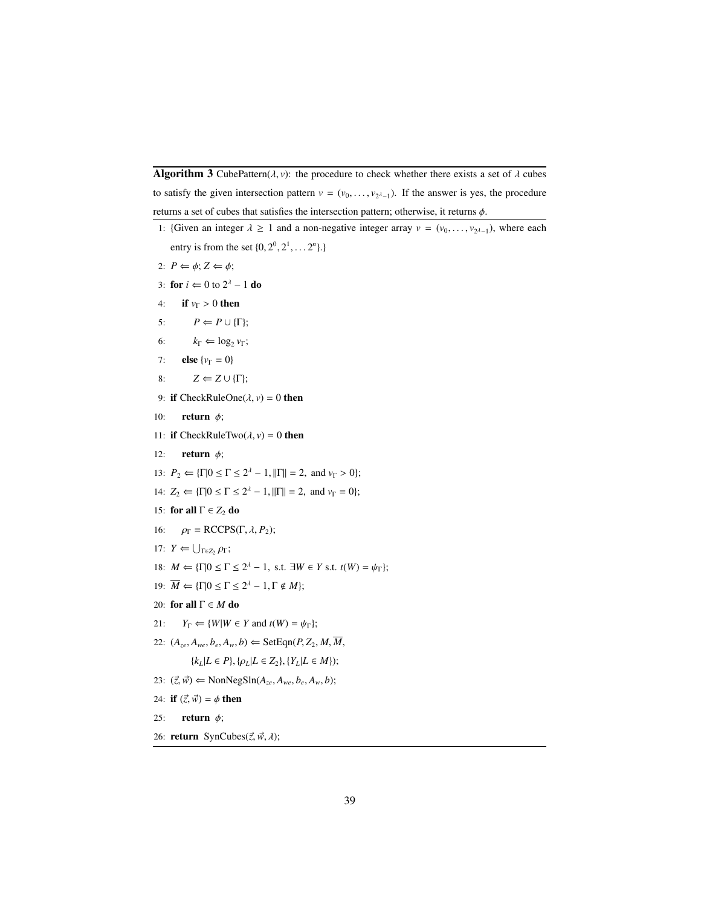**Algorithm 3** CubePattern($\lambda, v$): the procedure to check whether there exists a set of $\lambda$ cubes to satisfy the given intersection pattern $v = (v_0, \ldots, v_{2^\lambda - 1})$. If the answer is yes, the procedure returns a set of cubes that satisfies the intersection pattern; otherwise, it returns $\phi$.

1: {Given an integer $\lambda \geq 1$ and a non-negative integer array $v = (v_0, \ldots, v_{2^\lambda - 1})$, where each entry is from the set $\{0, 2^0, 2^1, \ldots 2^n\}$.}

2: $P \Leftarrow \phi$; $Z \Leftarrow \phi$;

3: **for** $i \Leftarrow 0$ to $2^\lambda - 1$ **do**

4: &nbsp;&nbsp;&nbsp;&nbsp;**if** $v_\Gamma > 0$ **then**

5: &nbsp;&nbsp;&nbsp;&nbsp;&nbsp;&nbsp;&nbsp;&nbsp;$P \Leftarrow P \cup \{\Gamma\}$;

6: &nbsp;&nbsp;&nbsp;&nbsp;&nbsp;&nbsp;&nbsp;&nbsp;$k_\Gamma \Leftarrow \log_2 v_\Gamma$;

7: &nbsp;&nbsp;&nbsp;&nbsp;**else** $\{v_\Gamma = 0\}$

8: &nbsp;&nbsp;&nbsp;&nbsp;&nbsp;&nbsp;&nbsp;&nbsp;$Z \Leftarrow Z \cup \{\Gamma\}$;

9: **if** CheckRuleOne($\lambda, v$) $= 0$ **then**

10: &nbsp;&nbsp;&nbsp;&nbsp;**return** $\phi$;

11: **if** CheckRuleTwo($\lambda, v$) $= 0$ **then**

12: &nbsp;&nbsp;&nbsp;&nbsp;**return** $\phi$;

13: $P_2 \Leftarrow \{\Gamma | 0 \leq \Gamma \leq 2^\lambda - 1, \|\Gamma\| = 2, \text{ and } v_\Gamma > 0\}$;

14: $Z_2 \Leftarrow \{\Gamma | 0 \leq \Gamma \leq 2^\lambda - 1, \|\Gamma\| = 2, \text{ and } v_\Gamma = 0\}$;

15: **for all** $\Gamma \in Z_2$ **do**

16: &nbsp;&nbsp;&nbsp;&nbsp;$\rho_\Gamma = \text{RCCPS}(\Gamma, \lambda, P_2)$;

17: $Y \Leftarrow \bigcup_{\Gamma \in Z_2} \rho_\Gamma$;

18: $M \Leftarrow \{\Gamma | 0 \leq \Gamma \leq 2^\lambda - 1, \text{ s.t. } \exists W \in Y \text{ s.t. } t(W) = \psi_\Gamma\}$;

19: $\overline{M} \Leftarrow \{\Gamma | 0 \leq \Gamma \leq 2^\lambda - 1, \Gamma \notin M\}$;

20: **for all** $\Gamma \in M$ **do**

21: &nbsp;&nbsp;&nbsp;&nbsp;$Y_\Gamma \Leftarrow \{W | W \in Y \text{ and } t(W) = \psi_\Gamma\}$;

22: $(A_{ze}, A_{we}, b_e, A_w, b) \Leftarrow \text{SetEqn}(P, Z_2, M, \overline{M},$
&nbsp;&nbsp;&nbsp;&nbsp;&nbsp;&nbsp;&nbsp;&nbsp;$\{k_L | L \in P\}, \{\rho_L | L \in Z_2\}, \{Y_L | L \in M\})$;

23: $(\vec{z}, \vec{w}) \Leftarrow \text{NonNegSln}(A_{ze}, A_{we}, b_e, A_w, b)$;

24: **if** $(\vec{z}, \vec{w}) = \phi$ **then**

25: &nbsp;&nbsp;&nbsp;&nbsp;**return** $\phi$;

26: **return** SynCubes($\vec{z}, \vec{w}, \lambda$);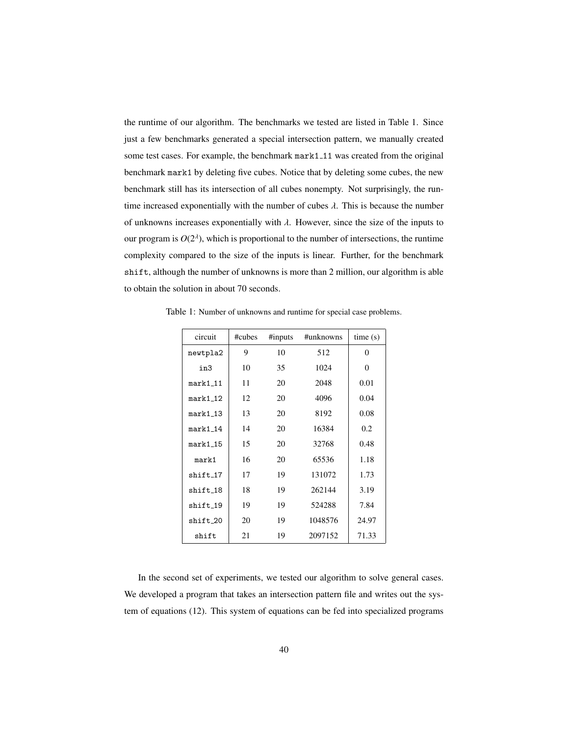the runtime of our algorithm. The benchmarks we tested are listed in Table 1. Since just a few benchmarks generated a special intersection pattern, we manually created some test cases. For example, the benchmark mark1_11 was created from the original benchmark mark1 by deleting five cubes. Notice that by deleting some cubes, the new benchmark still has its intersection of all cubes nonempty. Not surprisingly, the runtime increased exponentially with the number of cubes $\lambda$. This is because the number of unknowns increases exponentially with $\lambda$. However, since the size of the inputs to our program is $O(2^\lambda)$, which is proportional to the number of intersections, the runtime complexity compared to the size of the inputs is linear. Further, for the benchmark shift, although the number of unknowns is more than 2 million, our algorithm is able to obtain the solution in about 70 seconds.

Table 1: Number of unknowns and runtime for special case problems.

| circuit | #cubes | #inputs | #unknowns | time (s) |
|---|---|---|---|---|
| newtpla2 | 9 | 10 | 512 | 0 |
| in3 | 10 | 35 | 1024 | 0 |
| mark1_11 | 11 | 20 | 2048 | 0.01 |
| mark1_12 | 12 | 20 | 4096 | 0.04 |
| mark1_13 | 13 | 20 | 8192 | 0.08 |
| mark1_14 | 14 | 20 | 16384 | 0.2 |
| mark1_15 | 15 | 20 | 32768 | 0.48 |
| mark1 | 16 | 20 | 65536 | 1.18 |
| shift_17 | 17 | 19 | 131072 | 1.73 |
| shift_18 | 18 | 19 | 262144 | 3.19 |
| shift_19 | 19 | 19 | 524288 | 7.84 |
| shift_20 | 20 | 19 | 1048576 | 24.97 |
| shift | 21 | 19 | 2097152 | 71.33 |

In the second set of experiments, we tested our algorithm to solve general cases. We developed a program that takes an intersection pattern file and writes out the system of equations (12). This system of equations can be fed into specialized programs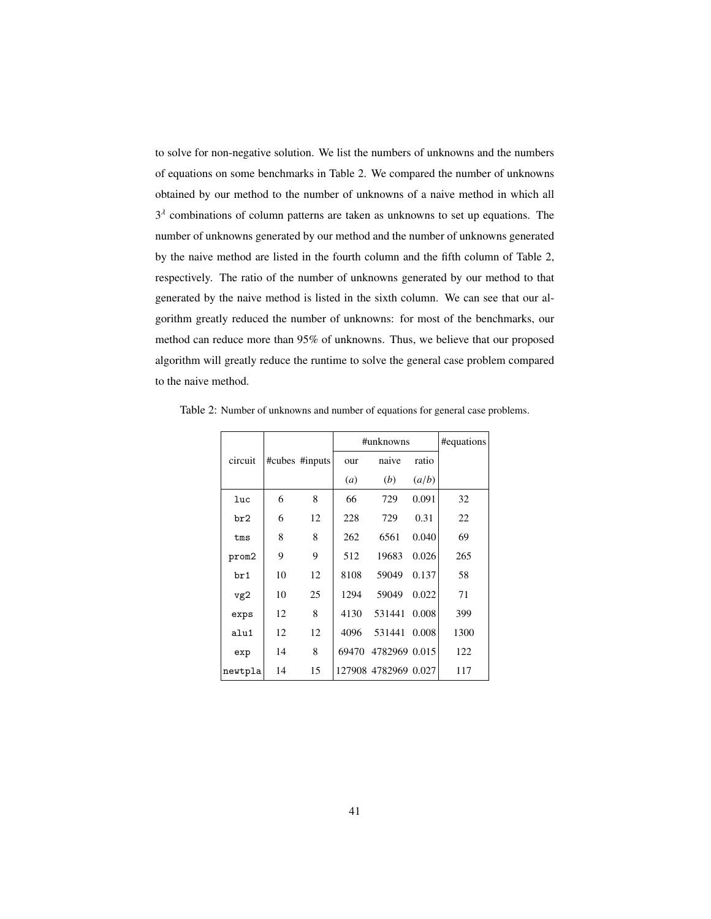to solve for non-negative solution. We list the numbers of unknowns and the numbers of equations on some benchmarks in Table 2. We compared the number of unknowns obtained by our method to the number of unknowns of a naive method in which all $3^d$ combinations of column patterns are taken as unknowns to set up equations. The number of unknowns generated by our method and the number of unknowns generated by the naive method are listed in the fourth column and the fifth column of Table 2, respectively. The ratio of the number of unknowns generated by our method to that generated by the naive method is listed in the sixth column. We can see that our algorithm greatly reduced the number of unknowns: for most of the benchmarks, our method can reduce more than 95% of unknowns. Thus, we believe that our proposed algorithm will greatly reduce the runtime to solve the general case problem compared to the naive method.

Table 2: Number of unknowns and number of equations for general case problems.

| circuit | #cubes | #inputs | #unknowns | | | #equations |
|---|---|---|---|---|---|---|
| | | | our $(a)$ | naive $(b)$ | ratio $(a/b)$ | |
| `luc` | 6 | 8 | 66 | 729 | 0.091 | 32 |
| `br2` | 6 | 12 | 228 | 729 | 0.31 | 22 |
| `tms` | 8 | 8 | 262 | 6561 | 0.040 | 69 |
| `prom2` | 9 | 9 | 512 | 19683 | 0.026 | 265 |
| `br1` | 10 | 12 | 8108 | 59049 | 0.137 | 58 |
| `vg2` | 10 | 25 | 1294 | 59049 | 0.022 | 71 |
| `exps` | 12 | 8 | 4130 | 531441 | 0.008 | 399 |
| `alu1` | 12 | 12 | 4096 | 531441 | 0.008 | 1300 |
| `exp` | 14 | 8 | 69470 | 4782969 | 0.015 | 122 |
| `newtpla` | 14 | 15 | 127908 | 4782969 | 0.027 | 117 |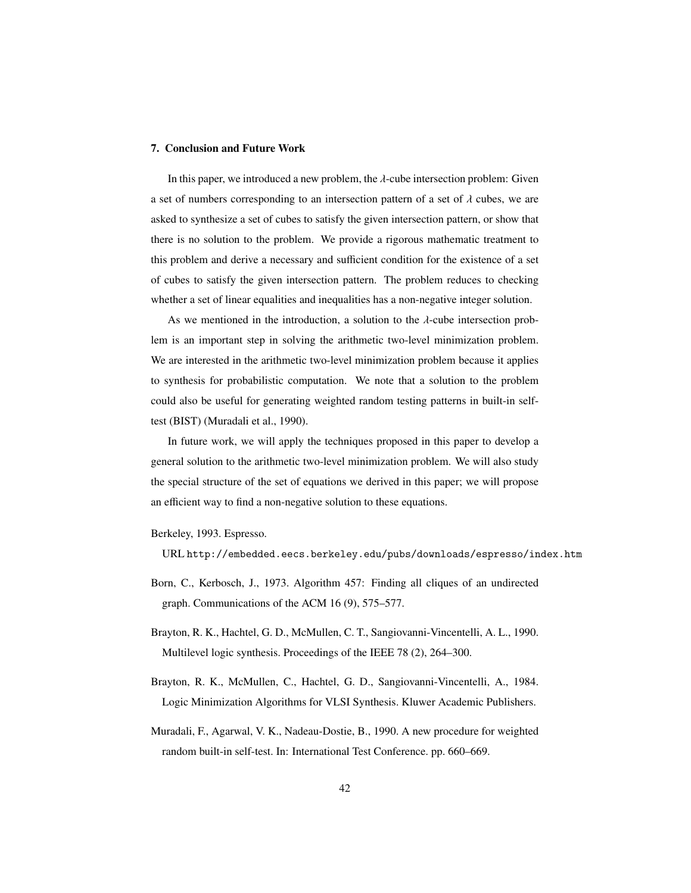## 7. Conclusion and Future Work

In this paper, we introduced a new problem, the $\lambda$-cube intersection problem: Given a set of numbers corresponding to an intersection pattern of a set of $\lambda$ cubes, we are asked to synthesize a set of cubes to satisfy the given intersection pattern, or show that there is no solution to the problem. We provide a rigorous mathematic treatment to this problem and derive a necessary and sufficient condition for the existence of a set of cubes to satisfy the given intersection pattern. The problem reduces to checking whether a set of linear equalities and inequalities has a non-negative integer solution.

As we mentioned in the introduction, a solution to the $\lambda$-cube intersection problem is an important step in solving the arithmetic two-level minimization problem. We are interested in the arithmetic two-level minimization problem because it applies to synthesis for probabilistic computation. We note that a solution to the problem could also be useful for generating weighted random testing patterns in built-in self-test (BIST) (Muradali et al., 1990).

In future work, we will apply the techniques proposed in this paper to develop a general solution to the arithmetic two-level minimization problem. We will also study the special structure of the set of equations we derived in this paper; we will propose an efficient way to find a non-negative solution to these equations.

Berkeley, 1993. Espresso.
URL `http://embedded.eecs.berkeley.edu/pubs/downloads/espresso/index.htm`

Born, C., Kerbosch, J., 1973. Algorithm 457: Finding all cliques of an undirected graph. Communications of the ACM 16 (9), 575–577.

Brayton, R. K., Hachtel, G. D., McMullen, C. T., Sangiovanni-Vincentelli, A. L., 1990. Multilevel logic synthesis. Proceedings of the IEEE 78 (2), 264–300.

Brayton, R. K., McMullen, C., Hachtel, G. D., Sangiovanni-Vincentelli, A., 1984. Logic Minimization Algorithms for VLSI Synthesis. Kluwer Academic Publishers.

Muradali, F., Agarwal, V. K., Nadeau-Dostie, B., 1990. A new procedure for weighted random built-in self-test. In: International Test Conference. pp. 660–669.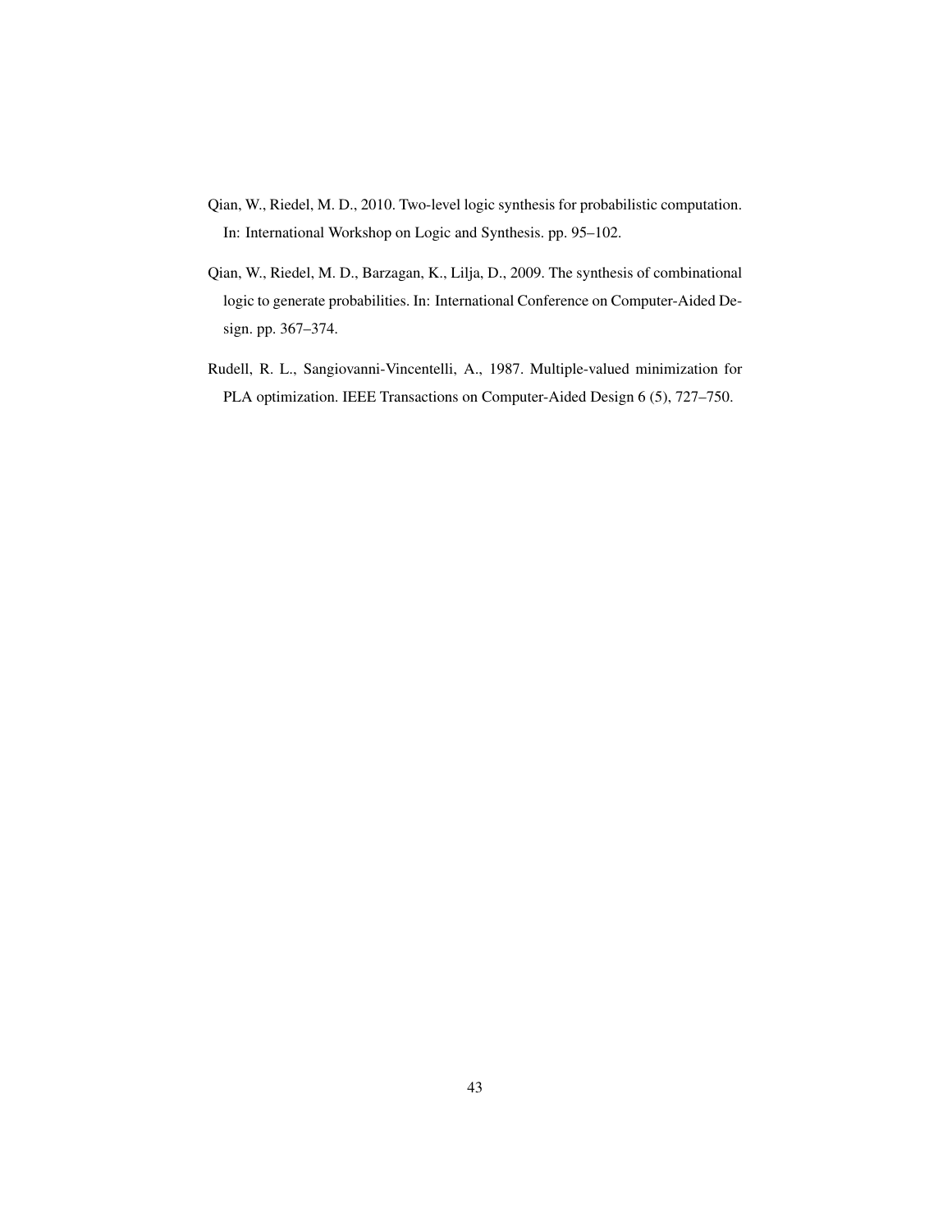Qian, W., Riedel, M. D., 2010. Two-level logic synthesis for probabilistic computation. In: International Workshop on Logic and Synthesis. pp. 95–102.

Qian, W., Riedel, M. D., Barzagan, K., Lilja, D., 2009. The synthesis of combinational logic to generate probabilities. In: International Conference on Computer-Aided Design. pp. 367–374.

Rudell, R. L., Sangiovanni-Vincentelli, A., 1987. Multiple-valued minimization for PLA optimization. IEEE Transactions on Computer-Aided Design 6 (5), 727–750.